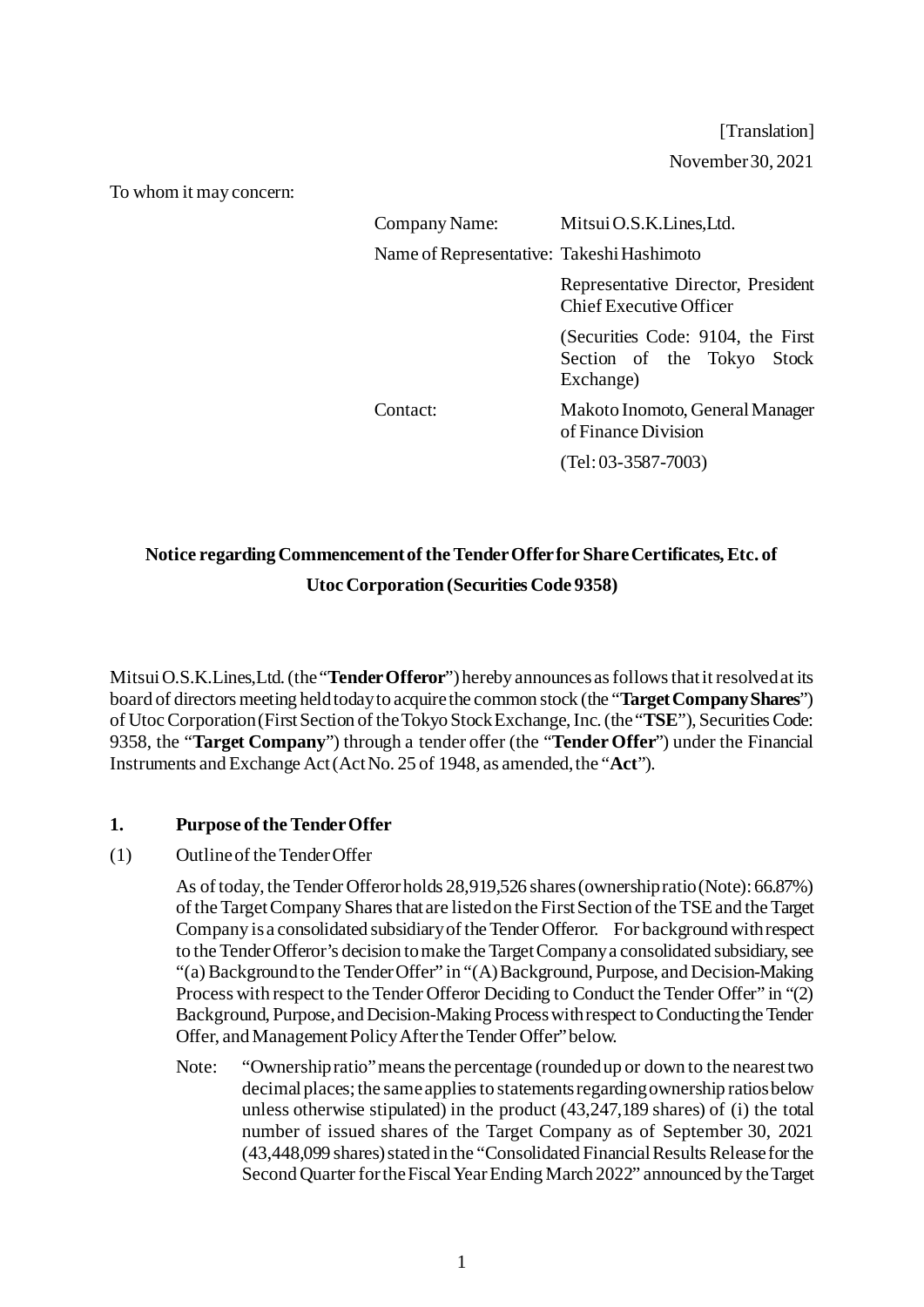[Translation]

November 30, 2021

To whom it may concern:

| | |
|---|---|
| Company Name: | Mitsui O.S.K.Lines,Ltd. |
| Name of Representative: | Takeshi Hashimoto |
| | Representative Director, President Chief Executive Officer |
| | (Securities Code: 9104, the First Section of the Tokyo Stock Exchange) |
| Contact: | Makoto Inomoto, General Manager of Finance Division |
| | (Tel: 03-3587-7003) |

**Notice regarding Commencement of the Tender Offer for Share Certificates, Etc. of Utoc Corporation (Securities Code 9358)**

Mitsui O.S.K.Lines,Ltd. (the "**Tender Offeror**") hereby announces as follows that it resolved at its board of directors meeting held today to acquire the common stock (the "**Target Company Shares**") of Utoc Corporation (First Section of the Tokyo Stock Exchange, Inc. (the "**TSE**"), Securities Code: 9358, the "**Target Company**") through a tender offer (the "**Tender Offer**") under the Financial Instruments and Exchange Act (Act No. 25 of 1948, as amended, the "**Act**").

## 1. Purpose of the Tender Offer

(1) Outline of the Tender Offer

As of today, the Tender Offeror holds 28,919,526 shares (ownership ratio (Note): 66.87%) of the Target Company Shares that are listed on the First Section of the TSE and the Target Company is a consolidated subsidiary of the Tender Offeror. For background with respect to the Tender Offeror's decision to make the Target Company a consolidated subsidiary, see "(a) Background to the Tender Offer" in "(A) Background, Purpose, and Decision-Making Process with respect to the Tender Offeror Deciding to Conduct the Tender Offer" in "(2) Background, Purpose, and Decision-Making Process with respect to Conducting the Tender Offer, and Management Policy After the Tender Offer" below.

Note: "Ownership ratio" means the percentage (rounded up or down to the nearest two decimal places; the same applies to statements regarding ownership ratios below unless otherwise stipulated) in the product (43,247,189 shares) of (i) the total number of issued shares of the Target Company as of September 30, 2021 (43,448,099 shares) stated in the "Consolidated Financial Results Release for the Second Quarter for the Fiscal Year Ending March 2022" announced by the Target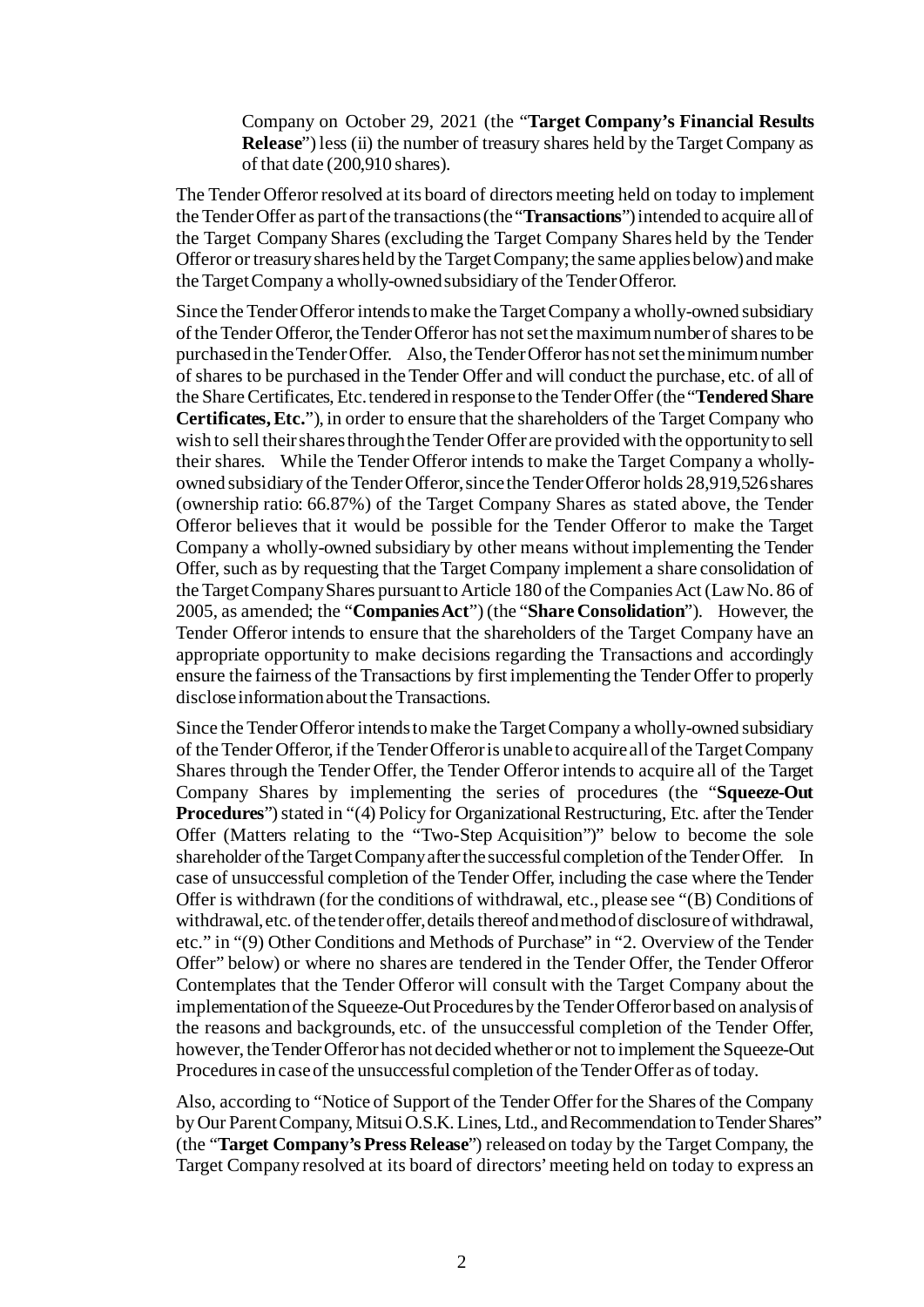Company on October 29, 2021 (the "**Target Company's Financial Results Release**") less (ii) the number of treasury shares held by the Target Company as of that date (200,910 shares).

The Tender Offeror resolved at its board of directors meeting held on today to implement the Tender Offer as part of the transactions (the "**Transactions**") intended to acquire all of the Target Company Shares (excluding the Target Company Shares held by the Tender Offeror or treasury shares held by the Target Company; the same applies below) and make the Target Company a wholly-owned subsidiary of the Tender Offeror.

Since the Tender Offeror intends to make the Target Company a wholly-owned subsidiary of the Tender Offeror, the Tender Offeror has not set the maximum number of shares to be purchased in the Tender Offer. Also, the Tender Offeror has not set the minimum number of shares to be purchased in the Tender Offer and will conduct the purchase, etc. of all of the Share Certificates, Etc. tendered in response to the Tender Offer (the "**Tendered Share Certificates, Etc.**"), in order to ensure that the shareholders of the Target Company who wish to sell their shares through the Tender Offer are provided with the opportunity to sell their shares. While the Tender Offeror intends to make the Target Company a wholly-owned subsidiary of the Tender Offeror, since the Tender Offeror holds 28,919,526 shares (ownership ratio: 66.87%) of the Target Company Shares as stated above, the Tender Offeror believes that it would be possible for the Tender Offeror to make the Target Company a wholly-owned subsidiary by other means without implementing the Tender Offer, such as by requesting that the Target Company implement a share consolidation of the Target Company Shares pursuant to Article 180 of the Companies Act (Law No. 86 of 2005, as amended; the "**Companies Act**") (the "**Share Consolidation**"). However, the Tender Offeror intends to ensure that the shareholders of the Target Company have an appropriate opportunity to make decisions regarding the Transactions and accordingly ensure the fairness of the Transactions by first implementing the Tender Offer to properly disclose information about the Transactions.

Since the Tender Offeror intends to make the Target Company a wholly-owned subsidiary of the Tender Offeror, if the Tender Offeror is unable to acquire all of the Target Company Shares through the Tender Offer, the Tender Offeror intends to acquire all of the Target Company Shares by implementing the series of procedures (the "**Squeeze-Out Procedures**") stated in "(4) Policy for Organizational Restructuring, Etc. after the Tender Offer (Matters relating to the "Two-Step Acquisition")" below to become the sole shareholder of the Target Company after the successful completion of the Tender Offer. In case of unsuccessful completion of the Tender Offer, including the case where the Tender Offer is withdrawn (for the conditions of withdrawal, etc., please see "(B) Conditions of withdrawal, etc. of the tender offer, details thereof and method of disclosure of withdrawal, etc." in "(9) Other Conditions and Methods of Purchase" in "2. Overview of the Tender Offer" below) or where no shares are tendered in the Tender Offer, the Tender Offeror Contemplates that the Tender Offeror will consult with the Target Company about the implementation of the Squeeze-Out Procedures by the Tender Offeror based on analysis of the reasons and backgrounds, etc. of the unsuccessful completion of the Tender Offer, however, the Tender Offeror has not decided whether or not to implement the Squeeze-Out Procedures in case of the unsuccessful completion of the Tender Offer as of today.

Also, according to "Notice of Support of the Tender Offer for the Shares of the Company by Our Parent Company, Mitsui O.S.K. Lines, Ltd., and Recommendation to Tender Shares" (the "**Target Company's Press Release**") released on today by the Target Company, the Target Company resolved at its board of directors' meeting held on today to express an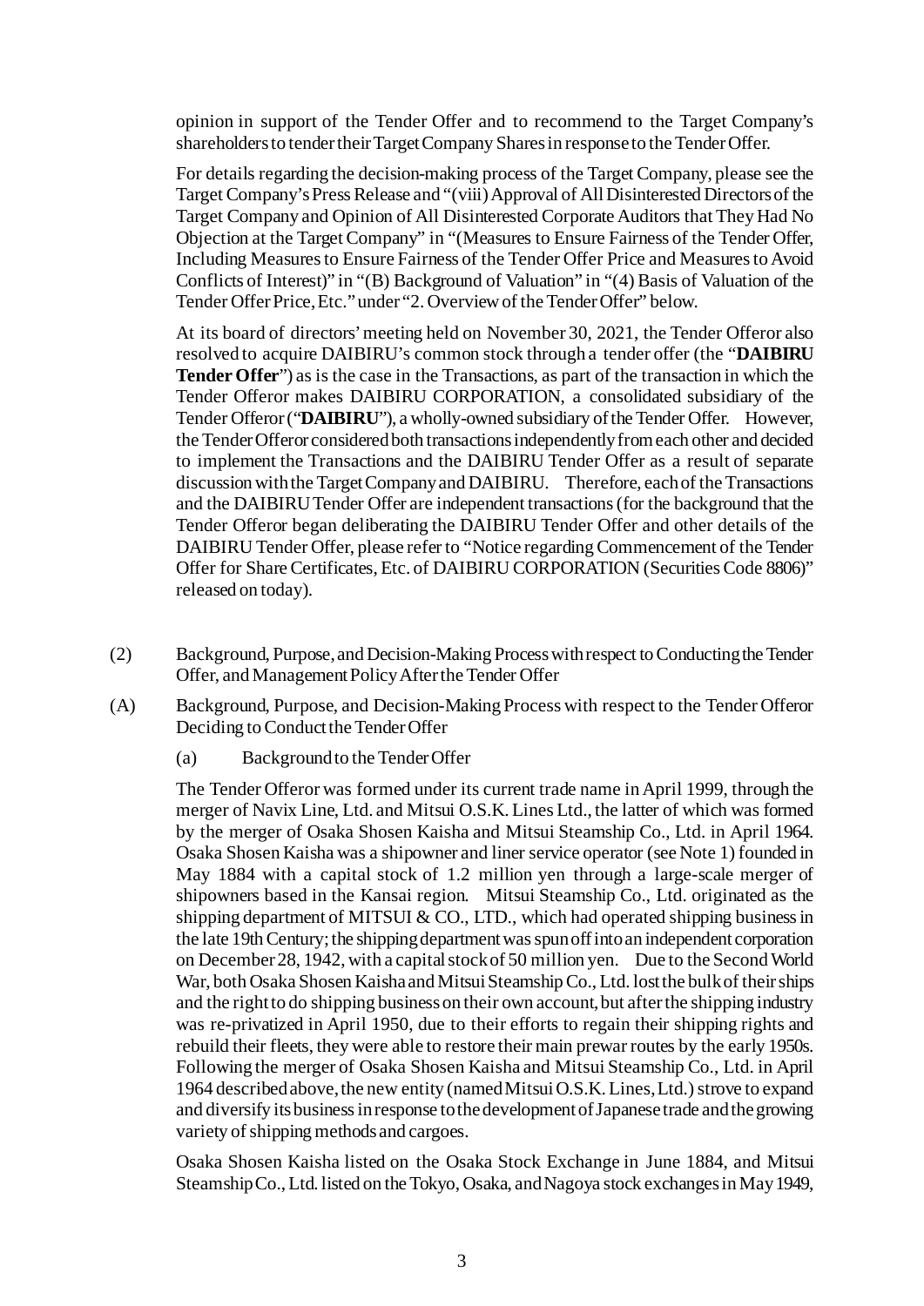opinion in support of the Tender Offer and to recommend to the Target Company's shareholders to tender their Target Company Shares in response to the Tender Offer.

For details regarding the decision-making process of the Target Company, please see the Target Company's Press Release and "(viii) Approval of All Disinterested Directors of the Target Company and Opinion of All Disinterested Corporate Auditors that They Had No Objection at the Target Company" in "(Measures to Ensure Fairness of the Tender Offer, Including Measures to Ensure Fairness of the Tender Offer Price and Measures to Avoid Conflicts of Interest)" in "(B) Background of Valuation" in "(4) Basis of Valuation of the Tender Offer Price, Etc." under "2. Overview of the Tender Offer" below.

At its board of directors' meeting held on November 30, 2021, the Tender Offeror also resolved to acquire DAIBIRU's common stock through a tender offer (the "**DAIBIRU Tender Offer**") as is the case in the Transactions, as part of the transaction in which the Tender Offeror makes DAIBIRU CORPORATION, a consolidated subsidiary of the Tender Offeror ("**DAIBIRU**"), a wholly-owned subsidiary of the Tender Offer. However, the Tender Offeror considered both transactions independently from each other and decided to implement the Transactions and the DAIBIRU Tender Offer as a result of separate discussion with the Target Company and DAIBIRU. Therefore, each of the Transactions and the DAIBIRU Tender Offer are independent transactions (for the background that the Tender Offeror began deliberating the DAIBIRU Tender Offer and other details of the DAIBIRU Tender Offer, please refer to "Notice regarding Commencement of the Tender Offer for Share Certificates, Etc. of DAIBIRU CORPORATION (Securities Code 8806)" released on today).

(2) Background, Purpose, and Decision-Making Process with respect to Conducting the Tender Offer, and Management Policy After the Tender Offer

(A) Background, Purpose, and Decision-Making Process with respect to the Tender Offeror Deciding to Conduct the Tender Offer

(a) Background to the Tender Offer

The Tender Offeror was formed under its current trade name in April 1999, through the merger of Navix Line, Ltd. and Mitsui O.S.K. Lines Ltd., the latter of which was formed by the merger of Osaka Shosen Kaisha and Mitsui Steamship Co., Ltd. in April 1964. Osaka Shosen Kaisha was a shipowner and liner service operator (see Note 1) founded in May 1884 with a capital stock of 1.2 million yen through a large-scale merger of shipowners based in the Kansai region. Mitsui Steamship Co., Ltd. originated as the shipping department of MITSUI & CO., LTD., which had operated shipping business in the late 19th Century; the shipping department was spun off into an independent corporation on December 28, 1942, with a capital stock of 50 million yen. Due to the Second World War, both Osaka Shosen Kaisha and Mitsui Steamship Co., Ltd. lost the bulk of their ships and the right to do shipping business on their own account, but after the shipping industry was re-privatized in April 1950, due to their efforts to regain their shipping rights and rebuild their fleets, they were able to restore their main prewar routes by the early 1950s. Following the merger of Osaka Shosen Kaisha and Mitsui Steamship Co., Ltd. in April 1964 described above, the new entity (named Mitsui O.S.K. Lines, Ltd.) strove to expand and diversify its business in response to the development of Japanese trade and the growing variety of shipping methods and cargoes.

Osaka Shosen Kaisha listed on the Osaka Stock Exchange in June 1884, and Mitsui Steamship Co., Ltd. listed on the Tokyo, Osaka, and Nagoya stock exchanges in May 1949,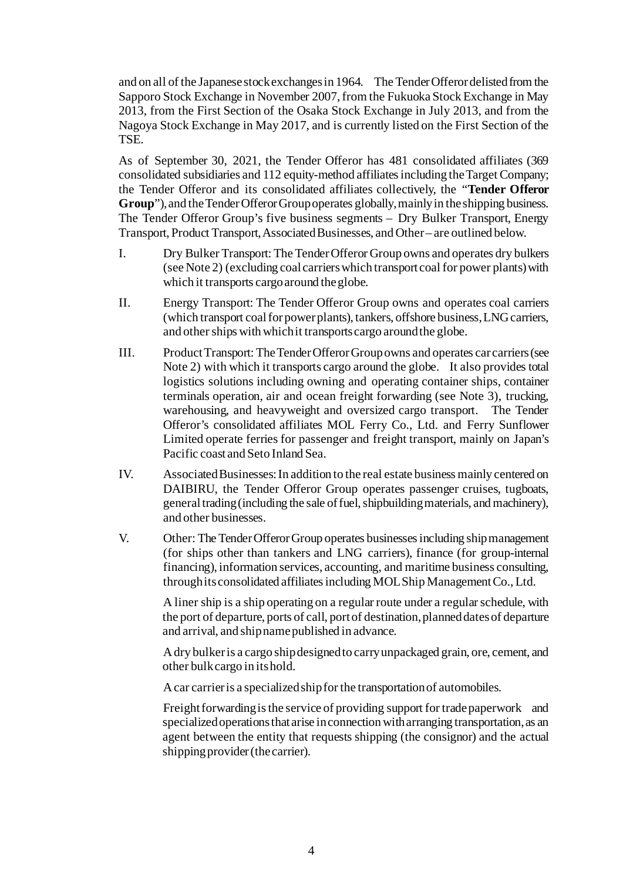and on all of the Japanese stock exchanges in 1964. The Tender Offeror delisted from the Sapporo Stock Exchange in November 2007, from the Fukuoka Stock Exchange in May 2013, from the First Section of the Osaka Stock Exchange in July 2013, and from the Nagoya Stock Exchange in May 2017, and is currently listed on the First Section of the TSE.

As of September 30, 2021, the Tender Offeror has 481 consolidated affiliates (369 consolidated subsidiaries and 112 equity-method affiliates including the Target Company; the Tender Offeror and its consolidated affiliates collectively, the "**Tender Offeror Group**"), and the Tender Offeror Group operates globally, mainly in the shipping business. The Tender Offeror Group's five business segments – Dry Bulker Transport, Energy Transport, Product Transport, Associated Businesses, and Other – are outlined below.

I. Dry Bulker Transport: The Tender Offeror Group owns and operates dry bulkers (see Note 2) (excluding coal carriers which transport coal for power plants) with which it transports cargo around the globe.

II. Energy Transport: The Tender Offeror Group owns and operates coal carriers (which transport coal for power plants), tankers, offshore business, LNG carriers, and other ships with which it transports cargo around the globe.

III. Product Transport: The Tender Offeror Group owns and operates car carriers (see Note 2) with which it transports cargo around the globe. It also provides total logistics solutions including owning and operating container ships, container terminals operation, air and ocean freight forwarding (see Note 3), trucking, warehousing, and heavyweight and oversized cargo transport. The Tender Offeror's consolidated affiliates MOL Ferry Co., Ltd. and Ferry Sunflower Limited operate ferries for passenger and freight transport, mainly on Japan's Pacific coast and Seto Inland Sea.

IV. Associated Businesses: In addition to the real estate business mainly centered on DAIBIRU, the Tender Offeror Group operates passenger cruises, tugboats, general trading (including the sale of fuel, shipbuilding materials, and machinery), and other businesses.

V. Other: The Tender Offeror Group operates businesses including ship management (for ships other than tankers and LNG carriers), finance (for group-internal financing), information services, accounting, and maritime business consulting, through its consolidated affiliates including MOL Ship Management Co., Ltd.

A liner ship is a ship operating on a regular route under a regular schedule, with the port of departure, ports of call, port of destination, planned dates of departure and arrival, and ship name published in advance.

A dry bulker is a cargo ship designed to carry unpackaged grain, ore, cement, and other bulk cargo in its hold.

A car carrier is a specialized ship for the transportation of automobiles.

Freight forwarding is the service of providing support for trade paperwork and specialized operations that arise in connection with arranging transportation, as an agent between the entity that requests shipping (the consignor) and the actual shipping provider (the carrier).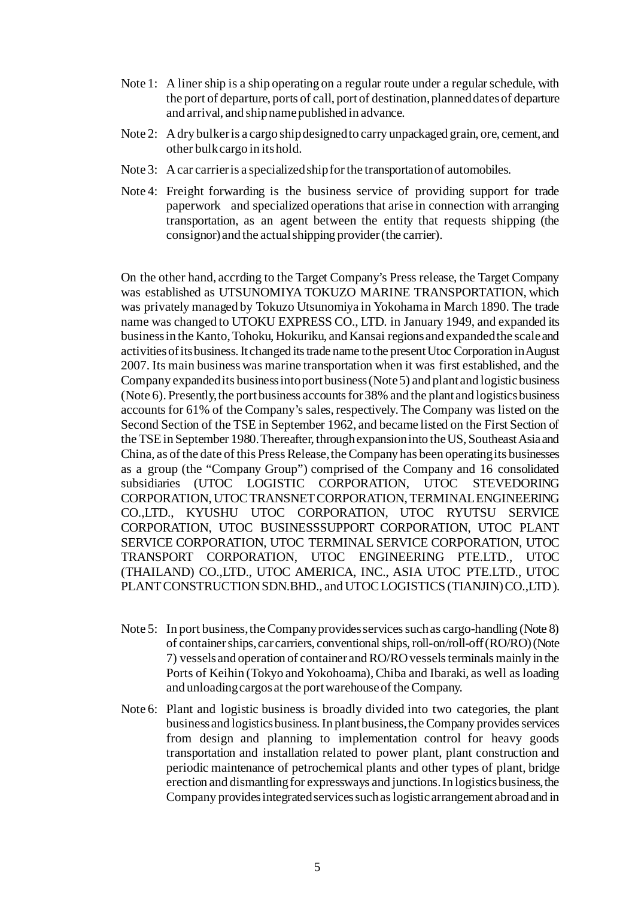Note 1: A liner ship is a ship operating on a regular route under a regular schedule, with the port of departure, ports of call, port of destination, planned dates of departure and arrival, and ship name published in advance.

Note 2: A dry bulker is a cargo ship designed to carry unpackaged grain, ore, cement, and other bulk cargo in its hold.

Note 3: A car carrier is a specialized ship for the transportation of automobiles.

Note 4: Freight forwarding is the business service of providing support for trade paperwork and specialized operations that arise in connection with arranging transportation, as an agent between the entity that requests shipping (the consignor) and the actual shipping provider (the carrier).

On the other hand, accrding to the Target Company's Press release, the Target Company was established as UTSUNOMIYA TOKUZO MARINE TRANSPORTATION, which was privately managed by Tokuzo Utsunomiya in Yokohama in March 1890. The trade name was changed to UTOKU EXPRESS CO., LTD. in January 1949, and expanded its business in the Kanto, Tohoku, Hokuriku, and Kansai regions and expanded the scale and activities of its business. It changed its trade name to the present Utoc Corporation in August 2007. Its main business was marine transportation when it was first established, and the Company expanded its business into port business (Note 5) and plant and logistic business (Note 6). Presently, the port business accounts for 38% and the plant and logistics business accounts for 61% of the Company's sales, respectively. The Company was listed on the Second Section of the TSE in September 1962, and became listed on the First Section of the TSE in September 1980. Thereafter, through expansion into the US, Southeast Asia and China, as of the date of this Press Release, the Company has been operating its businesses as a group (the "Company Group") comprised of the Company and 16 consolidated subsidiaries (UTOC LOGISTIC CORPORATION, UTOC STEVEDORING CORPORATION, UTOC TRANSNET CORPORATION, TERMINAL ENGINEERING CO.,LTD., KYUSHU UTOC CORPORATION, UTOC RYUTSU SERVICE CORPORATION, UTOC BUSINESSSUPPORT CORPORATION, UTOC PLANT SERVICE CORPORATION, UTOC TERMINAL SERVICE CORPORATION, UTOC TRANSPORT CORPORATION, UTOC ENGINEERING PTE.LTD., UTOC (THAILAND) CO.,LTD., UTOC AMERICA, INC., ASIA UTOC PTE.LTD., UTOC PLANT CONSTRUCTION SDN.BHD., and UTOC LOGISTICS (TIANJIN) CO.,LTD ).

Note 5: In port business, the Company provides services such as cargo-handling (Note 8) of container ships, car carriers, conventional ships, roll-on/roll-off (RO/RO) (Note 7) vessels and operation of container and RO/RO vessels terminals mainly in the Ports of Keihin (Tokyo and Yokohoama), Chiba and Ibaraki, as well as loading and unloading cargos at the port warehouse of the Company.

Note 6: Plant and logistic business is broadly divided into two categories, the plant business and logistics business. In plant business, the Company provides services from design and planning to implementation control for heavy goods transportation and installation related to power plant, plant construction and periodic maintenance of petrochemical plants and other types of plant, bridge erection and dismantling for expressways and junctions. In logistics business, the Company provides integrated services such as logistic arrangement abroad and in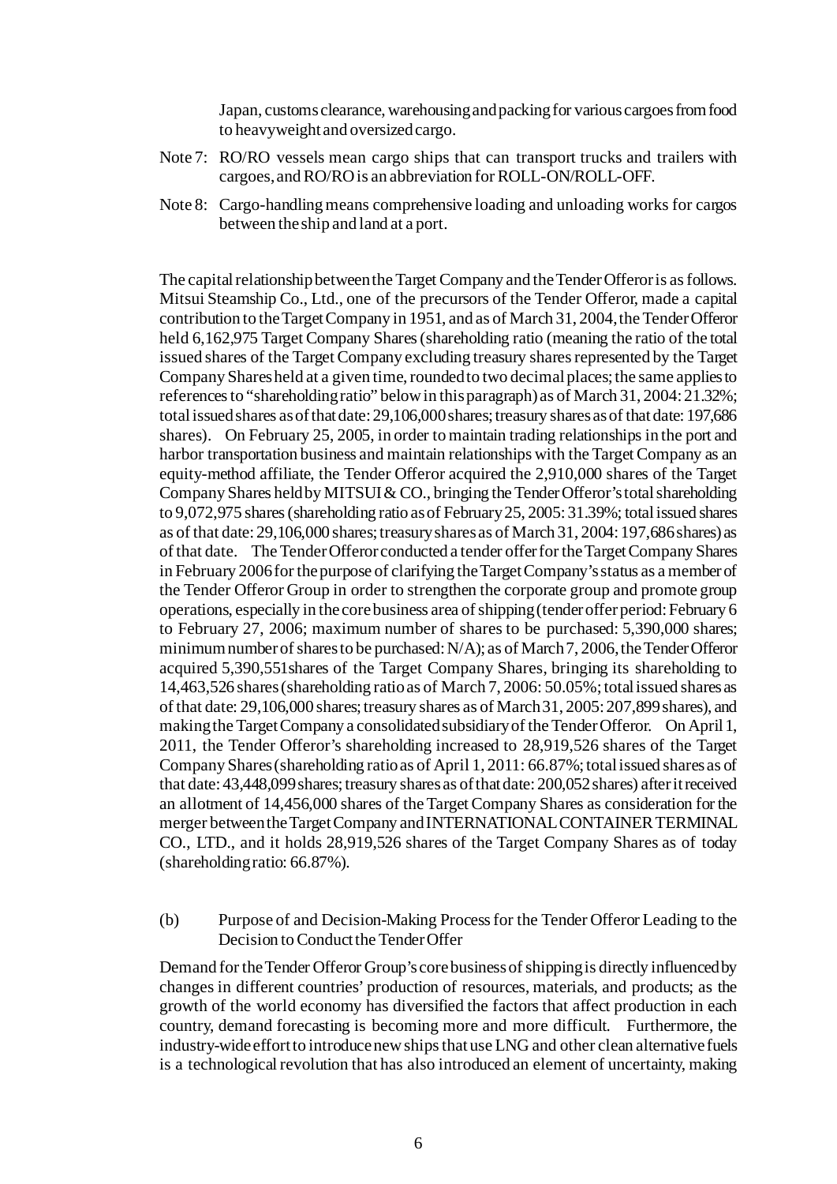Japan, customs clearance, warehousing and packing for various cargoes from food to heavyweight and oversized cargo.

Note 7: RO/RO vessels mean cargo ships that can transport trucks and trailers with cargoes, and RO/RO is an abbreviation for ROLL-ON/ROLL-OFF.

Note 8: Cargo-handling means comprehensive loading and unloading works for cargos between the ship and land at a port.

The capital relationship between the Target Company and the Tender Offeror is as follows. Mitsui Steamship Co., Ltd., one of the precursors of the Tender Offeror, made a capital contribution to the Target Company in 1951, and as of March 31, 2004, the Tender Offeror held 6,162,975 Target Company Shares (shareholding ratio (meaning the ratio of the total issued shares of the Target Company excluding treasury shares represented by the Target Company Shares held at a given time, rounded to two decimal places; the same applies to references to "shareholding ratio" below in this paragraph) as of March 31, 2004: 21.32%; total issued shares as of that date: 29,106,000 shares; treasury shares as of that date: 197,686 shares). On February 25, 2005, in order to maintain trading relationships in the port and harbor transportation business and maintain relationships with the Target Company as an equity-method affiliate, the Tender Offeror acquired the 2,910,000 shares of the Target Company Shares held by MITSUI & CO., bringing the Tender Offeror's total shareholding to 9,072,975 shares (shareholding ratio as of February 25, 2005: 31.39%; total issued shares as of that date: 29,106,000 shares; treasury shares as of March 31, 2004: 197,686 shares) as of that date. The Tender Offeror conducted a tender offer for the Target Company Shares in February 2006 for the purpose of clarifying the Target Company's status as a member of the Tender Offeror Group in order to strengthen the corporate group and promote group operations, especially in the core business area of shipping (tender offer period: February 6 to February 27, 2006; maximum number of shares to be purchased: 5,390,000 shares; minimum number of shares to be purchased: N/A); as of March 7, 2006, the Tender Offeror acquired 5,390,551shares of the Target Company Shares, bringing its shareholding to 14,463,526 shares (shareholding ratio as of March 7, 2006: 50.05%; total issued shares as of that date: 29,106,000 shares; treasury shares as of March 31, 2005: 207,899 shares), and making the Target Company a consolidated subsidiary of the Tender Offeror. On April 1, 2011, the Tender Offeror's shareholding increased to 28,919,526 shares of the Target Company Shares (shareholding ratio as of April 1, 2011: 66.87%; total issued shares as of that date: 43,448,099 shares; treasury shares as of that date: 200,052 shares) after it received an allotment of 14,456,000 shares of the Target Company Shares as consideration for the merger between the Target Company and INTERNATIONAL CONTAINER TERMINAL CO., LTD., and it holds 28,919,526 shares of the Target Company Shares as of today (shareholding ratio: 66.87%).

(b) Purpose of and Decision-Making Process for the Tender Offeror Leading to the Decision to Conduct the Tender Offer

Demand for the Tender Offeror Group's core business of shipping is directly influenced by changes in different countries' production of resources, materials, and products; as the growth of the world economy has diversified the factors that affect production in each country, demand forecasting is becoming more and more difficult. Furthermore, the industry-wide effort to introduce new ships that use LNG and other clean alternative fuels is a technological revolution that has also introduced an element of uncertainty, making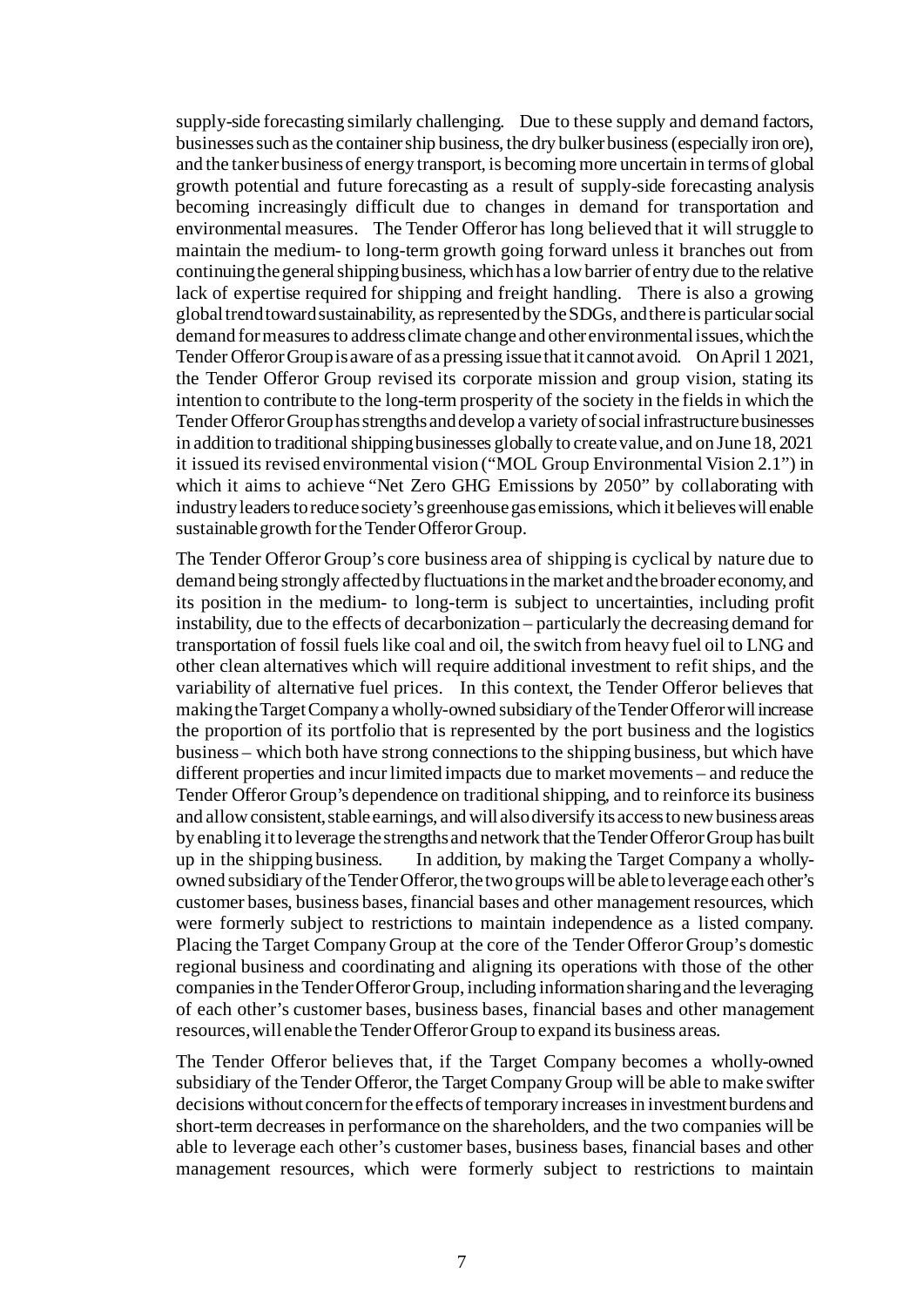supply-side forecasting similarly challenging. Due to these supply and demand factors, businesses such as the container ship business, the dry bulker business (especially iron ore), and the tanker business of energy transport, is becoming more uncertain in terms of global growth potential and future forecasting as a result of supply-side forecasting analysis becoming increasingly difficult due to changes in demand for transportation and environmental measures. The Tender Offeror has long believed that it will struggle to maintain the medium- to long-term growth going forward unless it branches out from continuing the general shipping business, which has a low barrier of entry due to the relative lack of expertise required for shipping and freight handling. There is also a growing global trend toward sustainability, as represented by the SDGs, and there is particular social demand for measures to address climate change and other environmental issues, which the Tender Offeror Group is aware of as a pressing issue that it cannot avoid. On April 1 2021, the Tender Offeror Group revised its corporate mission and group vision, stating its intention to contribute to the long-term prosperity of the society in the fields in which the Tender Offeror Group has strengths and develop a variety of social infrastructure businesses in addition to traditional shipping businesses globally to create value, and on June 18, 2021 it issued its revised environmental vision ("MOL Group Environmental Vision 2.1") in which it aims to achieve "Net Zero GHG Emissions by 2050" by collaborating with industry leaders to reduce society's greenhouse gas emissions, which it believes will enable sustainable growth for the Tender Offeror Group.

The Tender Offeror Group's core business area of shipping is cyclical by nature due to demand being strongly affected by fluctuations in the market and the broader economy, and its position in the medium- to long-term is subject to uncertainties, including profit instability, due to the effects of decarbonization – particularly the decreasing demand for transportation of fossil fuels like coal and oil, the switch from heavy fuel oil to LNG and other clean alternatives which will require additional investment to refit ships, and the variability of alternative fuel prices. In this context, the Tender Offeror believes that making the Target Company a wholly-owned subsidiary of the Tender Offeror will increase the proportion of its portfolio that is represented by the port business and the logistics business – which both have strong connections to the shipping business, but which have different properties and incur limited impacts due to market movements – and reduce the Tender Offeror Group's dependence on traditional shipping, and to reinforce its business and allow consistent, stable earnings, and will also diversify its access to new business areas by enabling it to leverage the strengths and network that the Tender Offeror Group has built up in the shipping business. In addition, by making the Target Company a wholly-owned subsidiary of the Tender Offeror, the two groups will be able to leverage each other's customer bases, business bases, financial bases and other management resources, which were formerly subject to restrictions to maintain independence as a listed company. Placing the Target Company Group at the core of the Tender Offeror Group's domestic regional business and coordinating and aligning its operations with those of the other companies in the Tender Offeror Group, including information sharing and the leveraging of each other's customer bases, business bases, financial bases and other management resources, will enable the Tender Offeror Group to expand its business areas.

The Tender Offeror believes that, if the Target Company becomes a wholly-owned subsidiary of the Tender Offeror, the Target Company Group will be able to make swifter decisions without concern for the effects of temporary increases in investment burdens and short-term decreases in performance on the shareholders, and the two companies will be able to leverage each other's customer bases, business bases, financial bases and other management resources, which were formerly subject to restrictions to maintain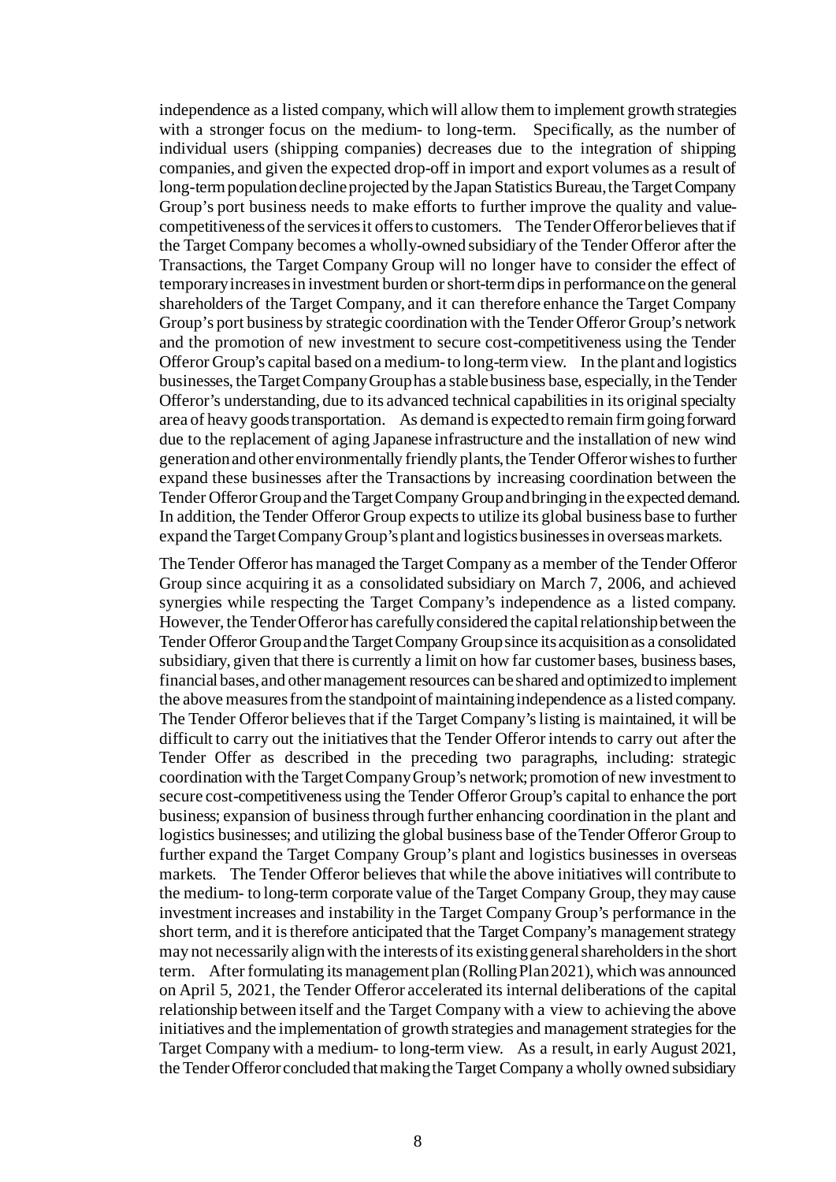independence as a listed company, which will allow them to implement growth strategies with a stronger focus on the medium- to long-term. Specifically, as the number of individual users (shipping companies) decreases due to the integration of shipping companies, and given the expected drop-off in import and export volumes as a result of long-term population decline projected by the Japan Statistics Bureau, the Target Company Group's port business needs to make efforts to further improve the quality and value-competitiveness of the services it offers to customers. The Tender Offeror believes that if the Target Company becomes a wholly-owned subsidiary of the Tender Offeror after the Transactions, the Target Company Group will no longer have to consider the effect of temporary increases in investment burden or short-term dips in performance on the general shareholders of the Target Company, and it can therefore enhance the Target Company Group's port business by strategic coordination with the Tender Offeror Group's network and the promotion of new investment to secure cost-competitiveness using the Tender Offeror Group's capital based on a medium- to long-term view. In the plant and logistics businesses, the Target Company Group has a stable business base, especially, in the Tender Offeror's understanding, due to its advanced technical capabilities in its original specialty area of heavy goods transportation. As demand is expected to remain firm going forward due to the replacement of aging Japanese infrastructure and the installation of new wind generation and other environmentally friendly plants, the Tender Offeror wishes to further expand these businesses after the Transactions by increasing coordination between the Tender Offeror Group and the Target Company Group and bringing in the expected demand. In addition, the Tender Offeror Group expects to utilize its global business base to further expand the Target Company Group's plant and logistics businesses in overseas markets.

The Tender Offeror has managed the Target Company as a member of the Tender Offeror Group since acquiring it as a consolidated subsidiary on March 7, 2006, and achieved synergies while respecting the Target Company's independence as a listed company. However, the Tender Offeror has carefully considered the capital relationship between the Tender Offeror Group and the Target Company Group since its acquisition as a consolidated subsidiary, given that there is currently a limit on how far customer bases, business bases, financial bases, and other management resources can be shared and optimized to implement the above measures from the standpoint of maintaining independence as a listed company. The Tender Offeror believes that if the Target Company's listing is maintained, it will be difficult to carry out the initiatives that the Tender Offeror intends to carry out after the Tender Offer as described in the preceding two paragraphs, including: strategic coordination with the Target Company Group's network; promotion of new investment to secure cost-competitiveness using the Tender Offeror Group's capital to enhance the port business; expansion of business through further enhancing coordination in the plant and logistics businesses; and utilizing the global business base of the Tender Offeror Group to further expand the Target Company Group's plant and logistics businesses in overseas markets. The Tender Offeror believes that while the above initiatives will contribute to the medium- to long-term corporate value of the Target Company Group, they may cause investment increases and instability in the Target Company Group's performance in the short term, and it is therefore anticipated that the Target Company's management strategy may not necessarily align with the interests of its existing general shareholders in the short term. After formulating its management plan (Rolling Plan 2021), which was announced on April 5, 2021, the Tender Offeror accelerated its internal deliberations of the capital relationship between itself and the Target Company with a view to achieving the above initiatives and the implementation of growth strategies and management strategies for the Target Company with a medium- to long-term view. As a result, in early August 2021, the Tender Offeror concluded that making the Target Company a wholly owned subsidiary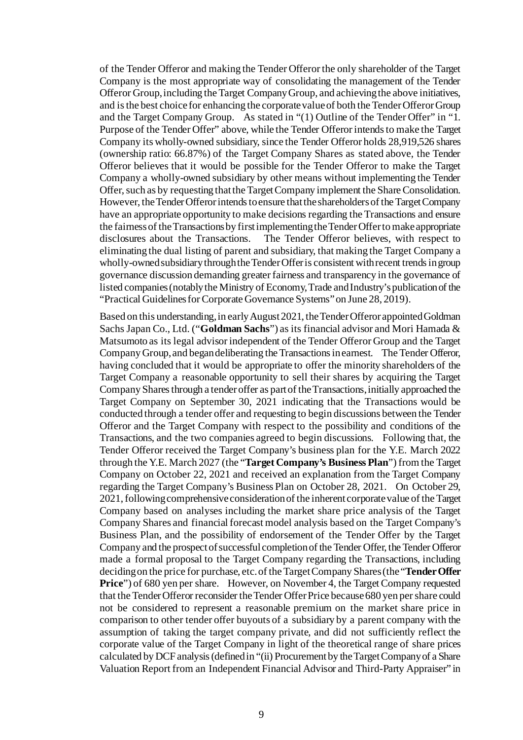of the Tender Offeror and making the Tender Offeror the only shareholder of the Target Company is the most appropriate way of consolidating the management of the Tender Offeror Group, including the Target Company Group, and achieving the above initiatives, and is the best choice for enhancing the corporate value of both the Tender Offeror Group and the Target Company Group. As stated in "(1) Outline of the Tender Offer" in "1. Purpose of the Tender Offer" above, while the Tender Offeror intends to make the Target Company its wholly-owned subsidiary, since the Tender Offeror holds 28,919,526 shares (ownership ratio: 66.87%) of the Target Company Shares as stated above, the Tender Offeror believes that it would be possible for the Tender Offeror to make the Target Company a wholly-owned subsidiary by other means without implementing the Tender Offer, such as by requesting that the Target Company implement the Share Consolidation. However, the Tender Offeror intends to ensure that the shareholders of the Target Company have an appropriate opportunity to make decisions regarding the Transactions and ensure the fairness of the Transactions by first implementing the Tender Offer to make appropriate disclosures about the Transactions. The Tender Offeror believes, with respect to eliminating the dual listing of parent and subsidiary, that making the Target Company a wholly-owned subsidiary through the Tender Offer is consistent with recent trends in group governance discussion demanding greater fairness and transparency in the governance of listed companies (notably the Ministry of Economy, Trade and Industry's publication of the "Practical Guidelines for Corporate Governance Systems" on June 28, 2019).

Based on this understanding, in early August 2021, the Tender Offeror appointed Goldman Sachs Japan Co., Ltd. ("**Goldman Sachs**") as its financial advisor and Mori Hamada & Matsumoto as its legal advisor independent of the Tender Offeror Group and the Target Company Group, and began deliberating the Transactions in earnest. The Tender Offeror, having concluded that it would be appropriate to offer the minority shareholders of the Target Company a reasonable opportunity to sell their shares by acquiring the Target Company Shares through a tender offer as part of the Transactions, initially approached the Target Company on September 30, 2021 indicating that the Transactions would be conducted through a tender offer and requesting to begin discussions between the Tender Offeror and the Target Company with respect to the possibility and conditions of the Transactions, and the two companies agreed to begin discussions. Following that, the Tender Offeror received the Target Company's business plan for the Y.E. March 2022 through the Y.E. March 2027 (the "**Target Company's Business Plan**") from the Target Company on October 22, 2021 and received an explanation from the Target Company regarding the Target Company's Business Plan on October 28, 2021. On October 29, 2021, following comprehensive consideration of the inherent corporate value of the Target Company based on analyses including the market share price analysis of the Target Company Shares and financial forecast model analysis based on the Target Company's Business Plan, and the possibility of endorsement of the Tender Offer by the Target Company and the prospect of successful completion of the Tender Offer, the Tender Offeror made a formal proposal to the Target Company regarding the Transactions, including deciding on the price for purchase, etc. of the Target Company Shares (the "**Tender Offer Price**") of 680 yen per share. However, on November 4, the Target Company requested that the Tender Offeror reconsider the Tender Offer Price because 680 yen per share could not be considered to represent a reasonable premium on the market share price in comparison to other tender offer buyouts of a subsidiary by a parent company with the assumption of taking the target company private, and did not sufficiently reflect the corporate value of the Target Company in light of the theoretical range of share prices calculated by DCF analysis (defined in "(ii) Procurement by the Target Company of a Share Valuation Report from an Independent Financial Advisor and Third-Party Appraiser" in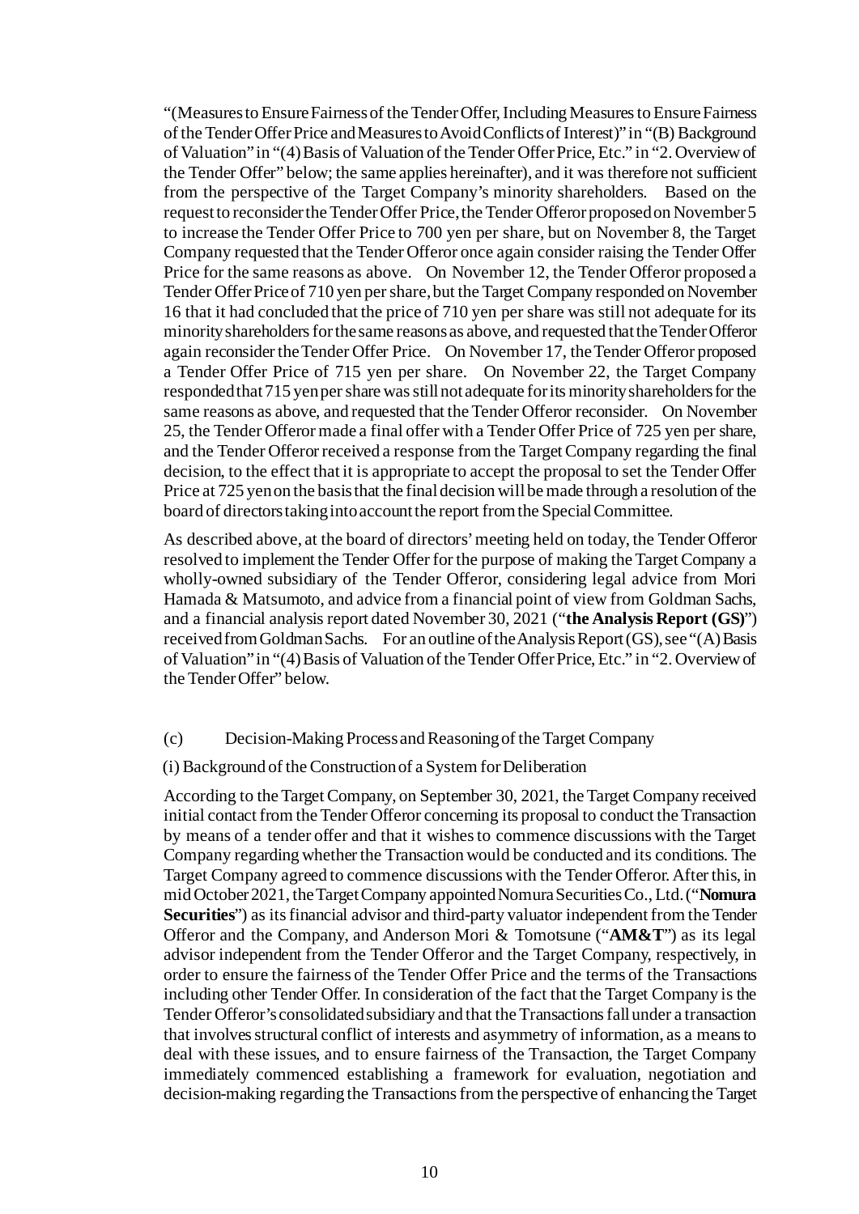"(Measures to Ensure Fairness of the Tender Offer, Including Measures to Ensure Fairness of the Tender Offer Price and Measures to Avoid Conflicts of Interest)" in "(B) Background of Valuation" in "(4) Basis of Valuation of the Tender Offer Price, Etc." in "2. Overview of the Tender Offer" below; the same applies hereinafter), and it was therefore not sufficient from the perspective of the Target Company's minority shareholders. Based on the request to reconsider the Tender Offer Price, the Tender Offeror proposed on November 5 to increase the Tender Offer Price to 700 yen per share, but on November 8, the Target Company requested that the Tender Offeror once again consider raising the Tender Offer Price for the same reasons as above. On November 12, the Tender Offeror proposed a Tender Offer Price of 710 yen per share, but the Target Company responded on November 16 that it had concluded that the price of 710 yen per share was still not adequate for its minority shareholders for the same reasons as above, and requested that the Tender Offeror again reconsider the Tender Offer Price. On November 17, the Tender Offeror proposed a Tender Offer Price of 715 yen per share. On November 22, the Target Company responded that 715 yen per share was still not adequate for its minority shareholders for the same reasons as above, and requested that the Tender Offeror reconsider. On November 25, the Tender Offeror made a final offer with a Tender Offer Price of 725 yen per share, and the Tender Offeror received a response from the Target Company regarding the final decision, to the effect that it is appropriate to accept the proposal to set the Tender Offer Price at 725 yen on the basis that the final decision will be made through a resolution of the board of directors taking into account the report from the Special Committee.

As described above, at the board of directors' meeting held on today, the Tender Offeror resolved to implement the Tender Offer for the purpose of making the Target Company a wholly-owned subsidiary of the Tender Offeror, considering legal advice from Mori Hamada & Matsumoto, and advice from a financial point of view from Goldman Sachs, and a financial analysis report dated November 30, 2021 ("**the Analysis Report (GS)**") received from Goldman Sachs. For an outline of the Analysis Report (GS), see "(A) Basis of Valuation" in "(4) Basis of Valuation of the Tender Offer Price, Etc." in "2. Overview of the Tender Offer" below.

(c) Decision-Making Process and Reasoning of the Target Company

(i) Background of the Construction of a System for Deliberation

According to the Target Company, on September 30, 2021, the Target Company received initial contact from the Tender Offeror concerning its proposal to conduct the Transaction by means of a tender offer and that it wishes to commence discussions with the Target Company regarding whether the Transaction would be conducted and its conditions. The Target Company agreed to commence discussions with the Tender Offeror. After this, in mid October 2021, the Target Company appointed Nomura Securities Co., Ltd. ("**Nomura Securities**") as its financial advisor and third-party valuator independent from the Tender Offeror and the Company, and Anderson Mori & Tomotsune ("**AM&T**") as its legal advisor independent from the Tender Offeror and the Target Company, respectively, in order to ensure the fairness of the Tender Offer Price and the terms of the Transactions including other Tender Offer. In consideration of the fact that the Target Company is the Tender Offeror's consolidated subsidiary and that the Transactions fall under a transaction that involves structural conflict of interests and asymmetry of information, as a means to deal with these issues, and to ensure fairness of the Transaction, the Target Company immediately commenced establishing a framework for evaluation, negotiation and decision-making regarding the Transactions from the perspective of enhancing the Target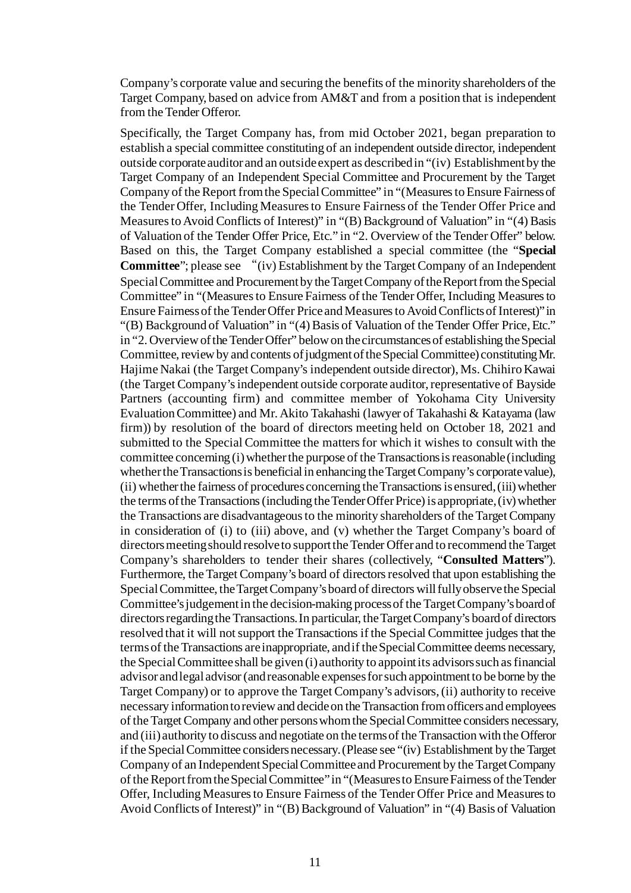Company's corporate value and securing the benefits of the minority shareholders of the Target Company, based on advice from AM&T and from a position that is independent from the Tender Offeror.

Specifically, the Target Company has, from mid October 2021, began preparation to establish a special committee constituting of an independent outside director, independent outside corporate auditor and an outside expert as described in "(iv) Establishment by the Target Company of an Independent Special Committee and Procurement by the Target Company of the Report from the Special Committee" in "(Measures to Ensure Fairness of the Tender Offer, Including Measures to Ensure Fairness of the Tender Offer Price and Measures to Avoid Conflicts of Interest)" in "(B) Background of Valuation" in "(4) Basis of Valuation of the Tender Offer Price, Etc." in "2. Overview of the Tender Offer" below. Based on this, the Target Company established a special committee (the "**Special Committee**"; please see "(iv) Establishment by the Target Company of an Independent Special Committee and Procurement by the Target Company of the Report from the Special Committee" in "(Measures to Ensure Fairness of the Tender Offer, Including Measures to Ensure Fairness of the Tender Offer Price and Measures to Avoid Conflicts of Interest)" in "(B) Background of Valuation" in "(4) Basis of Valuation of the Tender Offer Price, Etc." in "2. Overview of the Tender Offer" below on the circumstances of establishing the Special Committee, review by and contents of judgment of the Special Committee) constituting Mr. Hajime Nakai (the Target Company's independent outside director), Ms. Chihiro Kawai (the Target Company's independent outside corporate auditor, representative of Bayside Partners (accounting firm) and committee member of Yokohama City University Evaluation Committee) and Mr. Akito Takahashi (lawyer of Takahashi & Katayama (law firm)) by resolution of the board of directors meeting held on October 18, 2021 and submitted to the Special Committee the matters for which it wishes to consult with the committee concerning (i) whether the purpose of the Transactions is reasonable (including whether the Transactions is beneficial in enhancing the Target Company's corporate value), (ii) whether the fairness of procedures concerning the Transactions is ensured, (iii) whether the terms of the Transactions (including the Tender Offer Price) is appropriate, (iv) whether the Transactions are disadvantageous to the minority shareholders of the Target Company in consideration of (i) to (iii) above, and (v) whether the Target Company's board of directors meeting should resolve to support the Tender Offer and to recommend the Target Company's shareholders to tender their shares (collectively, "**Consulted Matters**"). Furthermore, the Target Company's board of directors resolved that upon establishing the Special Committee, the Target Company's board of directors will fully observe the Special Committee's judgement in the decision-making process of the Target Company's board of directors regarding the Transactions. In particular, the Target Company's board of directors resolved that it will not support the Transactions if the Special Committee judges that the terms of the Transactions are inappropriate, and if the Special Committee deems necessary, the Special Committee shall be given (i) authority to appoint its advisors such as financial advisor and legal advisor (and reasonable expenses for such appointment to be borne by the Target Company) or to approve the Target Company's advisors, (ii) authority to receive necessary information to review and decide on the Transaction from officers and employees of the Target Company and other persons whom the Special Committee considers necessary, and (iii) authority to discuss and negotiate on the terms of the Transaction with the Offeror if the Special Committee considers necessary. (Please see "(iv) Establishment by the Target Company of an Independent Special Committee and Procurement by the Target Company of the Report from the Special Committee" in "(Measures to Ensure Fairness of the Tender Offer, Including Measures to Ensure Fairness of the Tender Offer Price and Measures to Avoid Conflicts of Interest)" in "(B) Background of Valuation" in "(4) Basis of Valuation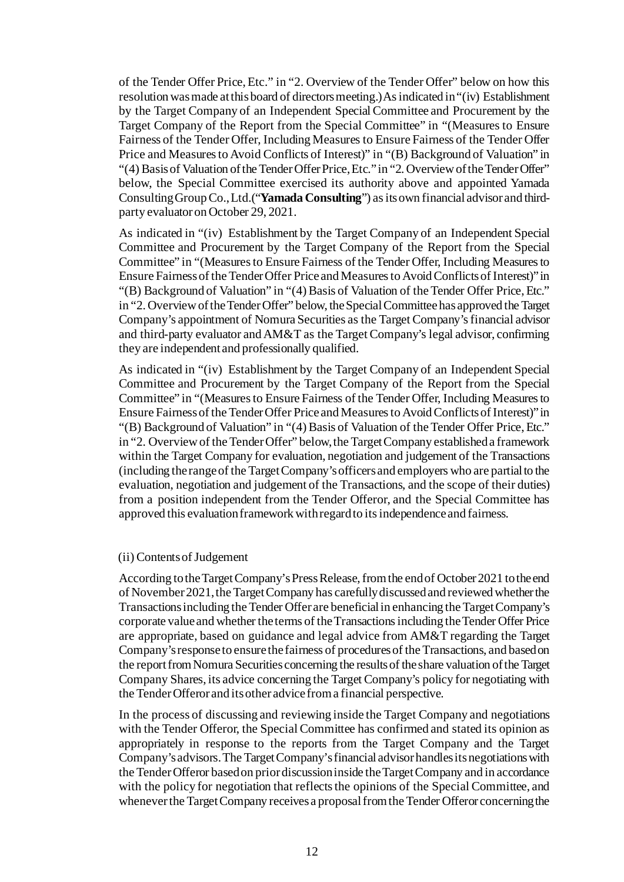of the Tender Offer Price, Etc." in "2. Overview of the Tender Offer" below on how this resolution was made at this board of directors meeting.) As indicated in "(iv) Establishment by the Target Company of an Independent Special Committee and Procurement by the Target Company of the Report from the Special Committee" in "(Measures to Ensure Fairness of the Tender Offer, Including Measures to Ensure Fairness of the Tender Offer Price and Measures to Avoid Conflicts of Interest)" in "(B) Background of Valuation" in "(4) Basis of Valuation of the Tender Offer Price, Etc." in "2. Overview of the Tender Offer" below, the Special Committee exercised its authority above and appointed Yamada Consulting Group Co., Ltd. ("**Yamada Consulting**") as its own financial advisor and third-party evaluator on October 29, 2021.

As indicated in "(iv) Establishment by the Target Company of an Independent Special Committee and Procurement by the Target Company of the Report from the Special Committee" in "(Measures to Ensure Fairness of the Tender Offer, Including Measures to Ensure Fairness of the Tender Offer Price and Measures to Avoid Conflicts of Interest)" in "(B) Background of Valuation" in "(4) Basis of Valuation of the Tender Offer Price, Etc." in "2. Overview of the Tender Offer" below, the Special Committee has approved the Target Company's appointment of Nomura Securities as the Target Company's financial advisor and third-party evaluator and AM&T as the Target Company's legal advisor, confirming they are independent and professionally qualified.

As indicated in "(iv) Establishment by the Target Company of an Independent Special Committee and Procurement by the Target Company of the Report from the Special Committee" in "(Measures to Ensure Fairness of the Tender Offer, Including Measures to Ensure Fairness of the Tender Offer Price and Measures to Avoid Conflicts of Interest)" in "(B) Background of Valuation" in "(4) Basis of Valuation of the Tender Offer Price, Etc." in "2. Overview of the Tender Offer" below, the Target Company established a framework within the Target Company for evaluation, negotiation and judgement of the Transactions (including the range of the Target Company's officers and employers who are partial to the evaluation, negotiation and judgement of the Transactions, and the scope of their duties) from a position independent from the Tender Offeror, and the Special Committee has approved this evaluation framework with regard to its independence and fairness.

(ii) Contents of Judgement

According to the Target Company's Press Release, from the end of October 2021 to the end of November 2021, the Target Company has carefully discussed and reviewed whether the Transactions including the Tender Offer are beneficial in enhancing the Target Company's corporate value and whether the terms of the Transactions including the Tender Offer Price are appropriate, based on guidance and legal advice from AM&T regarding the Target Company's response to ensure the fairness of procedures of the Transactions, and based on the report from Nomura Securities concerning the results of the share valuation of the Target Company Shares, its advice concerning the Target Company's policy for negotiating with the Tender Offeror and its other advice from a financial perspective.

In the process of discussing and reviewing inside the Target Company and negotiations with the Tender Offeror, the Special Committee has confirmed and stated its opinion as appropriately in response to the reports from the Target Company and the Target Company's advisors. The Target Company's financial advisor handles its negotiations with the Tender Offeror based on prior discussion inside the Target Company and in accordance with the policy for negotiation that reflects the opinions of the Special Committee, and whenever the Target Company receives a proposal from the Tender Offeror concerning the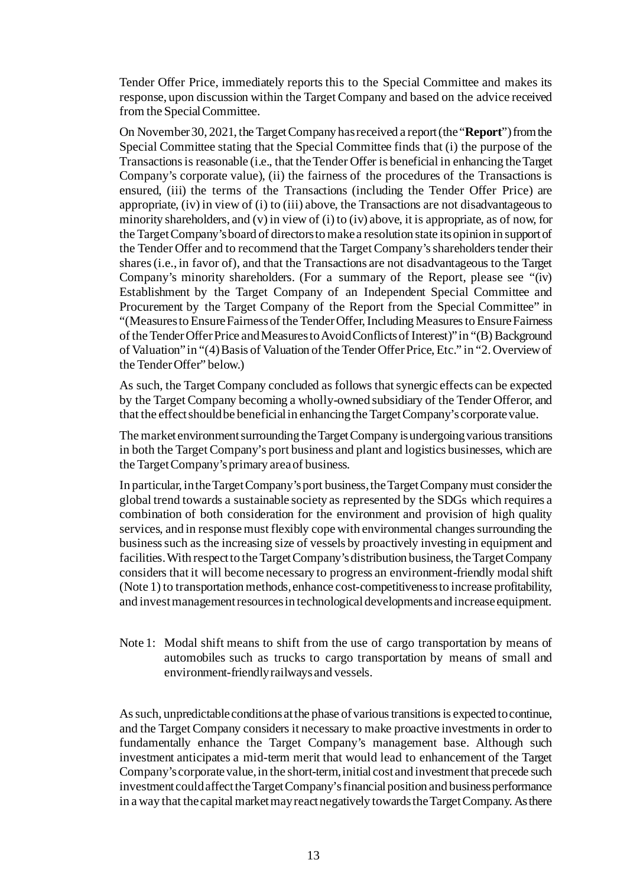Tender Offer Price, immediately reports this to the Special Committee and makes its response, upon discussion within the Target Company and based on the advice received from the Special Committee.

On November 30, 2021, the Target Company has received a report (the "**Report**") from the Special Committee stating that the Special Committee finds that (i) the purpose of the Transactions is reasonable (i.e., that the Tender Offer is beneficial in enhancing the Target Company's corporate value), (ii) the fairness of the procedures of the Transactions is ensured, (iii) the terms of the Transactions (including the Tender Offer Price) are appropriate, (iv) in view of (i) to (iii) above, the Transactions are not disadvantageous to minority shareholders, and (v) in view of (i) to (iv) above, it is appropriate, as of now, for the Target Company's board of directors to make a resolution state its opinion in support of the Tender Offer and to recommend that the Target Company's shareholders tender their shares (i.e., in favor of), and that the Transactions are not disadvantageous to the Target Company's minority shareholders. (For a summary of the Report, please see "(iv) Establishment by the Target Company of an Independent Special Committee and Procurement by the Target Company of the Report from the Special Committee" in "(Measures to Ensure Fairness of the Tender Offer, Including Measures to Ensure Fairness of the Tender Offer Price and Measures to Avoid Conflicts of Interest)" in "(B) Background of Valuation" in "(4) Basis of Valuation of the Tender Offer Price, Etc." in "2. Overview of the Tender Offer" below.)

As such, the Target Company concluded as follows that synergic effects can be expected by the Target Company becoming a wholly-owned subsidiary of the Tender Offeror, and that the effect should be beneficial in enhancing the Target Company's corporate value.

The market environment surrounding the Target Company is undergoing various transitions in both the Target Company's port business and plant and logistics businesses, which are the Target Company's primary area of business.

In particular, in the Target Company's port business, the Target Company must consider the global trend towards a sustainable society as represented by the SDGs which requires a combination of both consideration for the environment and provision of high quality services, and in response must flexibly cope with environmental changes surrounding the business such as the increasing size of vessels by proactively investing in equipment and facilities. With respect to the Target Company's distribution business, the Target Company considers that it will become necessary to progress an environment-friendly modal shift (Note 1) to transportation methods, enhance cost-competitiveness to increase profitability, and invest management resources in technological developments and increase equipment.

Note 1: Modal shift means to shift from the use of cargo transportation by means of automobiles such as trucks to cargo transportation by means of small and environment-friendly railways and vessels.

As such, unpredictable conditions at the phase of various transitions is expected to continue, and the Target Company considers it necessary to make proactive investments in order to fundamentally enhance the Target Company's management base. Although such investment anticipates a mid-term merit that would lead to enhancement of the Target Company's corporate value, in the short-term, initial cost and investment that precede such investment could affect the Target Company's financial position and business performance in a way that the capital market may react negatively towards the Target Company. As there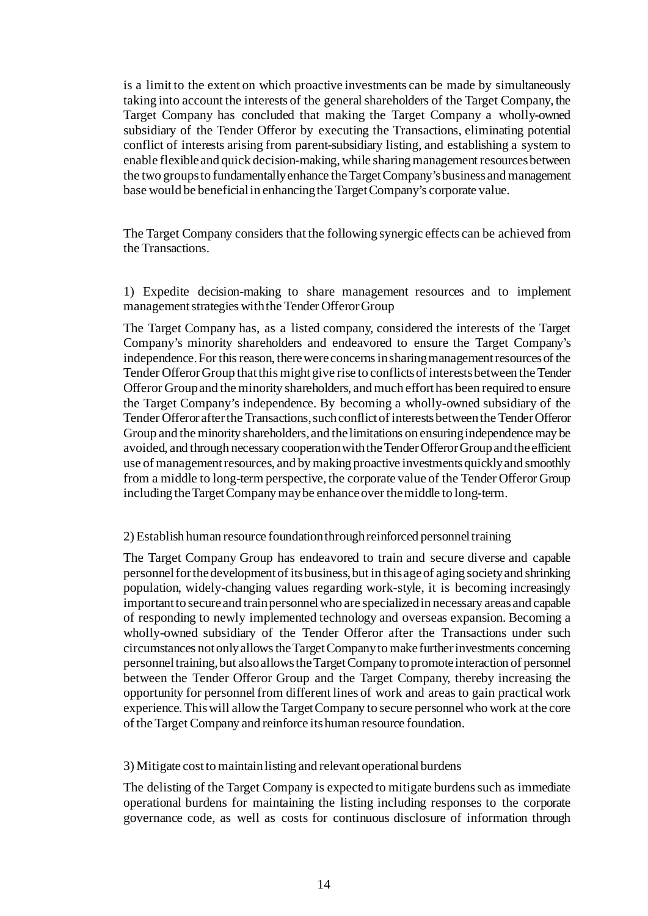is a limit to the extent on which proactive investments can be made by simultaneously taking into account the interests of the general shareholders of the Target Company, the Target Company has concluded that making the Target Company a wholly-owned subsidiary of the Tender Offeror by executing the Transactions, eliminating potential conflict of interests arising from parent-subsidiary listing, and establishing a system to enable flexible and quick decision-making, while sharing management resources between the two groups to fundamentally enhance the Target Company's business and management base would be beneficial in enhancing the Target Company's corporate value.

The Target Company considers that the following synergic effects can be achieved from the Transactions.

1) Expedite decision-making to share management resources and to implement management strategies with the Tender Offeror Group

The Target Company has, as a listed company, considered the interests of the Target Company's minority shareholders and endeavored to ensure the Target Company's independence. For this reason, there were concerns in sharing management resources of the Tender Offeror Group that this might give rise to conflicts of interests between the Tender Offeror Group and the minority shareholders, and much effort has been required to ensure the Target Company's independence. By becoming a wholly-owned subsidiary of the Tender Offeror after the Transactions, such conflict of interests between the Tender Offeror Group and the minority shareholders, and the limitations on ensuring independence may be avoided, and through necessary cooperation with the Tender Offeror Group and the efficient use of management resources, and by making proactive investments quickly and smoothly from a middle to long-term perspective, the corporate value of the Tender Offeror Group including the Target Company may be enhance over the middle to long-term.

2) Establish human resource foundation through reinforced personnel training

The Target Company Group has endeavored to train and secure diverse and capable personnel for the development of its business, but in this age of aging society and shrinking population, widely-changing values regarding work-style, it is becoming increasingly important to secure and train personnel who are specialized in necessary areas and capable of responding to newly implemented technology and overseas expansion. Becoming a wholly-owned subsidiary of the Tender Offeror after the Transactions under such circumstances not only allows the Target Company to make further investments concerning personnel training, but also allows the Target Company to promote interaction of personnel between the Tender Offeror Group and the Target Company, thereby increasing the opportunity for personnel from different lines of work and areas to gain practical work experience. This will allow the Target Company to secure personnel who work at the core of the Target Company and reinforce its human resource foundation.

3) Mitigate cost to maintain listing and relevant operational burdens

The delisting of the Target Company is expected to mitigate burdens such as immediate operational burdens for maintaining the listing including responses to the corporate governance code, as well as costs for continuous disclosure of information through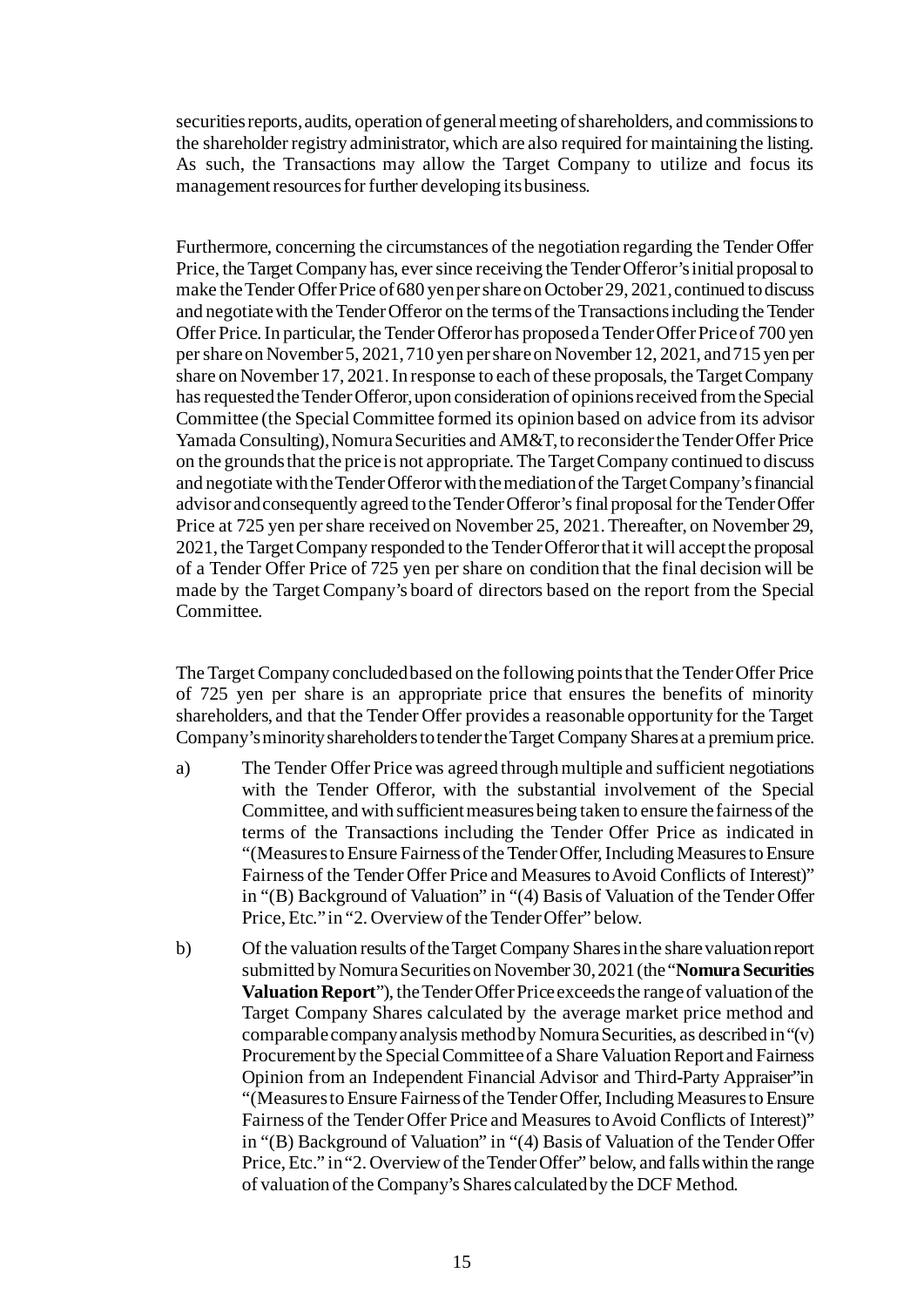securities reports, audits, operation of general meeting of shareholders, and commissions to the shareholder registry administrator, which are also required for maintaining the listing. As such, the Transactions may allow the Target Company to utilize and focus its management resources for further developing its business.

Furthermore, concerning the circumstances of the negotiation regarding the Tender Offer Price, the Target Company has, ever since receiving the Tender Offeror's initial proposal to make the Tender Offer Price of 680 yen per share on October 29, 2021, continued to discuss and negotiate with the Tender Offeror on the terms of the Transactions including the Tender Offer Price. In particular, the Tender Offeror has proposed a Tender Offer Price of 700 yen per share on November 5, 2021, 710 yen per share on November 12, 2021, and 715 yen per share on November 17, 2021. In response to each of these proposals, the Target Company has requested the Tender Offeror, upon consideration of opinions received from the Special Committee (the Special Committee formed its opinion based on advice from its advisor Yamada Consulting), Nomura Securities and AM&T, to reconsider the Tender Offer Price on the grounds that the price is not appropriate. The Target Company continued to discuss and negotiate with the Tender Offeror with the mediation of the Target Company's financial advisor and consequently agreed to the Tender Offeror's final proposal for the Tender Offer Price at 725 yen per share received on November 25, 2021. Thereafter, on November 29, 2021, the Target Company responded to the Tender Offeror that it will accept the proposal of a Tender Offer Price of 725 yen per share on condition that the final decision will be made by the Target Company's board of directors based on the report from the Special Committee.

The Target Company concluded based on the following points that the Tender Offer Price of 725 yen per share is an appropriate price that ensures the benefits of minority shareholders, and that the Tender Offer provides a reasonable opportunity for the Target Company's minority shareholders to tender the Target Company Shares at a premium price.

a) The Tender Offer Price was agreed through multiple and sufficient negotiations with the Tender Offeror, with the substantial involvement of the Special Committee, and with sufficient measures being taken to ensure the fairness of the terms of the Transactions including the Tender Offer Price as indicated in "(Measures to Ensure Fairness of the Tender Offer, Including Measures to Ensure Fairness of the Tender Offer Price and Measures to Avoid Conflicts of Interest)" in "(B) Background of Valuation" in "(4) Basis of Valuation of the Tender Offer Price, Etc." in "2. Overview of the Tender Offer" below.

b) Of the valuation results of the Target Company Shares in the share valuation report submitted by Nomura Securities on November 30, 2021 (the "**Nomura Securities Valuation Report**"), the Tender Offer Price exceeds the range of valuation of the Target Company Shares calculated by the average market price method and comparable company analysis method by Nomura Securities, as described in "(v) Procurement by the Special Committee of a Share Valuation Report and Fairness Opinion from an Independent Financial Advisor and Third-Party Appraiser"in "(Measures to Ensure Fairness of the Tender Offer, Including Measures to Ensure Fairness of the Tender Offer Price and Measures to Avoid Conflicts of Interest)" in "(B) Background of Valuation" in "(4) Basis of Valuation of the Tender Offer Price, Etc." in "2. Overview of the Tender Offer" below, and falls within the range of valuation of the Company's Shares calculated by the DCF Method.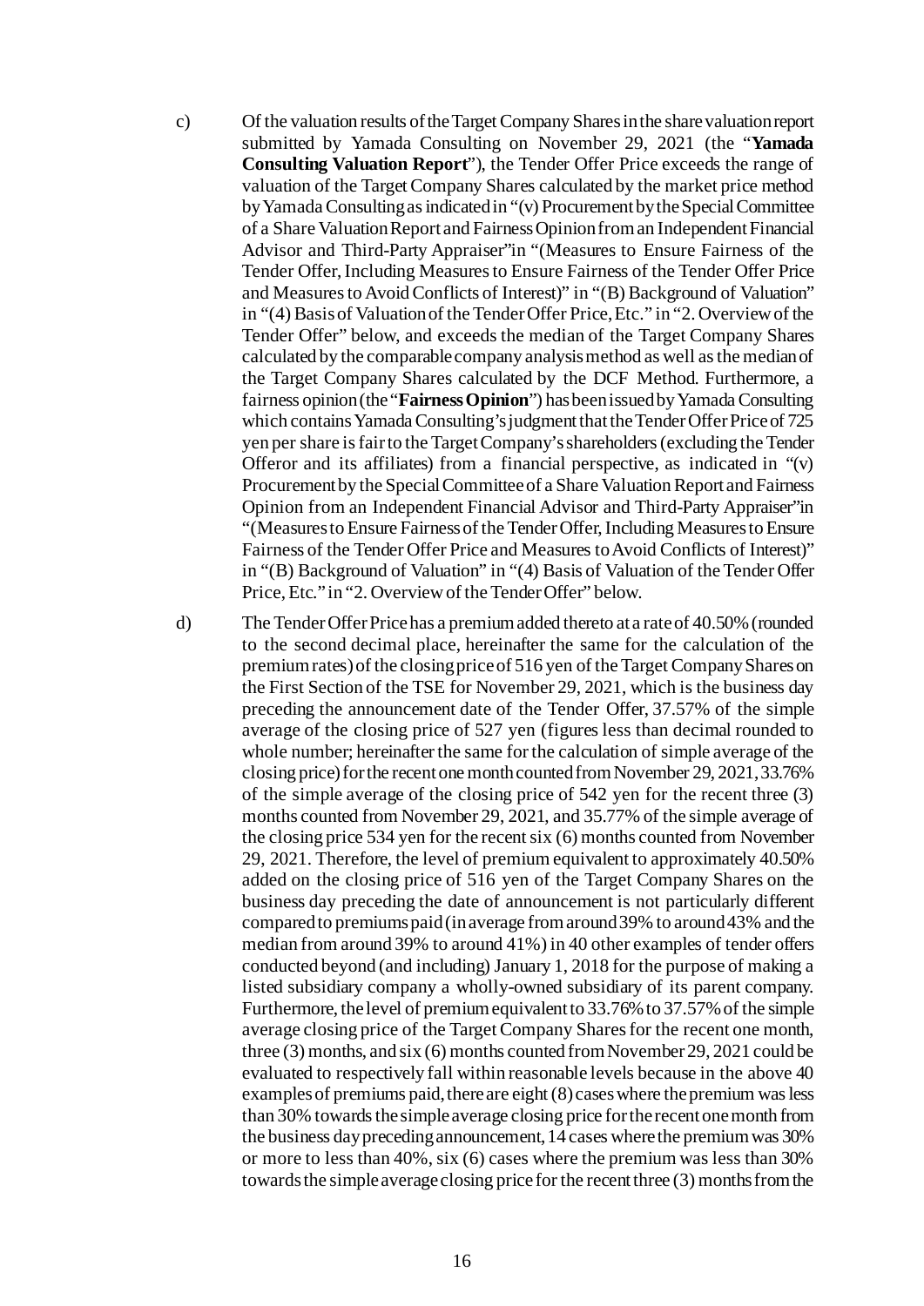c) Of the valuation results of the Target Company Shares in the share valuation report submitted by Yamada Consulting on November 29, 2021 (the "**Yamada Consulting Valuation Report**"), the Tender Offer Price exceeds the range of valuation of the Target Company Shares calculated by the market price method by Yamada Consulting as indicated in "(v) Procurement by the Special Committee of a Share Valuation Report and Fairness Opinion from an Independent Financial Advisor and Third-Party Appraiser"in "(Measures to Ensure Fairness of the Tender Offer, Including Measures to Ensure Fairness of the Tender Offer Price and Measures to Avoid Conflicts of Interest)" in "(B) Background of Valuation" in "(4) Basis of Valuation of the Tender Offer Price, Etc." in "2. Overview of the Tender Offer" below, and exceeds the median of the Target Company Shares calculated by the comparable company analysis method as well as the median of the Target Company Shares calculated by the DCF Method. Furthermore, a fairness opinion (the "**Fairness Opinion**") has been issued by Yamada Consulting which contains Yamada Consulting's judgment that the Tender Offer Price of 725 yen per share is fair to the Target Company's shareholders (excluding the Tender Offeror and its affiliates) from a financial perspective, as indicated in "(v) Procurement by the Special Committee of a Share Valuation Report and Fairness Opinion from an Independent Financial Advisor and Third-Party Appraiser"in "(Measures to Ensure Fairness of the Tender Offer, Including Measures to Ensure Fairness of the Tender Offer Price and Measures to Avoid Conflicts of Interest)" in "(B) Background of Valuation" in "(4) Basis of Valuation of the Tender Offer Price, Etc." in "2. Overview of the Tender Offer" below.

d) The Tender Offer Price has a premium added thereto at a rate of 40.50% (rounded to the second decimal place, hereinafter the same for the calculation of the premium rates) of the closing price of 516 yen of the Target Company Shares on the First Section of the TSE for November 29, 2021, which is the business day preceding the announcement date of the Tender Offer, 37.57% of the simple average of the closing price of 527 yen (figures less than decimal rounded to whole number; hereinafter the same for the calculation of simple average of the closing price) for the recent one month counted from November 29, 2021, 33.76% of the simple average of the closing price of 542 yen for the recent three (3) months counted from November 29, 2021, and 35.77% of the simple average of the closing price 534 yen for the recent six (6) months counted from November 29, 2021. Therefore, the level of premium equivalent to approximately 40.50% added on the closing price of 516 yen of the Target Company Shares on the business day preceding the date of announcement is not particularly different compared to premiums paid (in average from around 39% to around 43% and the median from around 39% to around 41%) in 40 other examples of tender offers conducted beyond (and including) January 1, 2018 for the purpose of making a listed subsidiary company a wholly-owned subsidiary of its parent company. Furthermore, the level of premium equivalent to 33.76% to 37.57% of the simple average closing price of the Target Company Shares for the recent one month, three (3) months, and six (6) months counted from November 29, 2021 could be evaluated to respectively fall within reasonable levels because in the above 40 examples of premiums paid, there are eight (8) cases where the premium was less than 30% towards the simple average closing price for the recent one month from the business day preceding announcement, 14 cases where the premium was 30% or more to less than 40%, six (6) cases where the premium was less than 30% towards the simple average closing price for the recent three (3) months from the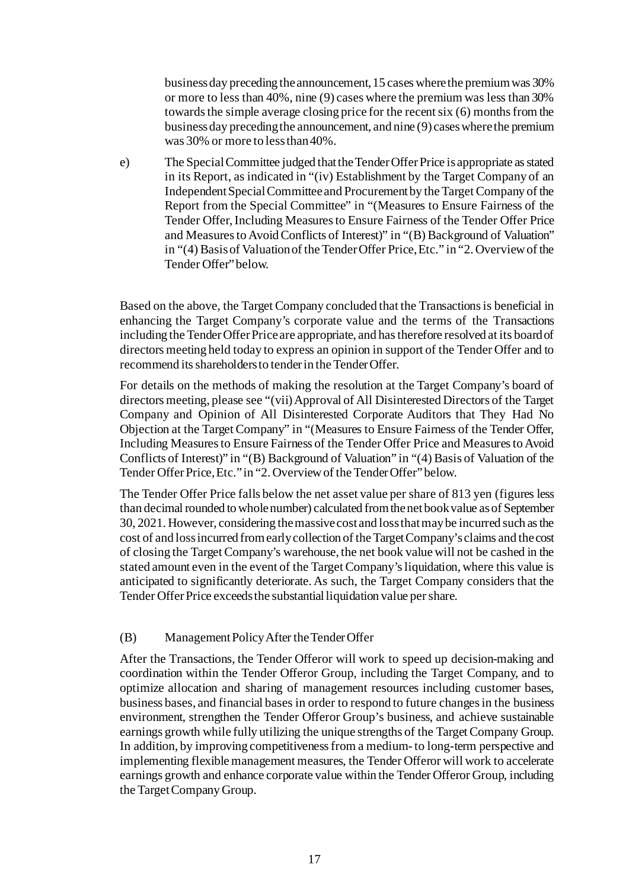business day preceding the announcement, 15 cases where the premium was 30% or more to less than 40%, nine (9) cases where the premium was less than 30% towards the simple average closing price for the recent six (6) months from the business day preceding the announcement, and nine (9) cases where the premium was 30% or more to less than 40%.

e) The Special Committee judged that the Tender Offer Price is appropriate as stated in its Report, as indicated in "(iv) Establishment by the Target Company of an Independent Special Committee and Procurement by the Target Company of the Report from the Special Committee" in "(Measures to Ensure Fairness of the Tender Offer, Including Measures to Ensure Fairness of the Tender Offer Price and Measures to Avoid Conflicts of Interest)" in "(B) Background of Valuation" in "(4) Basis of Valuation of the Tender Offer Price, Etc." in "2. Overview of the Tender Offer" below.

Based on the above, the Target Company concluded that the Transactions is beneficial in enhancing the Target Company's corporate value and the terms of the Transactions including the Tender Offer Price are appropriate, and has therefore resolved at its board of directors meeting held today to express an opinion in support of the Tender Offer and to recommend its shareholders to tender in the Tender Offer.

For details on the methods of making the resolution at the Target Company's board of directors meeting, please see "(vii) Approval of All Disinterested Directors of the Target Company and Opinion of All Disinterested Corporate Auditors that They Had No Objection at the Target Company" in "(Measures to Ensure Fairness of the Tender Offer, Including Measures to Ensure Fairness of the Tender Offer Price and Measures to Avoid Conflicts of Interest)" in "(B) Background of Valuation" in "(4) Basis of Valuation of the Tender Offer Price, Etc." in "2. Overview of the Tender Offer" below.

The Tender Offer Price falls below the net asset value per share of 813 yen (figures less than decimal rounded to whole number) calculated from the net book value as of September 30, 2021. However, considering the massive cost and loss that may be incurred such as the cost of and loss incurred from early collection of the Target Company's claims and the cost of closing the Target Company's warehouse, the net book value will not be cashed in the stated amount even in the event of the Target Company's liquidation, where this value is anticipated to significantly deteriorate. As such, the Target Company considers that the Tender Offer Price exceeds the substantial liquidation value per share.

### (B) Management Policy After the Tender Offer

After the Transactions, the Tender Offeror will work to speed up decision-making and coordination within the Tender Offeror Group, including the Target Company, and to optimize allocation and sharing of management resources including customer bases, business bases, and financial bases in order to respond to future changes in the business environment, strengthen the Tender Offeror Group's business, and achieve sustainable earnings growth while fully utilizing the unique strengths of the Target Company Group. In addition, by improving competitiveness from a medium- to long-term perspective and implementing flexible management measures, the Tender Offeror will work to accelerate earnings growth and enhance corporate value within the Tender Offeror Group, including the Target Company Group.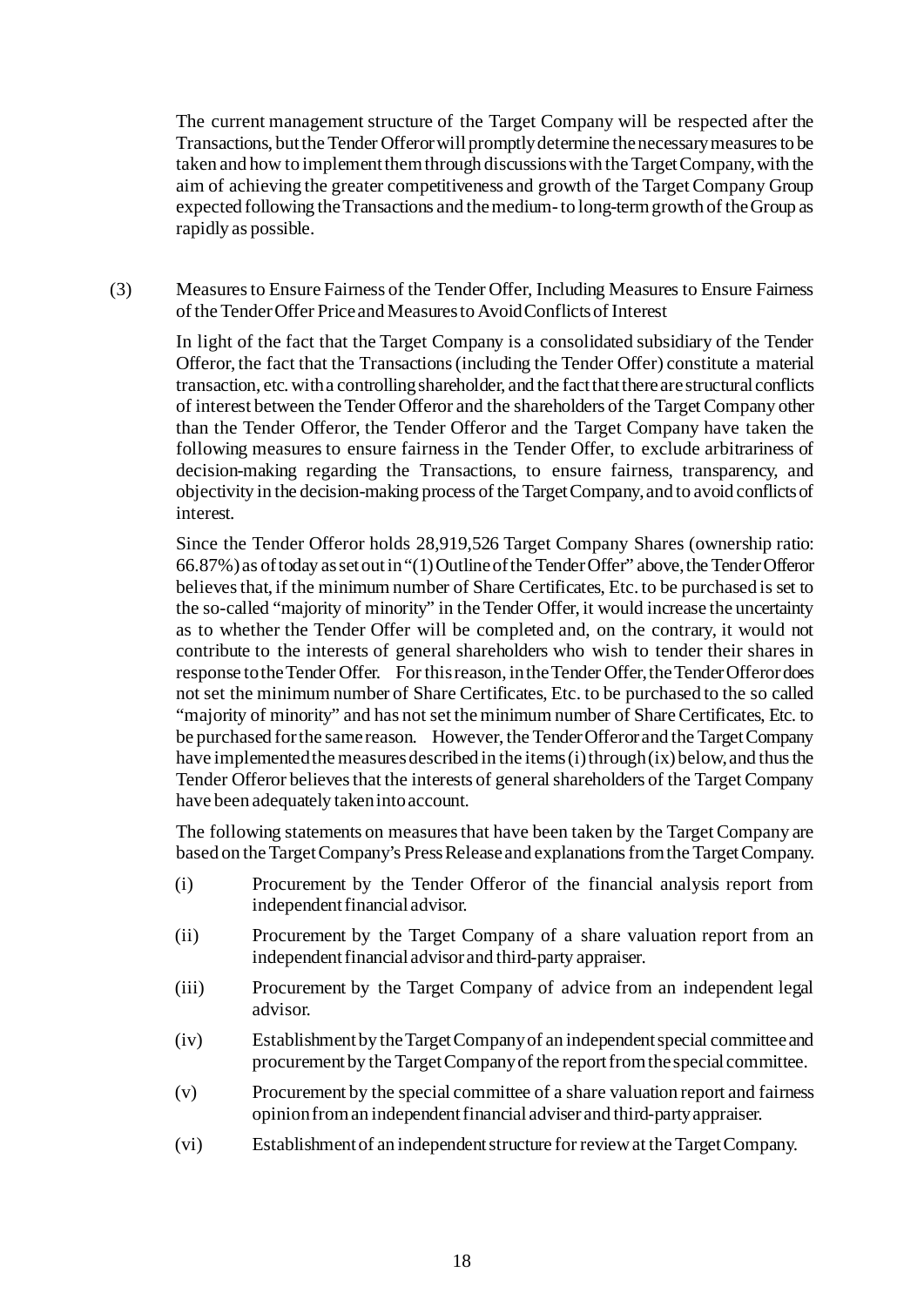The current management structure of the Target Company will be respected after the Transactions, but the Tender Offeror will promptly determine the necessary measures to be taken and how to implement them through discussions with the Target Company, with the aim of achieving the greater competitiveness and growth of the Target Company Group expected following the Transactions and the medium- to long-term growth of the Group as rapidly as possible.

### (3) Measures to Ensure Fairness of the Tender Offer, Including Measures to Ensure Fairness of the Tender Offer Price and Measures to Avoid Conflicts of Interest

In light of the fact that the Target Company is a consolidated subsidiary of the Tender Offeror, the fact that the Transactions (including the Tender Offer) constitute a material transaction, etc. with a controlling shareholder, and the fact that there are structural conflicts of interest between the Tender Offeror and the shareholders of the Target Company other than the Tender Offeror, the Tender Offeror and the Target Company have taken the following measures to ensure fairness in the Tender Offer, to exclude arbitrariness of decision-making regarding the Transactions, to ensure fairness, transparency, and objectivity in the decision-making process of the Target Company, and to avoid conflicts of interest.

Since the Tender Offeror holds 28,919,526 Target Company Shares (ownership ratio: 66.87%) as of today as set out in "(1) Outline of the Tender Offer" above, the Tender Offeror believes that, if the minimum number of Share Certificates, Etc. to be purchased is set to the so-called "majority of minority" in the Tender Offer, it would increase the uncertainty as to whether the Tender Offer will be completed and, on the contrary, it would not contribute to the interests of general shareholders who wish to tender their shares in response to the Tender Offer. For this reason, in the Tender Offer, the Tender Offeror does not set the minimum number of Share Certificates, Etc. to be purchased to the so called "majority of minority" and has not set the minimum number of Share Certificates, Etc. to be purchased for the same reason. However, the Tender Offeror and the Target Company have implemented the measures described in the items (i) through (ix) below, and thus the Tender Offeror believes that the interests of general shareholders of the Target Company have been adequately taken into account.

The following statements on measures that have been taken by the Target Company are based on the Target Company's Press Release and explanations from the Target Company.

(i) Procurement by the Tender Offeror of the financial analysis report from independent financial advisor.

(ii) Procurement by the Target Company of a share valuation report from an independent financial advisor and third-party appraiser.

(iii) Procurement by the Target Company of advice from an independent legal advisor.

(iv) Establishment by the Target Company of an independent special committee and procurement by the Target Company of the report from the special committee.

(v) Procurement by the special committee of a share valuation report and fairness opinion from an independent financial adviser and third-party appraiser.

(vi) Establishment of an independent structure for review at the Target Company.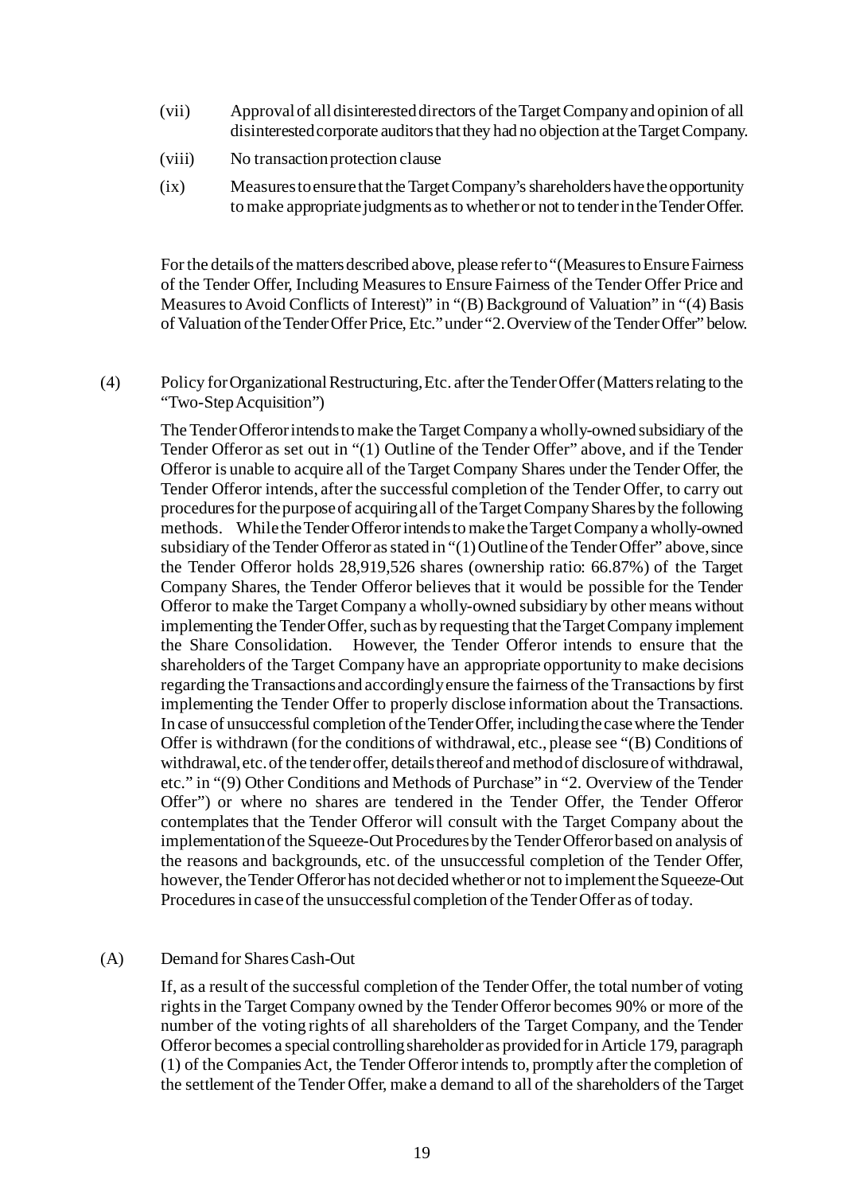(vii) Approval of all disinterested directors of the Target Company and opinion of all disinterested corporate auditors that they had no objection at the Target Company.

(viii) No transaction protection clause

(ix) Measures to ensure that the Target Company's shareholders have the opportunity to make appropriate judgments as to whether or not to tender in the Tender Offer.

For the details of the matters described above, please refer to "(Measures to Ensure Fairness of the Tender Offer, Including Measures to Ensure Fairness of the Tender Offer Price and Measures to Avoid Conflicts of Interest)" in "(B) Background of Valuation" in "(4) Basis of Valuation of the Tender Offer Price, Etc." under "2. Overview of the Tender Offer" below.

## (4) Policy for Organizational Restructuring, Etc. after the Tender Offer (Matters relating to the "Two-Step Acquisition")

The Tender Offeror intends to make the Target Company a wholly-owned subsidiary of the Tender Offeror as set out in "(1) Outline of the Tender Offer" above, and if the Tender Offeror is unable to acquire all of the Target Company Shares under the Tender Offer, the Tender Offeror intends, after the successful completion of the Tender Offer, to carry out procedures for the purpose of acquiring all of the Target Company Shares by the following methods. While the Tender Offeror intends to make the Target Company a wholly-owned subsidiary of the Tender Offeror as stated in "(1) Outline of the Tender Offer" above, since the Tender Offeror holds 28,919,526 shares (ownership ratio: 66.87%) of the Target Company Shares, the Tender Offeror believes that it would be possible for the Tender Offeror to make the Target Company a wholly-owned subsidiary by other means without implementing the Tender Offer, such as by requesting that the Target Company implement the Share Consolidation. However, the Tender Offeror intends to ensure that the shareholders of the Target Company have an appropriate opportunity to make decisions regarding the Transactions and accordingly ensure the fairness of the Transactions by first implementing the Tender Offer to properly disclose information about the Transactions. In case of unsuccessful completion of the Tender Offer, including the case where the Tender Offer is withdrawn (for the conditions of withdrawal, etc., please see "(B) Conditions of withdrawal, etc. of the tender offer, details thereof and method of disclosure of withdrawal, etc." in "(9) Other Conditions and Methods of Purchase" in "2. Overview of the Tender Offer") or where no shares are tendered in the Tender Offer, the Tender Offeror contemplates that the Tender Offeror will consult with the Target Company about the implementation of the Squeeze-Out Procedures by the Tender Offeror based on analysis of the reasons and backgrounds, etc. of the unsuccessful completion of the Tender Offer, however, the Tender Offeror has not decided whether or not to implement the Squeeze-Out Procedures in case of the unsuccessful completion of the Tender Offer as of today.

### (A) Demand for Shares Cash-Out

If, as a result of the successful completion of the Tender Offer, the total number of voting rights in the Target Company owned by the Tender Offeror becomes 90% or more of the number of the voting rights of all shareholders of the Target Company, and the Tender Offeror becomes a special controlling shareholder as provided for in Article 179, paragraph (1) of the Companies Act, the Tender Offeror intends to, promptly after the completion of the settlement of the Tender Offer, make a demand to all of the shareholders of the Target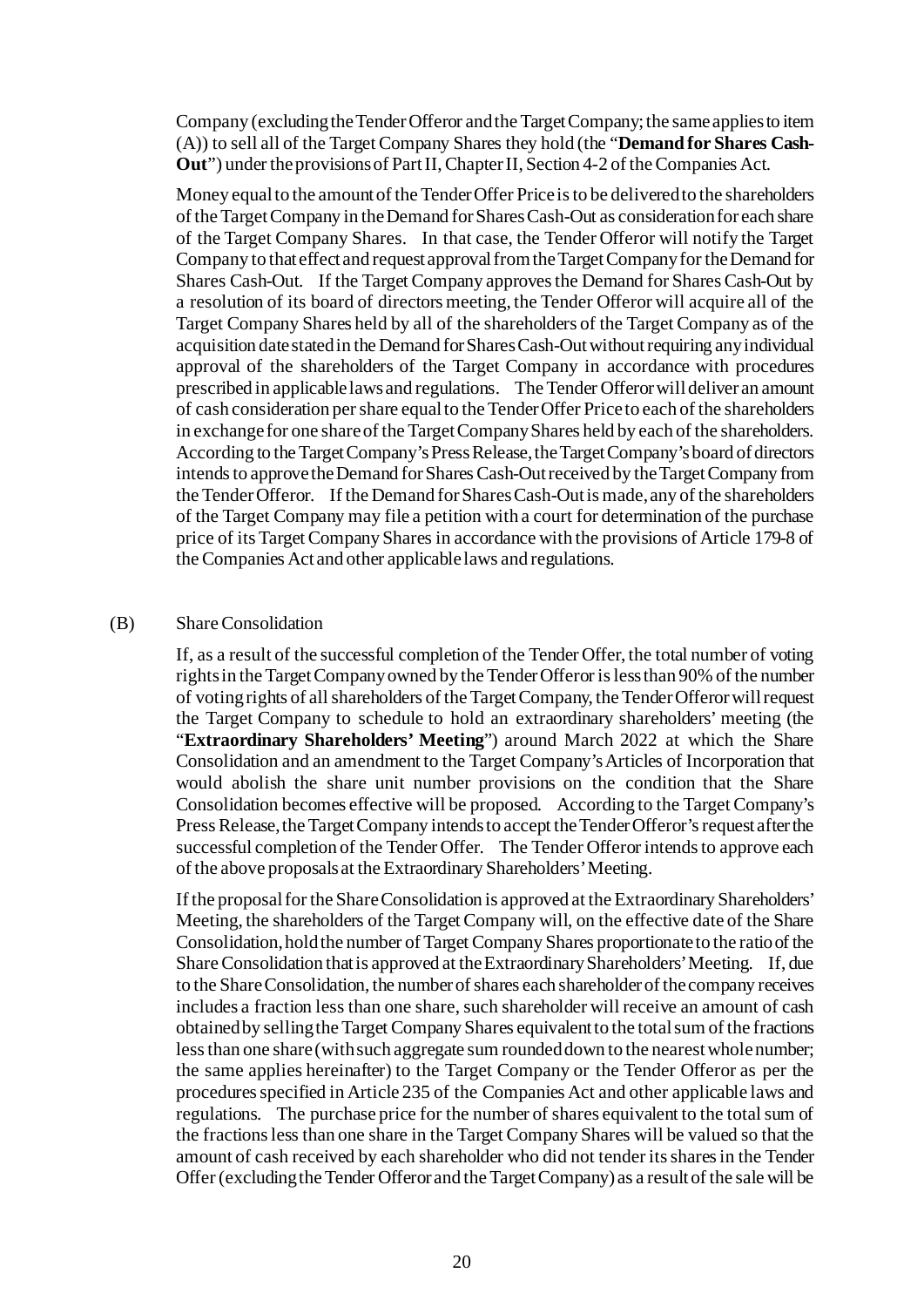Company (excluding the Tender Offeror and the Target Company; the same applies to item (A)) to sell all of the Target Company Shares they hold (the "**Demand for Shares Cash-Out**") under the provisions of Part II, Chapter II, Section 4-2 of the Companies Act.

Money equal to the amount of the Tender Offer Price is to be delivered to the shareholders of the Target Company in the Demand for Shares Cash-Out as consideration for each share of the Target Company Shares. In that case, the Tender Offeror will notify the Target Company to that effect and request approval from the Target Company for the Demand for Shares Cash-Out. If the Target Company approves the Demand for Shares Cash-Out by a resolution of its board of directors meeting, the Tender Offeror will acquire all of the Target Company Shares held by all of the shareholders of the Target Company as of the acquisition date stated in the Demand for Shares Cash-Out without requiring any individual approval of the shareholders of the Target Company in accordance with procedures prescribed in applicable laws and regulations. The Tender Offeror will deliver an amount of cash consideration per share equal to the Tender Offer Price to each of the shareholders in exchange for one share of the Target Company Shares held by each of the shareholders. According to the Target Company's Press Release, the Target Company's board of directors intends to approve the Demand for Shares Cash-Out received by the Target Company from the Tender Offeror. If the Demand for Shares Cash-Out is made, any of the shareholders of the Target Company may file a petition with a court for determination of the purchase price of its Target Company Shares in accordance with the provisions of Article 179-8 of the Companies Act and other applicable laws and regulations.

(B) Share Consolidation

If, as a result of the successful completion of the Tender Offer, the total number of voting rights in the Target Company owned by the Tender Offeror is less than 90% of the number of voting rights of all shareholders of the Target Company, the Tender Offeror will request the Target Company to schedule to hold an extraordinary shareholders' meeting (the "**Extraordinary Shareholders' Meeting**") around March 2022 at which the Share Consolidation and an amendment to the Target Company's Articles of Incorporation that would abolish the share unit number provisions on the condition that the Share Consolidation becomes effective will be proposed. According to the Target Company's Press Release, the Target Company intends to accept the Tender Offeror's request after the successful completion of the Tender Offer. The Tender Offeror intends to approve each of the above proposals at the Extraordinary Shareholders' Meeting.

If the proposal for the Share Consolidation is approved at the Extraordinary Shareholders' Meeting, the shareholders of the Target Company will, on the effective date of the Share Consolidation, hold the number of Target Company Shares proportionate to the ratio of the Share Consolidation that is approved at the Extraordinary Shareholders' Meeting. If, due to the Share Consolidation, the number of shares each shareholder of the company receives includes a fraction less than one share, such shareholder will receive an amount of cash obtained by selling the Target Company Shares equivalent to the total sum of the fractions less than one share (with such aggregate sum rounded down to the nearest whole number; the same applies hereinafter) to the Target Company or the Tender Offeror as per the procedures specified in Article 235 of the Companies Act and other applicable laws and regulations. The purchase price for the number of shares equivalent to the total sum of the fractions less than one share in the Target Company Shares will be valued so that the amount of cash received by each shareholder who did not tender its shares in the Tender Offer (excluding the Tender Offeror and the Target Company) as a result of the sale will be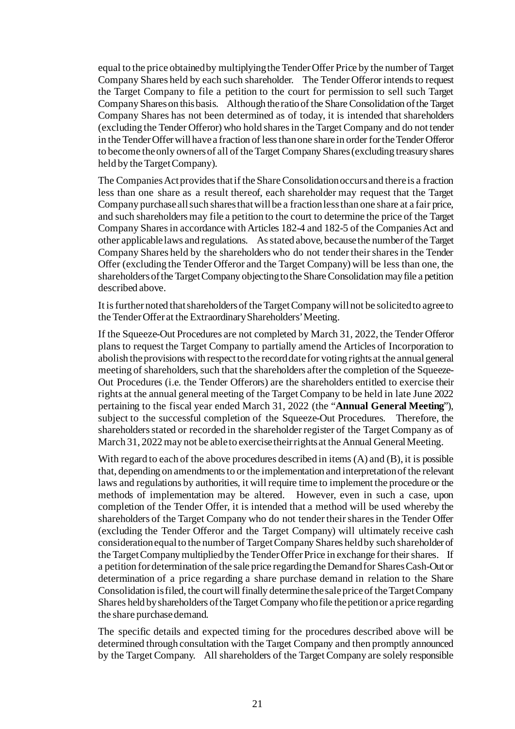equal to the price obtained by multiplying the Tender Offer Price by the number of Target Company Shares held by each such shareholder. The Tender Offeror intends to request the Target Company to file a petition to the court for permission to sell such Target Company Shares on this basis. Although the ratio of the Share Consolidation of the Target Company Shares has not been determined as of today, it is intended that shareholders (excluding the Tender Offeror) who hold shares in the Target Company and do not tender in the Tender Offer will have a fraction of less than one share in order for the Tender Offeror to become the only owners of all of the Target Company Shares (excluding treasury shares held by the Target Company).

The Companies Act provides that if the Share Consolidation occurs and there is a fraction less than one share as a result thereof, each shareholder may request that the Target Company purchase all such shares that will be a fraction less than one share at a fair price, and such shareholders may file a petition to the court to determine the price of the Target Company Shares in accordance with Articles 182-4 and 182-5 of the Companies Act and other applicable laws and regulations. As stated above, because the number of the Target Company Shares held by the shareholders who do not tender their shares in the Tender Offer (excluding the Tender Offeror and the Target Company) will be less than one, the shareholders of the Target Company objecting to the Share Consolidation may file a petition described above.

It is further noted that shareholders of the Target Company will not be solicited to agree to the Tender Offer at the Extraordinary Shareholders' Meeting.

If the Squeeze-Out Procedures are not completed by March 31, 2022, the Tender Offeror plans to request the Target Company to partially amend the Articles of Incorporation to abolish the provisions with respect to the record date for voting rights at the annual general meeting of shareholders, such that the shareholders after the completion of the Squeeze-Out Procedures (i.e. the Tender Offerors) are the shareholders entitled to exercise their rights at the annual general meeting of the Target Company to be held in late June 2022 pertaining to the fiscal year ended March 31, 2022 (the "**Annual General Meeting**"), subject to the successful completion of the Squeeze-Out Procedures. Therefore, the shareholders stated or recorded in the shareholder register of the Target Company as of March 31, 2022 may not be able to exercise their rights at the Annual General Meeting.

With regard to each of the above procedures described in items (A) and (B), it is possible that, depending on amendments to or the implementation and interpretation of the relevant laws and regulations by authorities, it will require time to implement the procedure or the methods of implementation may be altered. However, even in such a case, upon completion of the Tender Offer, it is intended that a method will be used whereby the shareholders of the Target Company who do not tender their shares in the Tender Offer (excluding the Tender Offeror and the Target Company) will ultimately receive cash consideration equal to the number of Target Company Shares held by such shareholder of the Target Company multiplied by the Tender Offer Price in exchange for their shares. If a petition for determination of the sale price regarding the Demand for Shares Cash-Out or determination of a price regarding a share purchase demand in relation to the Share Consolidation is filed, the court will finally determine the sale price of the Target Company Shares held by shareholders of the Target Company who file the petition or a price regarding the share purchase demand.

The specific details and expected timing for the procedures described above will be determined through consultation with the Target Company and then promptly announced by the Target Company. All shareholders of the Target Company are solely responsible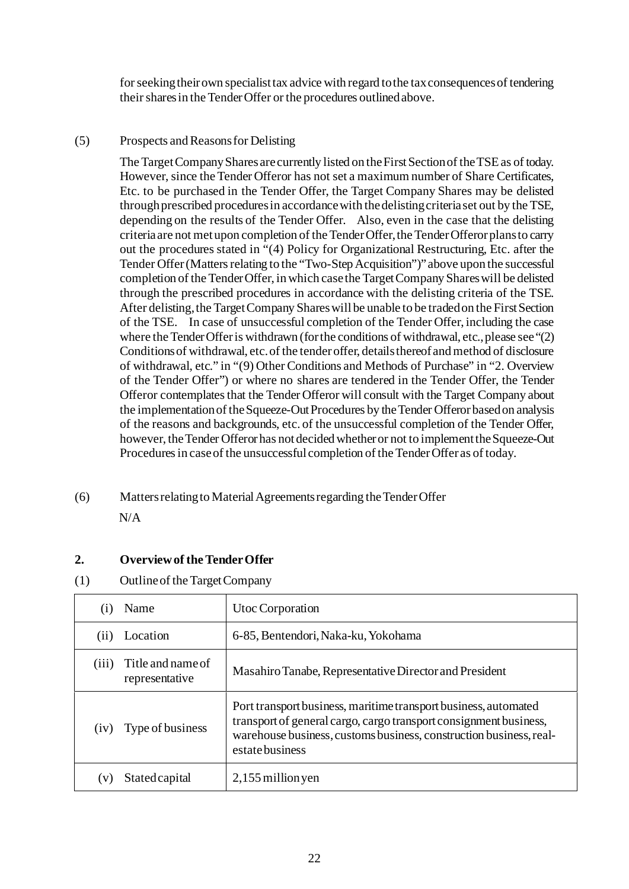for seeking their own specialist tax advice with regard to the tax consequences of tendering their shares in the Tender Offer or the procedures outlined above.

(5) Prospects and Reasons for Delisting

The Target Company Shares are currently listed on the First Section of the TSE as of today. However, since the Tender Offeror has not set a maximum number of Share Certificates, Etc. to be purchased in the Tender Offer, the Target Company Shares may be delisted through prescribed procedures in accordance with the delisting criteria set out by the TSE, depending on the results of the Tender Offer. Also, even in the case that the delisting criteria are not met upon completion of the Tender Offer, the Tender Offeror plans to carry out the procedures stated in "(4) Policy for Organizational Restructuring, Etc. after the Tender Offer (Matters relating to the "Two-Step Acquisition")" above upon the successful completion of the Tender Offer, in which case the Target Company Shares will be delisted through the prescribed procedures in accordance with the delisting criteria of the TSE. After delisting, the Target Company Shares will be unable to be traded on the First Section of the TSE. In case of unsuccessful completion of the Tender Offer, including the case where the Tender Offer is withdrawn (for the conditions of withdrawal, etc., please see "(2) Conditions of withdrawal, etc. of the tender offer, details thereof and method of disclosure of withdrawal, etc." in "(9) Other Conditions and Methods of Purchase" in "2. Overview of the Tender Offer") or where no shares are tendered in the Tender Offer, the Tender Offeror contemplates that the Tender Offeror will consult with the Target Company about the implementation of the Squeeze-Out Procedures by the Tender Offeror based on analysis of the reasons and backgrounds, etc. of the unsuccessful completion of the Tender Offer, however, the Tender Offeror has not decided whether or not to implement the Squeeze-Out Procedures in case of the unsuccessful completion of the Tender Offer as of today.

(6) Matters relating to Material Agreements regarding the Tender Offer

N/A

## 2. Overview of the Tender Offer

(1) Outline of the Target Company

| | |
|---|---|
| (i) Name | Utoc Corporation |
| (ii) Location | 6-85, Bentendori, Naka-ku, Yokohama |
| (iii) Title and name of representative | Masahiro Tanabe, Representative Director and President |
| (iv) Type of business | Port transport business, maritime transport business, automated transport of general cargo, cargo transport consignment business, warehouse business, customs business, construction business, real-estate business |
| (v) Stated capital | 2,155 million yen |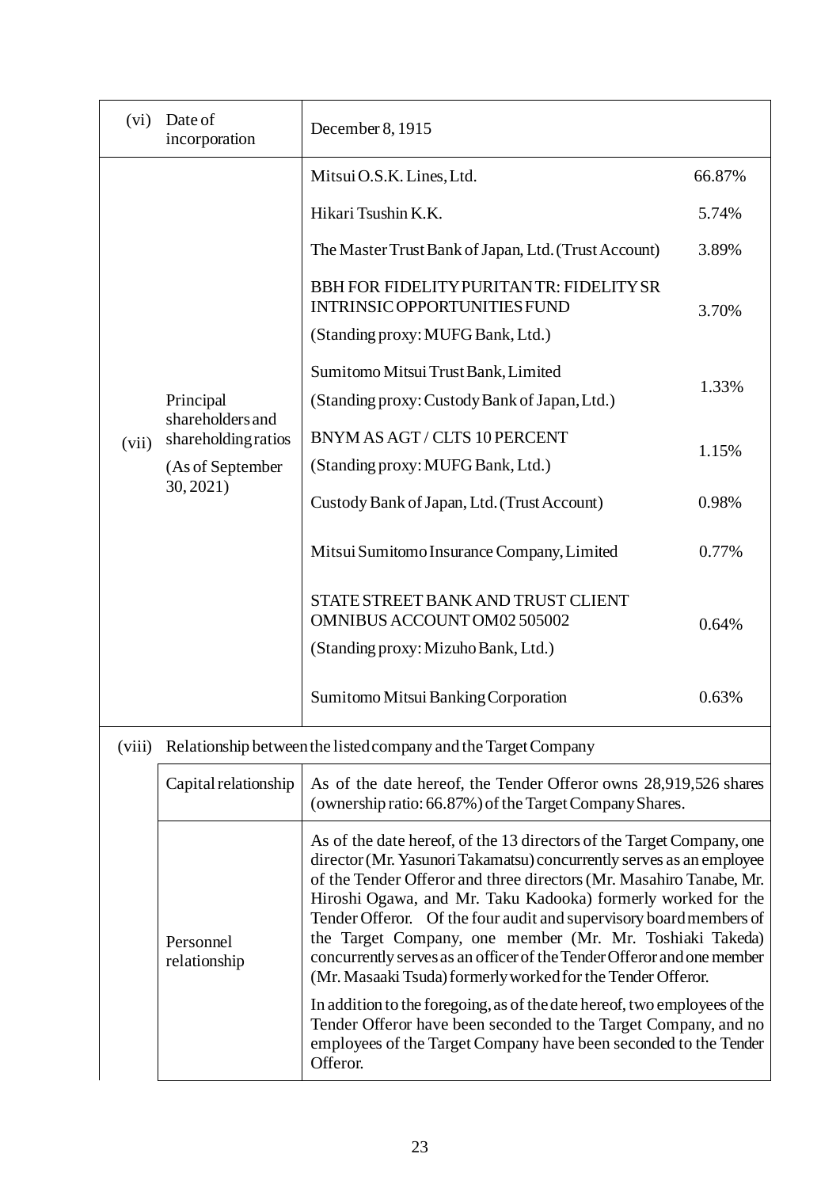| (vi) | Date of incorporation | December 8, 1915 | |
|---|---|---|---|
| (vii) | Principal shareholders and shareholding ratios (As of September 30, 2021) | Mitsui O.S.K. Lines, Ltd. | 66.87% |
| | | Hikari Tsushin K.K. | 5.74% |
| | | The Master Trust Bank of Japan, Ltd. (Trust Account) | 3.89% |
| | | BBH FOR FIDELITY PURITAN TR: FIDELITY SR INTRINSIC OPPORTUNITIES FUND (Standing proxy: MUFG Bank, Ltd.) | 3.70% |
| | | Sumitomo Mitsui Trust Bank, Limited (Standing proxy: Custody Bank of Japan, Ltd.) | 1.33% |
| | | BNYM AS AGT / CLTS 10 PERCENT (Standing proxy: MUFG Bank, Ltd.) | 1.15% |
| | | Custody Bank of Japan, Ltd. (Trust Account) | 0.98% |
| | | Mitsui Sumitomo Insurance Company, Limited | 0.77% |
| | | STATE STREET BANK AND TRUST CLIENT OMNIBUS ACCOUNT OM02 505002 (Standing proxy: Mizuho Bank, Ltd.) | 0.64% |
| | | Sumitomo Mitsui Banking Corporation | 0.63% |
| (viii) | Relationship between the listed company and the Target Company | | |
| | Capital relationship | As of the date hereof, the Tender Offeror owns 28,919,526 shares (ownership ratio: 66.87%) of the Target Company Shares. | |
| | Personnel relationship | As of the date hereof, of the 13 directors of the Target Company, one director (Mr. Yasunori Takamatsu) concurrently serves as an employee of the Tender Offeror and three directors (Mr. Masahiro Tanabe, Mr. Hiroshi Ogawa, and Mr. Taku Kadooka) formerly worked for the Tender Offeror. Of the four audit and supervisory board members of the Target Company, one member (Mr. Mr. Toshiaki Takeda) concurrently serves as an officer of the Tender Offeror and one member (Mr. Masaaki Tsuda) formerly worked for the Tender Offeror.<br><br>In addition to the foregoing, as of the date hereof, two employees of the Tender Offeror have been seconded to the Target Company, and no employees of the Target Company have been seconded to the Tender Offeror. | |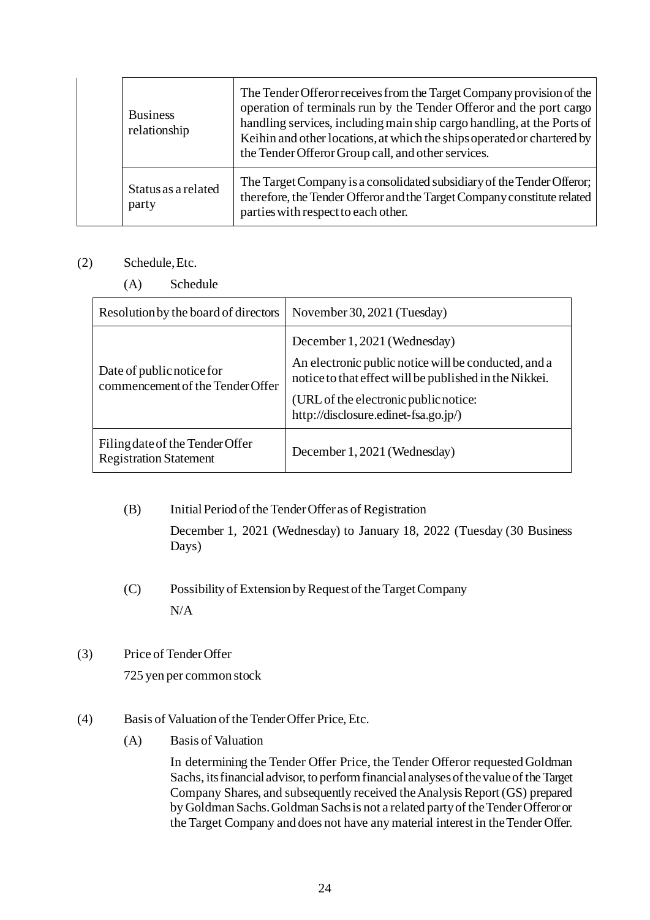| | | |
|---|---|---|
| | Business relationship | The Tender Offeror receives from the Target Company provision of the operation of terminals run by the Tender Offeror and the port cargo handling services, including main ship cargo handling, at the Ports of Keihin and other locations, at which the ships operated or chartered by the Tender Offeror Group call, and other services. |
| | Status as a related party | The Target Company is a consolidated subsidiary of the Tender Offeror; therefore, the Tender Offeror and the Target Company constitute related parties with respect to each other. |

(2) Schedule, Etc.

(A) Schedule

| Resolution by the board of directors | November 30, 2021 (Tuesday) |
|---|---|
| Date of public notice for commencement of the Tender Offer | December 1, 2021 (Wednesday)<br>An electronic public notice will be conducted, and a notice to that effect will be published in the Nikkei.<br>(URL of the electronic public notice: http://disclosure.edinet-fsa.go.jp/) |
| Filing date of the Tender Offer Registration Statement | December 1, 2021 (Wednesday) |

(B) Initial Period of the Tender Offer as of Registration

December 1, 2021 (Wednesday) to January 18, 2022 (Tuesday (30 Business Days)

(C) Possibility of Extension by Request of the Target Company

N/A

(3) Price of Tender Offer

725 yen per common stock

(4) Basis of Valuation of the Tender Offer Price, Etc.

(A) Basis of Valuation

In determining the Tender Offer Price, the Tender Offeror requested Goldman Sachs, its financial advisor, to perform financial analyses of the value of the Target Company Shares, and subsequently received the Analysis Report (GS) prepared by Goldman Sachs. Goldman Sachs is not a related party of the Tender Offeror or the Target Company and does not have any material interest in the Tender Offer.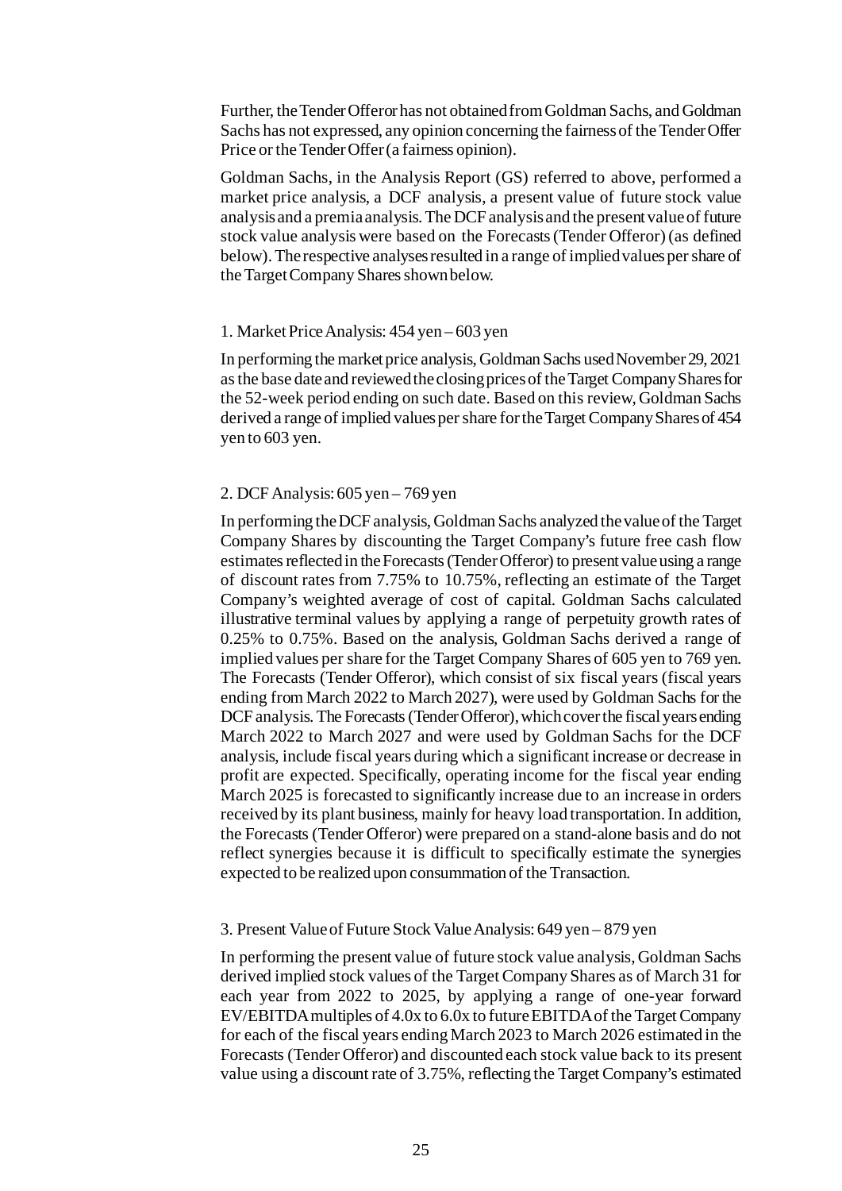Further, the Tender Offeror has not obtained from Goldman Sachs, and Goldman Sachs has not expressed, any opinion concerning the fairness of the Tender Offer Price or the Tender Offer (a fairness opinion).

Goldman Sachs, in the Analysis Report (GS) referred to above, performed a market price analysis, a DCF analysis, a present value of future stock value analysis and a premia analysis. The DCF analysis and the present value of future stock value analysis were based on the Forecasts (Tender Offeror) (as defined below). The respective analyses resulted in a range of implied values per share of the Target Company Shares shown below.

1. Market Price Analysis: 454 yen – 603 yen

In performing the market price analysis, Goldman Sachs used November 29, 2021 as the base date and reviewed the closing prices of the Target Company Shares for the 52-week period ending on such date. Based on this review, Goldman Sachs derived a range of implied values per share for the Target Company Shares of 454 yen to 603 yen.

2. DCF Analysis: 605 yen – 769 yen

In performing the DCF analysis, Goldman Sachs analyzed the value of the Target Company Shares by discounting the Target Company's future free cash flow estimates reflected in the Forecasts (Tender Offeror) to present value using a range of discount rates from 7.75% to 10.75%, reflecting an estimate of the Target Company's weighted average of cost of capital. Goldman Sachs calculated illustrative terminal values by applying a range of perpetuity growth rates of 0.25% to 0.75%. Based on the analysis, Goldman Sachs derived a range of implied values per share for the Target Company Shares of 605 yen to 769 yen. The Forecasts (Tender Offeror), which consist of six fiscal years (fiscal years ending from March 2022 to March 2027), were used by Goldman Sachs for the DCF analysis. The Forecasts (Tender Offeror), which cover the fiscal years ending March 2022 to March 2027 and were used by Goldman Sachs for the DCF analysis, include fiscal years during which a significant increase or decrease in profit are expected. Specifically, operating income for the fiscal year ending March 2025 is forecasted to significantly increase due to an increase in orders received by its plant business, mainly for heavy load transportation. In addition, the Forecasts (Tender Offeror) were prepared on a stand-alone basis and do not reflect synergies because it is difficult to specifically estimate the synergies expected to be realized upon consummation of the Transaction.

3. Present Value of Future Stock Value Analysis: 649 yen – 879 yen

In performing the present value of future stock value analysis, Goldman Sachs derived implied stock values of the Target Company Shares as of March 31 for each year from 2022 to 2025, by applying a range of one-year forward EV/EBITDA multiples of 4.0x to 6.0x to future EBITDA of the Target Company for each of the fiscal years ending March 2023 to March 2026 estimated in the Forecasts (Tender Offeror) and discounted each stock value back to its present value using a discount rate of 3.75%, reflecting the Target Company's estimated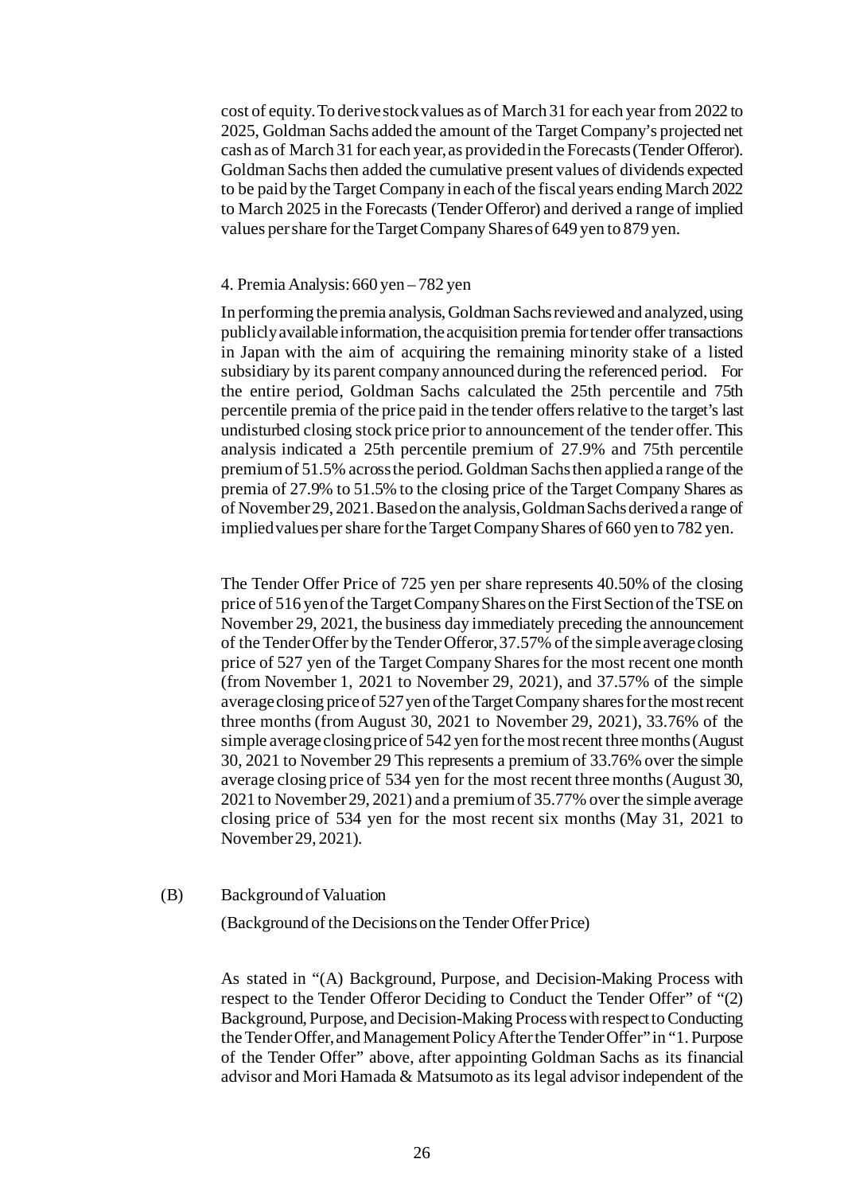cost of equity. To derive stock values as of March 31 for each year from 2022 to 2025, Goldman Sachs added the amount of the Target Company's projected net cash as of March 31 for each year, as provided in the Forecasts (Tender Offeror). Goldman Sachs then added the cumulative present values of dividends expected to be paid by the Target Company in each of the fiscal years ending March 2022 to March 2025 in the Forecasts (Tender Offeror) and derived a range of implied values per share for the Target Company Shares of 649 yen to 879 yen.

4. Premia Analysis: 660 yen – 782 yen

In performing the premia analysis, Goldman Sachs reviewed and analyzed, using publicly available information, the acquisition premia for tender offer transactions in Japan with the aim of acquiring the remaining minority stake of a listed subsidiary by its parent company announced during the referenced period. For the entire period, Goldman Sachs calculated the 25th percentile and 75th percentile premia of the price paid in the tender offers relative to the target's last undisturbed closing stock price prior to announcement of the tender offer. This analysis indicated a 25th percentile premium of 27.9% and 75th percentile premium of 51.5% across the period. Goldman Sachs then applied a range of the premia of 27.9% to 51.5% to the closing price of the Target Company Shares as of November 29, 2021. Based on the analysis, Goldman Sachs derived a range of implied values per share for the Target Company Shares of 660 yen to 782 yen.

The Tender Offer Price of 725 yen per share represents 40.50% of the closing price of 516 yen of the Target Company Shares on the First Section of the TSE on November 29, 2021, the business day immediately preceding the announcement of the Tender Offer by the Tender Offeror, 37.57% of the simple average closing price of 527 yen of the Target Company Shares for the most recent one month (from November 1, 2021 to November 29, 2021), and 37.57% of the simple average closing price of 527 yen of the Target Company shares for the most recent three months (from August 30, 2021 to November 29, 2021), 33.76% of the simple average closing price of 542 yen for the most recent three months (August 30, 2021 to November 29 This represents a premium of 33.76% over the simple average closing price of 534 yen for the most recent three months (August 30, 2021 to November 29, 2021) and a premium of 35.77% over the simple average closing price of 534 yen for the most recent six months (May 31, 2021 to November 29, 2021).

(B) Background of Valuation

(Background of the Decisions on the Tender Offer Price)

As stated in "(A) Background, Purpose, and Decision-Making Process with respect to the Tender Offeror Deciding to Conduct the Tender Offer" of "(2) Background, Purpose, and Decision-Making Process with respect to Conducting the Tender Offer, and Management Policy After the Tender Offer" in "1. Purpose of the Tender Offer" above, after appointing Goldman Sachs as its financial advisor and Mori Hamada & Matsumoto as its legal advisor independent of the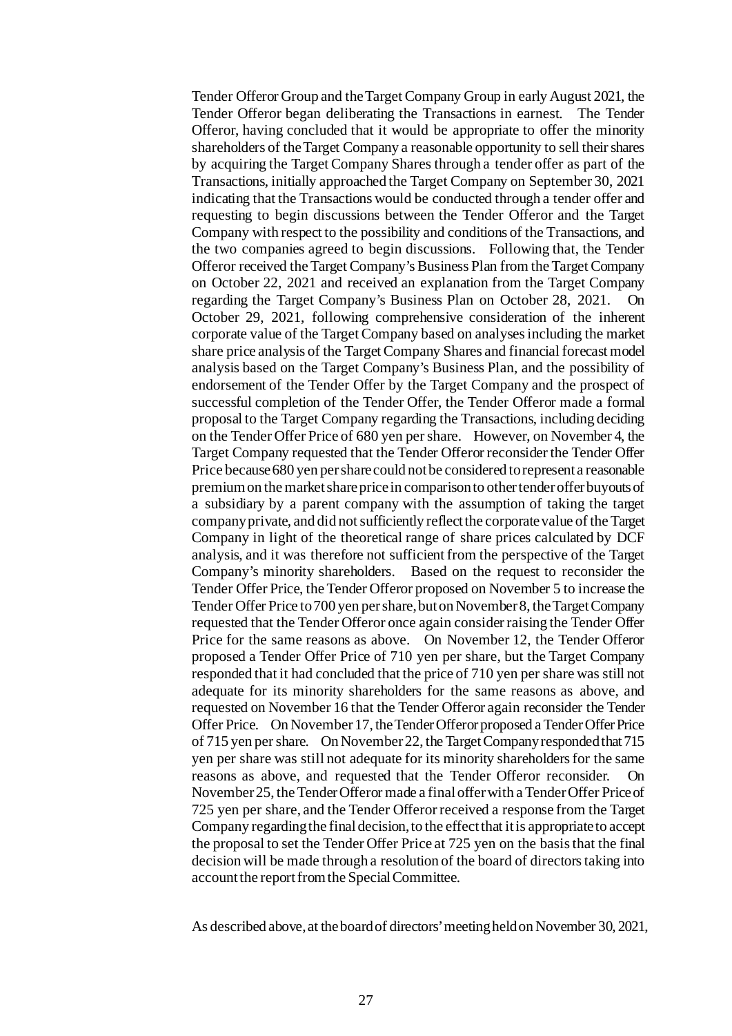Tender Offeror Group and the Target Company Group in early August 2021, the Tender Offeror began deliberating the Transactions in earnest. The Tender Offeror, having concluded that it would be appropriate to offer the minority shareholders of the Target Company a reasonable opportunity to sell their shares by acquiring the Target Company Shares through a tender offer as part of the Transactions, initially approached the Target Company on September 30, 2021 indicating that the Transactions would be conducted through a tender offer and requesting to begin discussions between the Tender Offeror and the Target Company with respect to the possibility and conditions of the Transactions, and the two companies agreed to begin discussions. Following that, the Tender Offeror received the Target Company's Business Plan from the Target Company on October 22, 2021 and received an explanation from the Target Company regarding the Target Company's Business Plan on October 28, 2021. On October 29, 2021, following comprehensive consideration of the inherent corporate value of the Target Company based on analyses including the market share price analysis of the Target Company Shares and financial forecast model analysis based on the Target Company's Business Plan, and the possibility of endorsement of the Tender Offer by the Target Company and the prospect of successful completion of the Tender Offer, the Tender Offeror made a formal proposal to the Target Company regarding the Transactions, including deciding on the Tender Offer Price of 680 yen per share. However, on November 4, the Target Company requested that the Tender Offeror reconsider the Tender Offer Price because 680 yen per share could not be considered to represent a reasonable premium on the market share price in comparison to other tender offer buyouts of a subsidiary by a parent company with the assumption of taking the target company private, and did not sufficiently reflect the corporate value of the Target Company in light of the theoretical range of share prices calculated by DCF analysis, and it was therefore not sufficient from the perspective of the Target Company's minority shareholders. Based on the request to reconsider the Tender Offer Price, the Tender Offeror proposed on November 5 to increase the Tender Offer Price to 700 yen per share, but on November 8, the Target Company requested that the Tender Offeror once again consider raising the Tender Offer Price for the same reasons as above. On November 12, the Tender Offeror proposed a Tender Offer Price of 710 yen per share, but the Target Company responded that it had concluded that the price of 710 yen per share was still not adequate for its minority shareholders for the same reasons as above, and requested on November 16 that the Tender Offeror again reconsider the Tender Offer Price. On November 17, the Tender Offeror proposed a Tender Offer Price of 715 yen per share. On November 22, the Target Company responded that 715 yen per share was still not adequate for its minority shareholders for the same reasons as above, and requested that the Tender Offeror reconsider. On November 25, the Tender Offeror made a final offer with a Tender Offer Price of 725 yen per share, and the Tender Offeror received a response from the Target Company regarding the final decision, to the effect that it is appropriate to accept the proposal to set the Tender Offer Price at 725 yen on the basis that the final decision will be made through a resolution of the board of directors taking into account the report from the Special Committee.

As described above, at the board of directors' meeting held on November 30, 2021,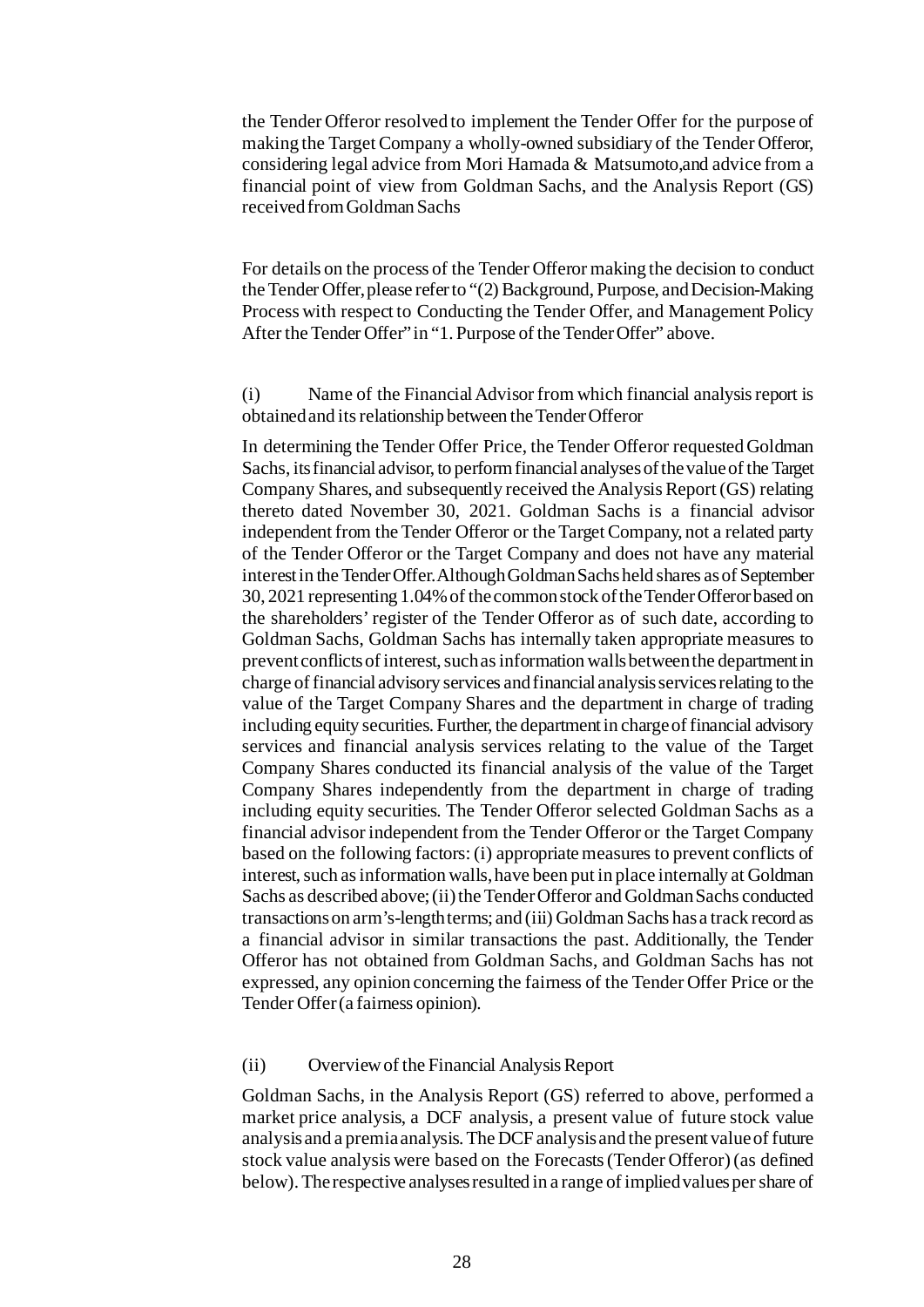the Tender Offeror resolved to implement the Tender Offer for the purpose of making the Target Company a wholly-owned subsidiary of the Tender Offeror, considering legal advice from Mori Hamada & Matsumoto,and advice from a financial point of view from Goldman Sachs, and the Analysis Report (GS) received from Goldman Sachs

For details on the process of the Tender Offeror making the decision to conduct the Tender Offer, please refer to "(2) Background, Purpose, and Decision-Making Process with respect to Conducting the Tender Offer, and Management Policy After the Tender Offer" in "1. Purpose of the Tender Offer" above.

(i) Name of the Financial Advisor from which financial analysis report is obtained and its relationship between the Tender Offeror

In determining the Tender Offer Price, the Tender Offeror requested Goldman Sachs, its financial advisor, to perform financial analyses of the value of the Target Company Shares, and subsequently received the Analysis Report (GS) relating thereto dated November 30, 2021. Goldman Sachs is a financial advisor independent from the Tender Offeror or the Target Company, not a related party of the Tender Offeror or the Target Company and does not have any material interest in the Tender Offer. Although Goldman Sachs held shares as of September 30, 2021 representing 1.04% of the common stock of the Tender Offeror based on the shareholders' register of the Tender Offeror as of such date, according to Goldman Sachs, Goldman Sachs has internally taken appropriate measures to prevent conflicts of interest, such as information walls between the department in charge of financial advisory services and financial analysis services relating to the value of the Target Company Shares and the department in charge of trading including equity securities. Further, the department in charge of financial advisory services and financial analysis services relating to the value of the Target Company Shares conducted its financial analysis of the value of the Target Company Shares independently from the department in charge of trading including equity securities. The Tender Offeror selected Goldman Sachs as a financial advisor independent from the Tender Offeror or the Target Company based on the following factors: (i) appropriate measures to prevent conflicts of interest, such as information walls, have been put in place internally at Goldman Sachs as described above; (ii) the Tender Offeror and Goldman Sachs conducted transactions on arm's-length terms; and (iii) Goldman Sachs has a track record as a financial advisor in similar transactions the past. Additionally, the Tender Offeror has not obtained from Goldman Sachs, and Goldman Sachs has not expressed, any opinion concerning the fairness of the Tender Offer Price or the Tender Offer (a fairness opinion).

(ii) Overview of the Financial Analysis Report

Goldman Sachs, in the Analysis Report (GS) referred to above, performed a market price analysis, a DCF analysis, a present value of future stock value analysis and a premia analysis. The DCF analysis and the present value of future stock value analysis were based on the Forecasts (Tender Offeror) (as defined below). The respective analyses resulted in a range of implied values per share of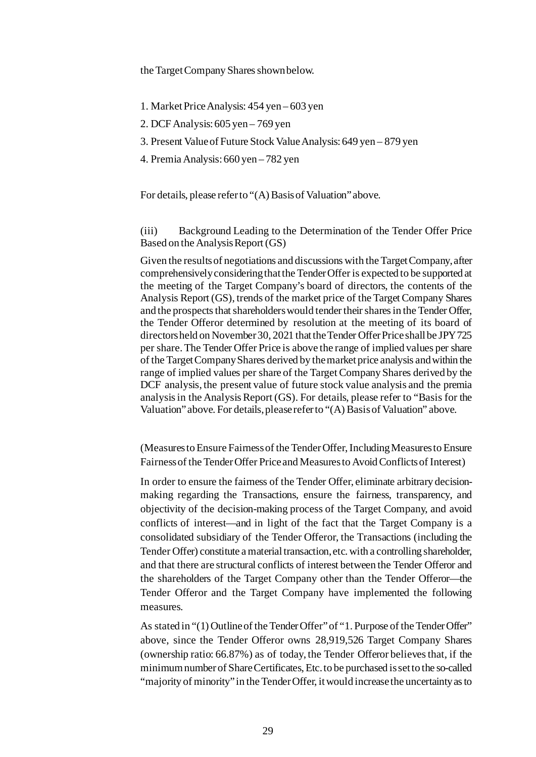the Target Company Shares shown below.

1. Market Price Analysis: 454 yen – 603 yen
2. DCF Analysis: 605 yen – 769 yen
3. Present Value of Future Stock Value Analysis: 649 yen – 879 yen
4. Premia Analysis: 660 yen – 782 yen

For details, please refer to "(A) Basis of Valuation" above.

(iii) Background Leading to the Determination of the Tender Offer Price Based on the Analysis Report (GS)

Given the results of negotiations and discussions with the Target Company, after comprehensively considering that the Tender Offer is expected to be supported at the meeting of the Target Company's board of directors, the contents of the Analysis Report (GS), trends of the market price of the Target Company Shares and the prospects that shareholders would tender their shares in the Tender Offer, the Tender Offeror determined by resolution at the meeting of its board of directors held on November 30, 2021 that the Tender Offer Price shall be JPY 725 per share. The Tender Offer Price is above the range of implied values per share of the Target Company Shares derived by the market price analysis and within the range of implied values per share of the Target Company Shares derived by the DCF analysis, the present value of future stock value analysis and the premia analysis in the Analysis Report (GS). For details, please refer to "Basis for the Valuation" above. For details, please refer to "(A) Basis of Valuation" above.

(Measures to Ensure Fairness of the Tender Offer, Including Measures to Ensure Fairness of the Tender Offer Price and Measures to Avoid Conflicts of Interest)

In order to ensure the fairness of the Tender Offer, eliminate arbitrary decision-making regarding the Transactions, ensure the fairness, transparency, and objectivity of the decision-making process of the Target Company, and avoid conflicts of interest—and in light of the fact that the Target Company is a consolidated subsidiary of the Tender Offeror, the Transactions (including the Tender Offer) constitute a material transaction, etc. with a controlling shareholder, and that there are structural conflicts of interest between the Tender Offeror and the shareholders of the Target Company other than the Tender Offeror—the Tender Offeror and the Target Company have implemented the following measures.

As stated in "(1) Outline of the Tender Offer" of "1. Purpose of the Tender Offer" above, since the Tender Offeror owns 28,919,526 Target Company Shares (ownership ratio: 66.87%) as of today, the Tender Offeror believes that, if the minimum number of Share Certificates, Etc. to be purchased is set to the so-called "majority of minority" in the Tender Offer, it would increase the uncertainty as to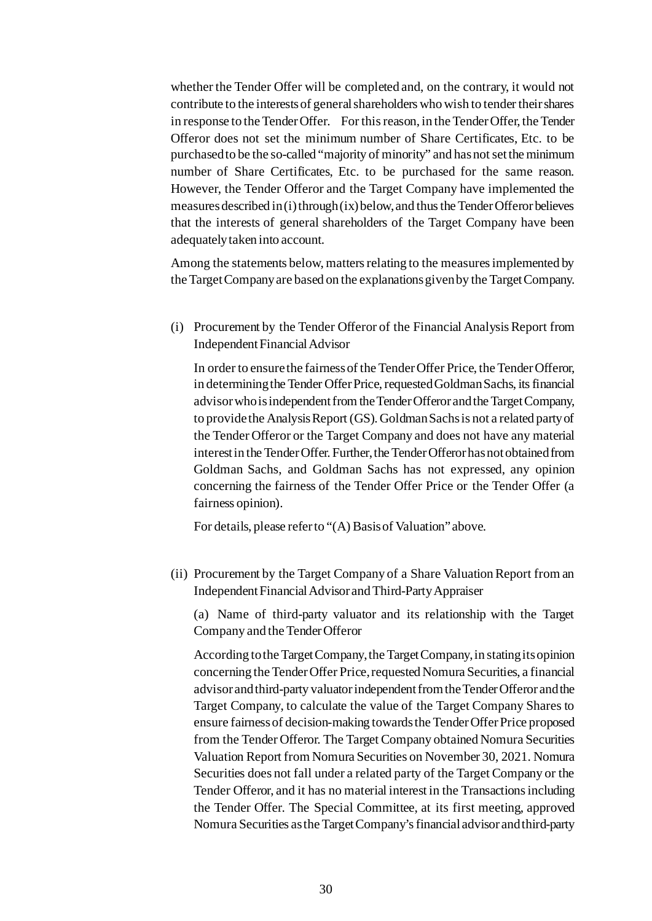whether the Tender Offer will be completed and, on the contrary, it would not contribute to the interests of general shareholders who wish to tender their shares in response to the Tender Offer. For this reason, in the Tender Offer, the Tender Offeror does not set the minimum number of Share Certificates, Etc. to be purchased to be the so-called "majority of minority" and has not set the minimum number of Share Certificates, Etc. to be purchased for the same reason. However, the Tender Offeror and the Target Company have implemented the measures described in (i) through (ix) below, and thus the Tender Offeror believes that the interests of general shareholders of the Target Company have been adequately taken into account.

Among the statements below, matters relating to the measures implemented by the Target Company are based on the explanations given by the Target Company.

(i) Procurement by the Tender Offeror of the Financial Analysis Report from Independent Financial Advisor

In order to ensure the fairness of the Tender Offer Price, the Tender Offeror, in determining the Tender Offer Price, requested Goldman Sachs, its financial advisor who is independent from the Tender Offeror and the Target Company, to provide the Analysis Report (GS). Goldman Sachs is not a related party of the Tender Offeror or the Target Company and does not have any material interest in the Tender Offer. Further, the Tender Offeror has not obtained from Goldman Sachs, and Goldman Sachs has not expressed, any opinion concerning the fairness of the Tender Offer Price or the Tender Offer (a fairness opinion).

For details, please refer to "(A) Basis of Valuation" above.

(ii) Procurement by the Target Company of a Share Valuation Report from an Independent Financial Advisor and Third-Party Appraiser

(a) Name of third-party valuator and its relationship with the Target Company and the Tender Offeror

According to the Target Company, the Target Company, in stating its opinion concerning the Tender Offer Price, requested Nomura Securities, a financial advisor and third-party valuator independent from the Tender Offeror and the Target Company, to calculate the value of the Target Company Shares to ensure fairness of decision-making towards the Tender Offer Price proposed from the Tender Offeror. The Target Company obtained Nomura Securities Valuation Report from Nomura Securities on November 30, 2021. Nomura Securities does not fall under a related party of the Target Company or the Tender Offeror, and it has no material interest in the Transactions including the Tender Offer. The Special Committee, at its first meeting, approved Nomura Securities as the Target Company's financial advisor and third-party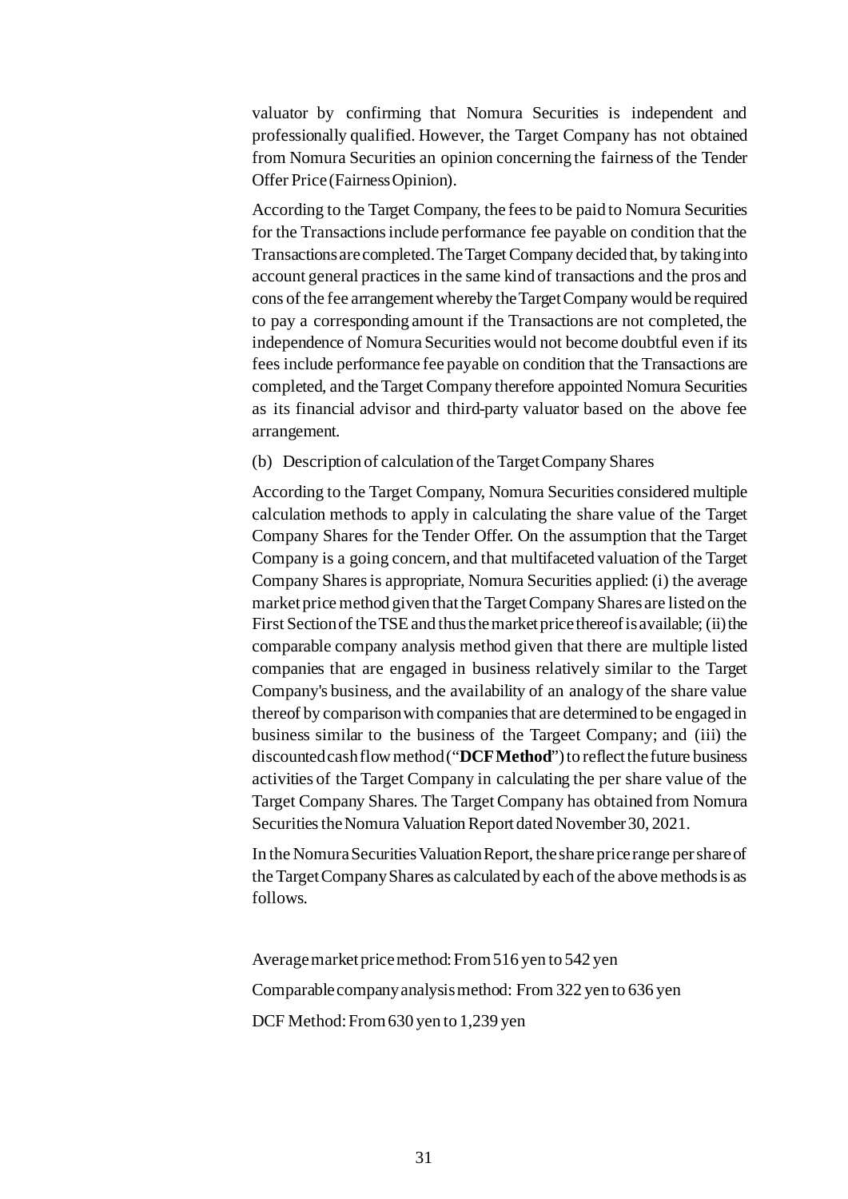valuator by confirming that Nomura Securities is independent and professionally qualified. However, the Target Company has not obtained from Nomura Securities an opinion concerning the fairness of the Tender Offer Price (Fairness Opinion).

According to the Target Company, the fees to be paid to Nomura Securities for the Transactions include performance fee payable on condition that the Transactions are completed. The Target Company decided that, by taking into account general practices in the same kind of transactions and the pros and cons of the fee arrangement whereby the Target Company would be required to pay a corresponding amount if the Transactions are not completed, the independence of Nomura Securities would not become doubtful even if its fees include performance fee payable on condition that the Transactions are completed, and the Target Company therefore appointed Nomura Securities as its financial advisor and third-party valuator based on the above fee arrangement.

(b) Description of calculation of the Target Company Shares

According to the Target Company, Nomura Securities considered multiple calculation methods to apply in calculating the share value of the Target Company Shares for the Tender Offer. On the assumption that the Target Company is a going concern, and that multifaceted valuation of the Target Company Shares is appropriate, Nomura Securities applied: (i) the average market price method given that the Target Company Shares are listed on the First Section of the TSE and thus the market price thereof is available; (ii) the comparable company analysis method given that there are multiple listed companies that are engaged in business relatively similar to the Target Company's business, and the availability of an analogy of the share value thereof by comparison with companies that are determined to be engaged in business similar to the business of the Targeet Company; and (iii) the discounted cash flow method ("**DCF Method**") to reflect the future business activities of the Target Company in calculating the per share value of the Target Company Shares. The Target Company has obtained from Nomura Securities the Nomura Valuation Report dated November 30, 2021.

In the Nomura Securities Valuation Report, the share price range per share of the Target Company Shares as calculated by each of the above methods is as follows.

Average market price method: From 516 yen to 542 yen

Comparable company analysis method: From 322 yen to 636 yen

DCF Method: From 630 yen to 1,239 yen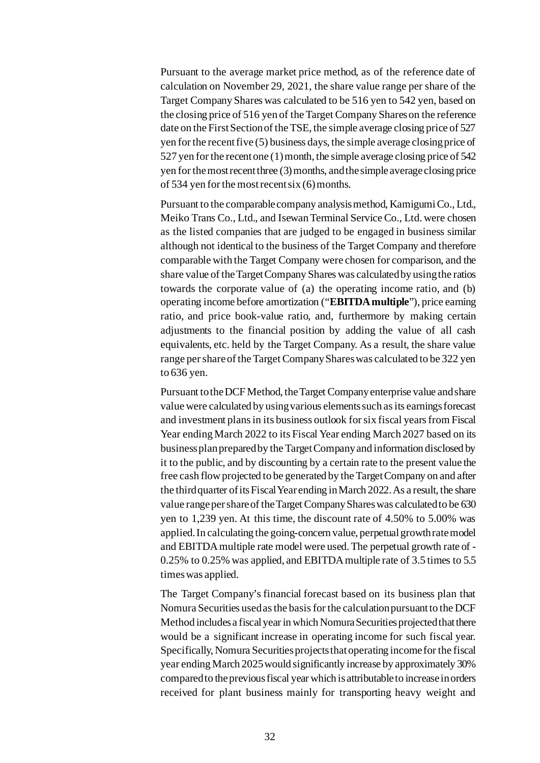Pursuant to the average market price method, as of the reference date of calculation on November 29, 2021, the share value range per share of the Target Company Shares was calculated to be 516 yen to 542 yen, based on the closing price of 516 yen of the Target Company Shares on the reference date on the First Section of the TSE, the simple average closing price of 527 yen for the recent five (5) business days, the simple average closing price of 527 yen for the recent one (1) month, the simple average closing price of 542 yen for the most recent three (3) months, and the simple average closing price of 534 yen for the most recent six (6) months.

Pursuant to the comparable company analysis method, Kamigumi Co., Ltd., Meiko Trans Co., Ltd., and Isewan Terminal Service Co., Ltd. were chosen as the listed companies that are judged to be engaged in business similar although not identical to the business of the Target Company and therefore comparable with the Target Company were chosen for comparison, and the share value of the Target Company Shares was calculated by using the ratios towards the corporate value of (a) the operating income ratio, and (b) operating income before amortization ("**EBITDA multiple**"), price earning ratio, and price book-value ratio, and, furthermore by making certain adjustments to the financial position by adding the value of all cash equivalents, etc. held by the Target Company. As a result, the share value range per share of the Target Company Shares was calculated to be 322 yen to 636 yen.

Pursuant to the DCF Method, the Target Company enterprise value and share value were calculated by using various elements such as its earnings forecast and investment plans in its business outlook for six fiscal years from Fiscal Year ending March 2022 to its Fiscal Year ending March 2027 based on its business plan prepared by the Target Company and information disclosed by it to the public, and by discounting by a certain rate to the present value the free cash flow projected to be generated by the Target Company on and after the third quarter of its Fiscal Year ending in March 2022. As a result, the share value range per share of the Target Company Shares was calculated to be 630 yen to 1,239 yen. At this time, the discount rate of 4.50% to 5.00% was applied. In calculating the going-concern value, perpetual growth rate model and EBITDA multiple rate model were used. The perpetual growth rate of -0.25% to 0.25% was applied, and EBITDA multiple rate of 3.5 times to 5.5 times was applied.

The Target Company's financial forecast based on its business plan that Nomura Securities used as the basis for the calculation pursuant to the DCF Method includes a fiscal year in which Nomura Securities projected that there would be a significant increase in operating income for such fiscal year. Specifically, Nomura Securities projects that operating income for the fiscal year ending March 2025 would significantly increase by approximately 30% compared to the previous fiscal year which is attributable to increase in orders received for plant business mainly for transporting heavy weight and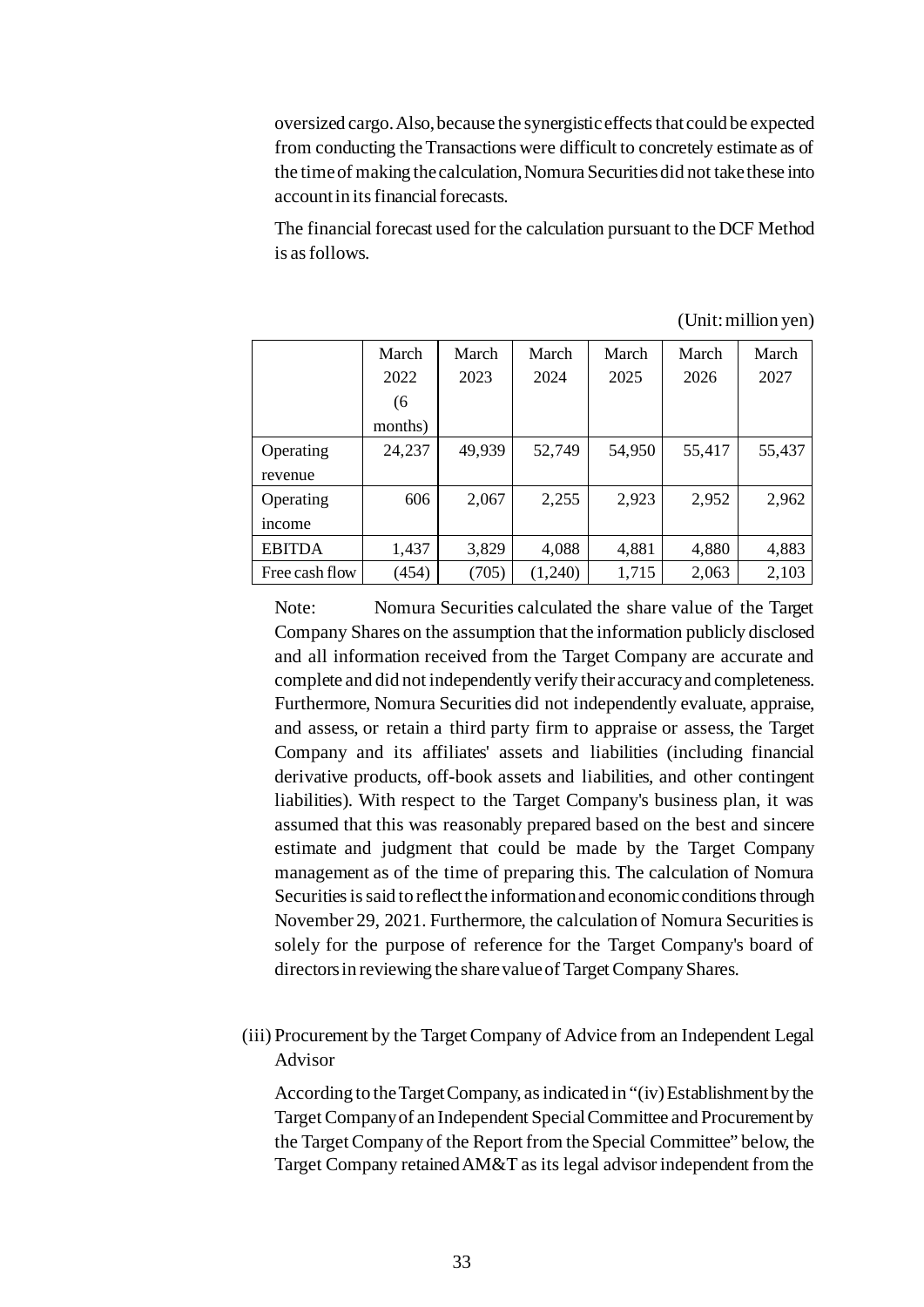oversized cargo. Also, because the synergistic effects that could be expected from conducting the Transactions were difficult to concretely estimate as of the time of making the calculation, Nomura Securities did not take these into account in its financial forecasts.

The financial forecast used for the calculation pursuant to the DCF Method is as follows.

(Unit: million yen)

| | March 2022 (6 months) | March 2023 | March 2024 | March 2025 | March 2026 | March 2027 |
|---|---|---|---|---|---|---|
| Operating revenue | 24,237 | 49,939 | 52,749 | 54,950 | 55,417 | 55,437 |
| Operating income | 606 | 2,067 | 2,255 | 2,923 | 2,952 | 2,962 |
| EBITDA | 1,437 | 3,829 | 4,088 | 4,881 | 4,880 | 4,883 |
| Free cash flow | (454) | (705) | (1,240) | 1,715 | 2,063 | 2,103 |

Note: Nomura Securities calculated the share value of the Target Company Shares on the assumption that the information publicly disclosed and all information received from the Target Company are accurate and complete and did not independently verify their accuracy and completeness. Furthermore, Nomura Securities did not independently evaluate, appraise, and assess, or retain a third party firm to appraise or assess, the Target Company and its affiliates' assets and liabilities (including financial derivative products, off-book assets and liabilities, and other contingent liabilities). With respect to the Target Company's business plan, it was assumed that this was reasonably prepared based on the best and sincere estimate and judgment that could be made by the Target Company management as of the time of preparing this. The calculation of Nomura Securities is said to reflect the information and economic conditions through November 29, 2021. Furthermore, the calculation of Nomura Securities is solely for the purpose of reference for the Target Company's board of directors in reviewing the share value of Target Company Shares.

(iii) Procurement by the Target Company of Advice from an Independent Legal Advisor

According to the Target Company, as indicated in "(iv) Establishment by the Target Company of an Independent Special Committee and Procurement by the Target Company of the Report from the Special Committee" below, the Target Company retained AM&T as its legal advisor independent from the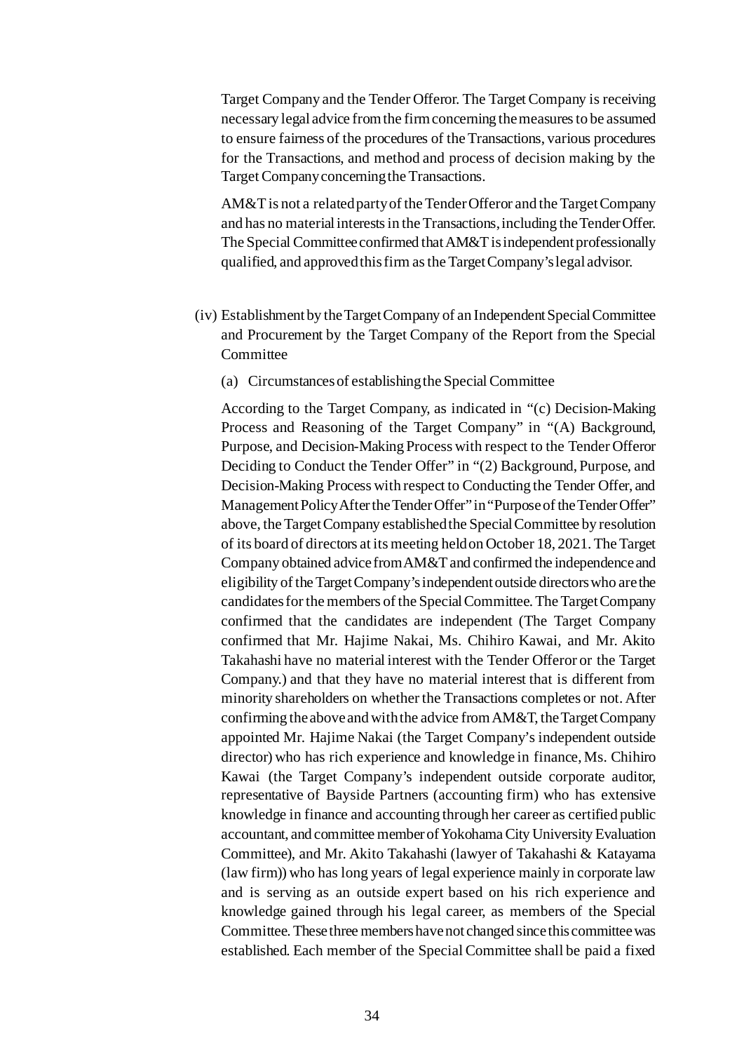Target Company and the Tender Offeror. The Target Company is receiving necessary legal advice from the firm concerning the measures to be assumed to ensure fairness of the procedures of the Transactions, various procedures for the Transactions, and method and process of decision making by the Target Company concerning the Transactions.

AM&T is not a related party of the Tender Offeror and the Target Company and has no material interests in the Transactions, including the Tender Offer. The Special Committee confirmed that AM&T is independent professionally qualified, and approved this firm as the Target Company's legal advisor.

(iv) Establishment by the Target Company of an Independent Special Committee and Procurement by the Target Company of the Report from the Special Committee

(a) Circumstances of establishing the Special Committee

According to the Target Company, as indicated in "(c) Decision-Making Process and Reasoning of the Target Company" in "(A) Background, Purpose, and Decision-Making Process with respect to the Tender Offeror Deciding to Conduct the Tender Offer" in "(2) Background, Purpose, and Decision-Making Process with respect to Conducting the Tender Offer, and Management Policy After the Tender Offer" in "Purpose of the Tender Offer" above, the Target Company established the Special Committee by resolution of its board of directors at its meeting held on October 18, 2021. The Target Company obtained advice from AM&T and confirmed the independence and eligibility of the Target Company's independent outside directors who are the candidates for the members of the Special Committee. The Target Company confirmed that the candidates are independent (The Target Company confirmed that Mr. Hajime Nakai, Ms. Chihiro Kawai, and Mr. Akito Takahashi have no material interest with the Tender Offeror or the Target Company.) and that they have no material interest that is different from minority shareholders on whether the Transactions completes or not. After confirming the above and with the advice from AM&T, the Target Company appointed Mr. Hajime Nakai (the Target Company's independent outside director) who has rich experience and knowledge in finance, Ms. Chihiro Kawai (the Target Company's independent outside corporate auditor, representative of Bayside Partners (accounting firm) who has extensive knowledge in finance and accounting through her career as certified public accountant, and committee member of Yokohama City University Evaluation Committee), and Mr. Akito Takahashi (lawyer of Takahashi & Katayama (law firm)) who has long years of legal experience mainly in corporate law and is serving as an outside expert based on his rich experience and knowledge gained through his legal career, as members of the Special Committee. These three members have not changed since this committee was established. Each member of the Special Committee shall be paid a fixed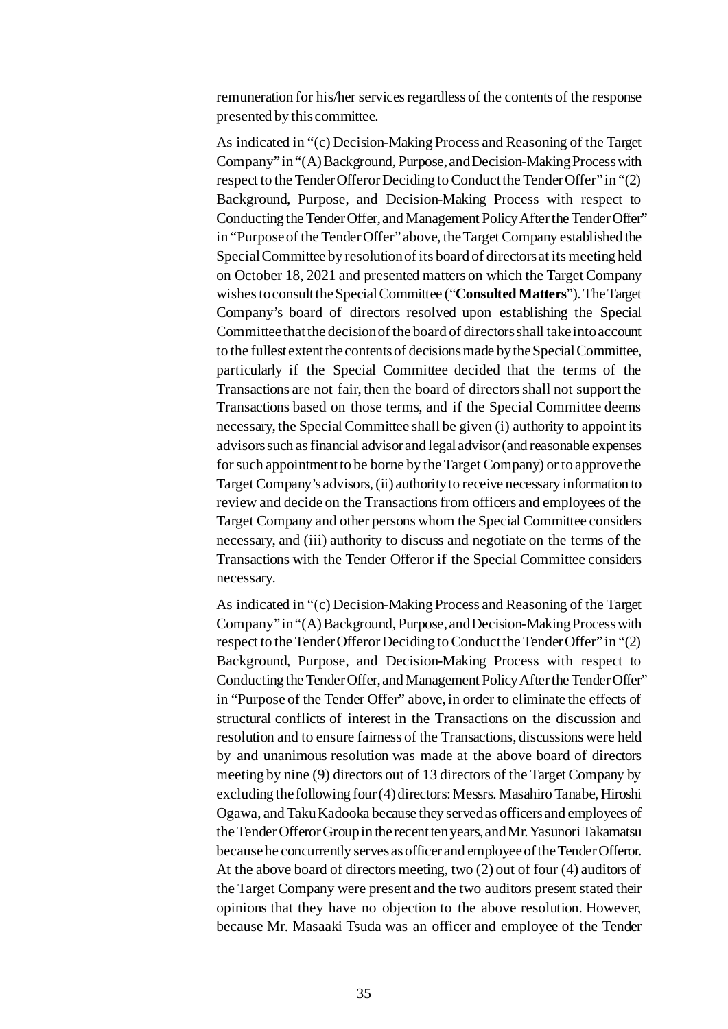remuneration for his/her services regardless of the contents of the response presented by this committee.

As indicated in "(c) Decision-Making Process and Reasoning of the Target Company" in "(A) Background, Purpose, and Decision-Making Process with respect to the Tender Offeror Deciding to Conduct the Tender Offer" in "(2) Background, Purpose, and Decision-Making Process with respect to Conducting the Tender Offer, and Management Policy After the Tender Offer" in "Purpose of the Tender Offer" above, the Target Company established the Special Committee by resolution of its board of directors at its meeting held on October 18, 2021 and presented matters on which the Target Company wishes to consult the Special Committee ("**Consulted Matters**"). The Target Company's board of directors resolved upon establishing the Special Committee that the decision of the board of directors shall take into account to the fullest extent the contents of decisions made by the Special Committee, particularly if the Special Committee decided that the terms of the Transactions are not fair, then the board of directors shall not support the Transactions based on those terms, and if the Special Committee deems necessary, the Special Committee shall be given (i) authority to appoint its advisors such as financial advisor and legal advisor (and reasonable expenses for such appointment to be borne by the Target Company) or to approve the Target Company's advisors, (ii) authority to receive necessary information to review and decide on the Transactions from officers and employees of the Target Company and other persons whom the Special Committee considers necessary, and (iii) authority to discuss and negotiate on the terms of the Transactions with the Tender Offeror if the Special Committee considers necessary.

As indicated in "(c) Decision-Making Process and Reasoning of the Target Company" in "(A) Background, Purpose, and Decision-Making Process with respect to the Tender Offeror Deciding to Conduct the Tender Offer" in "(2) Background, Purpose, and Decision-Making Process with respect to Conducting the Tender Offer, and Management Policy After the Tender Offer" in "Purpose of the Tender Offer" above, in order to eliminate the effects of structural conflicts of interest in the Transactions on the discussion and resolution and to ensure fairness of the Transactions, discussions were held by and unanimous resolution was made at the above board of directors meeting by nine (9) directors out of 13 directors of the Target Company by excluding the following four (4) directors: Messrs. Masahiro Tanabe, Hiroshi Ogawa, and Taku Kadooka because they served as officers and employees of the Tender Offeror Group in the recent ten years, and Mr. Yasunori Takamatsu because he concurrently serves as officer and employee of the Tender Offeror. At the above board of directors meeting, two (2) out of four (4) auditors of the Target Company were present and the two auditors present stated their opinions that they have no objection to the above resolution. However, because Mr. Masaaki Tsuda was an officer and employee of the Tender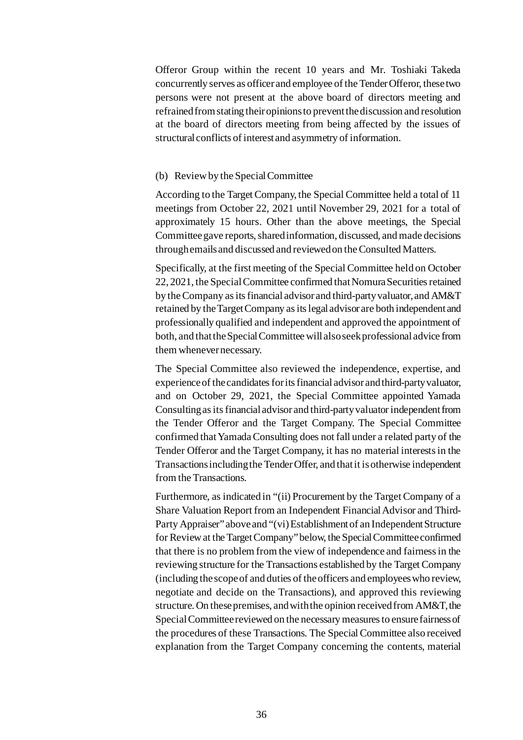Offeror Group within the recent 10 years and Mr. Toshiaki Takeda concurrently serves as officer and employee of the Tender Offeror, these two persons were not present at the above board of directors meeting and refrained from stating their opinions to prevent the discussion and resolution at the board of directors meeting from being affected by the issues of structural conflicts of interest and asymmetry of information.

(b) Review by the Special Committee

According to the Target Company, the Special Committee held a total of 11 meetings from October 22, 2021 until November 29, 2021 for a total of approximately 15 hours. Other than the above meetings, the Special Committee gave reports, shared information, discussed, and made decisions through emails and discussed and reviewed on the Consulted Matters.

Specifically, at the first meeting of the Special Committee held on October 22, 2021, the Special Committee confirmed that Nomura Securities retained by the Company as its financial advisor and third-party valuator, and AM&T retained by the Target Company as its legal advisor are both independent and professionally qualified and independent and approved the appointment of both, and that the Special Committee will also seek professional advice from them whenever necessary.

The Special Committee also reviewed the independence, expertise, and experience of the candidates for its financial advisor and third-party valuator, and on October 29, 2021, the Special Committee appointed Yamada Consulting as its financial advisor and third-party valuator independent from the Tender Offeror and the Target Company. The Special Committee confirmed that Yamada Consulting does not fall under a related party of the Tender Offeror and the Target Company, it has no material interests in the Transactions including the Tender Offer, and that it is otherwise independent from the Transactions.

Furthermore, as indicated in "(ii) Procurement by the Target Company of a Share Valuation Report from an Independent Financial Advisor and Third-Party Appraiser" above and "(vi) Establishment of an Independent Structure for Review at the Target Company" below, the Special Committee confirmed that there is no problem from the view of independence and fairness in the reviewing structure for the Transactions established by the Target Company (including the scope of and duties of the officers and employees who review, negotiate and decide on the Transactions), and approved this reviewing structure. On these premises, and with the opinion received from AM&T, the Special Committee reviewed on the necessary measures to ensure fairness of the procedures of these Transactions. The Special Committee also received explanation from the Target Company concerning the contents, material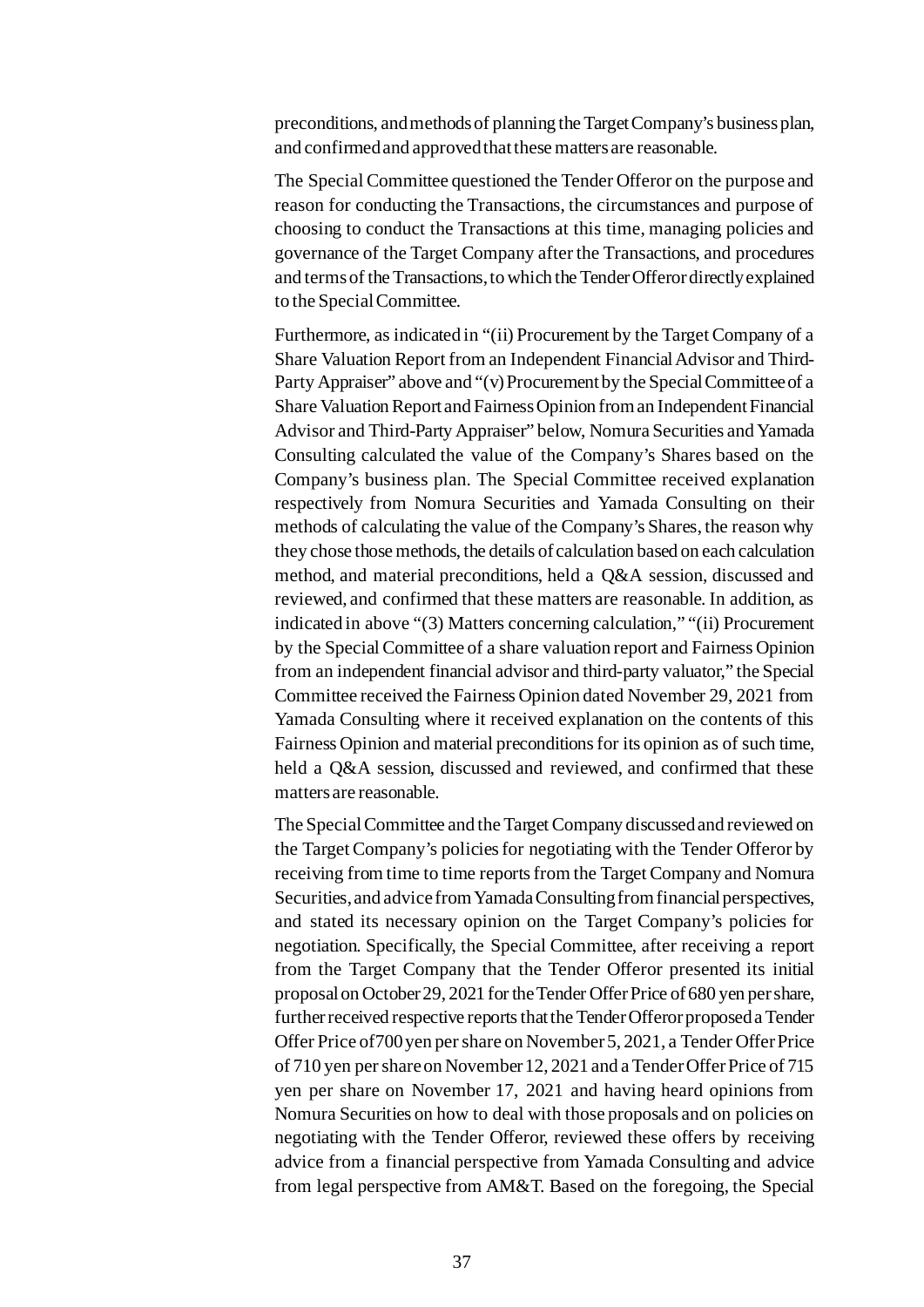preconditions, and methods of planning the Target Company's business plan, and confirmed and approved that these matters are reasonable.

The Special Committee questioned the Tender Offeror on the purpose and reason for conducting the Transactions, the circumstances and purpose of choosing to conduct the Transactions at this time, managing policies and governance of the Target Company after the Transactions, and procedures and terms of the Transactions, to which the Tender Offeror directly explained to the Special Committee.

Furthermore, as indicated in "(ii) Procurement by the Target Company of a Share Valuation Report from an Independent Financial Advisor and Third-Party Appraiser" above and "(v) Procurement by the Special Committee of a Share Valuation Report and Fairness Opinion from an Independent Financial Advisor and Third-Party Appraiser" below, Nomura Securities and Yamada Consulting calculated the value of the Company's Shares based on the Company's business plan. The Special Committee received explanation respectively from Nomura Securities and Yamada Consulting on their methods of calculating the value of the Company's Shares, the reason why they chose those methods, the details of calculation based on each calculation method, and material preconditions, held a Q&A session, discussed and reviewed, and confirmed that these matters are reasonable. In addition, as indicated in above "(3) Matters concerning calculation," "(ii) Procurement by the Special Committee of a share valuation report and Fairness Opinion from an independent financial advisor and third-party valuator," the Special Committee received the Fairness Opinion dated November 29, 2021 from Yamada Consulting where it received explanation on the contents of this Fairness Opinion and material preconditions for its opinion as of such time, held a Q&A session, discussed and reviewed, and confirmed that these matters are reasonable.

The Special Committee and the Target Company discussed and reviewed on the Target Company's policies for negotiating with the Tender Offeror by receiving from time to time reports from the Target Company and Nomura Securities, and advice from Yamada Consulting from financial perspectives, and stated its necessary opinion on the Target Company's policies for negotiation. Specifically, the Special Committee, after receiving a report from the Target Company that the Tender Offeror presented its initial proposal on October 29, 2021 for the Tender Offer Price of 680 yen per share, further received respective reports that the Tender Offeror proposed a Tender Offer Price of700 yen per share on November 5, 2021, a Tender Offer Price of 710 yen per share on November 12, 2021 and a Tender Offer Price of 715 yen per share on November 17, 2021 and having heard opinions from Nomura Securities on how to deal with those proposals and on policies on negotiating with the Tender Offeror, reviewed these offers by receiving advice from a financial perspective from Yamada Consulting and advice from legal perspective from AM&T. Based on the foregoing, the Special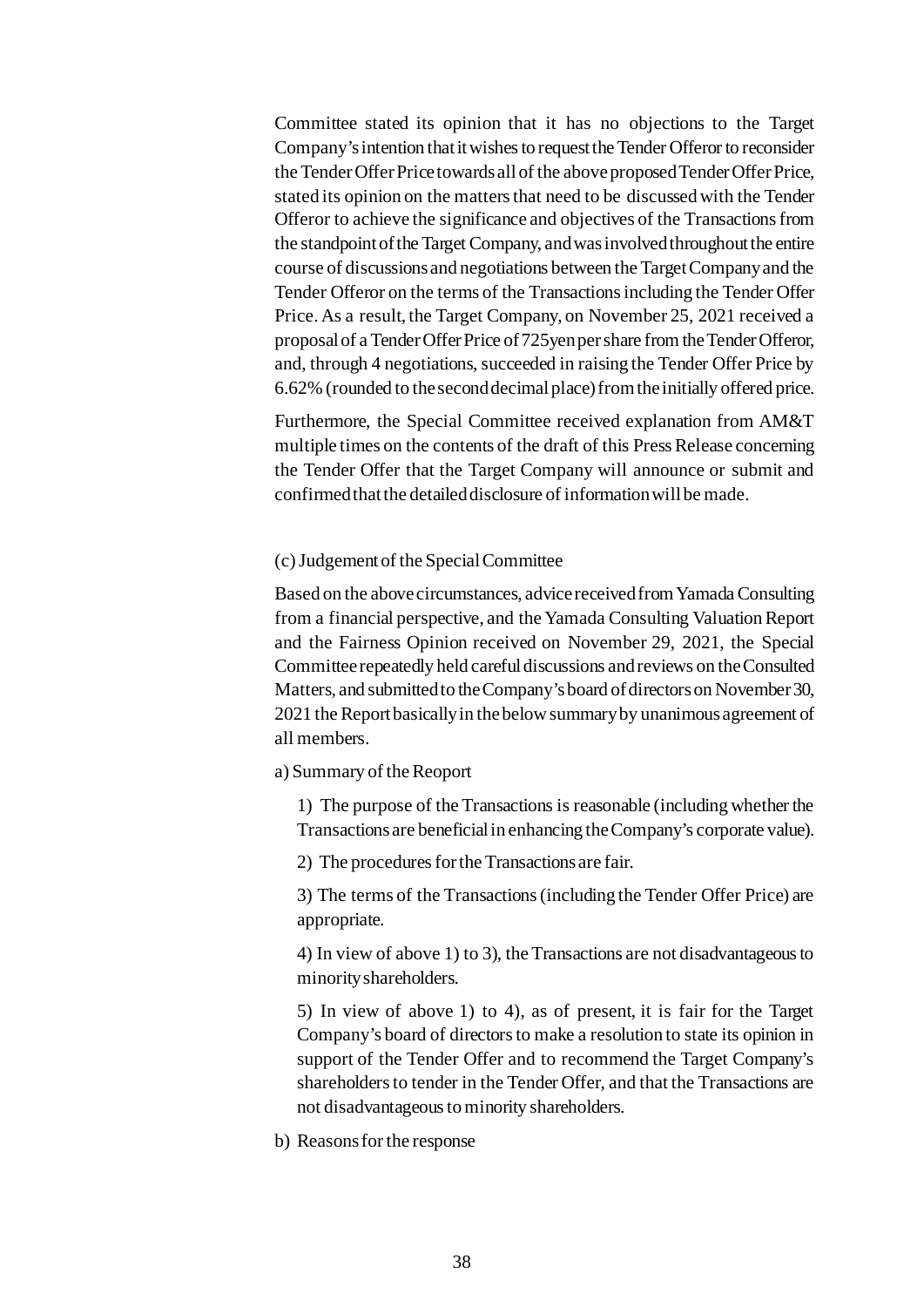Committee stated its opinion that it has no objections to the Target Company's intention that it wishes to request the Tender Offeror to reconsider the Tender Offer Price towards all of the above proposed Tender Offer Price, stated its opinion on the matters that need to be discussed with the Tender Offeror to achieve the significance and objectives of the Transactions from the standpoint of the Target Company, and was involved throughout the entire course of discussions and negotiations between the Target Company and the Tender Offeror on the terms of the Transactions including the Tender Offer Price. As a result, the Target Company, on November 25, 2021 received a proposal of a Tender Offer Price of 725yen per share from the Tender Offeror, and, through 4 negotiations, succeeded in raising the Tender Offer Price by 6.62% (rounded to the second decimal place) from the initially offered price.

Furthermore, the Special Committee received explanation from AM&T multiple times on the contents of the draft of this Press Release concerning the Tender Offer that the Target Company will announce or submit and confirmed that the detailed disclosure of information will be made.

(c) Judgement of the Special Committee

Based on the above circumstances, advice received from Yamada Consulting from a financial perspective, and the Yamada Consulting Valuation Report and the Fairness Opinion received on November 29, 2021, the Special Committee repeatedly held careful discussions and reviews on the Consulted Matters, and submitted to the Company's board of directors on November 30, 2021 the Report basically in the below summary by unanimous agreement of all members.

a) Summary of the Reoport

1) The purpose of the Transactions is reasonable (including whether the Transactions are beneficial in enhancing the Company's corporate value).

2) The procedures for the Transactions are fair.

3) The terms of the Transactions (including the Tender Offer Price) are appropriate.

4) In view of above 1) to 3), the Transactions are not disadvantageous to minority shareholders.

5) In view of above 1) to 4), as of present, it is fair for the Target Company's board of directors to make a resolution to state its opinion in support of the Tender Offer and to recommend the Target Company's shareholders to tender in the Tender Offer, and that the Transactions are not disadvantageous to minority shareholders.

b) Reasons for the response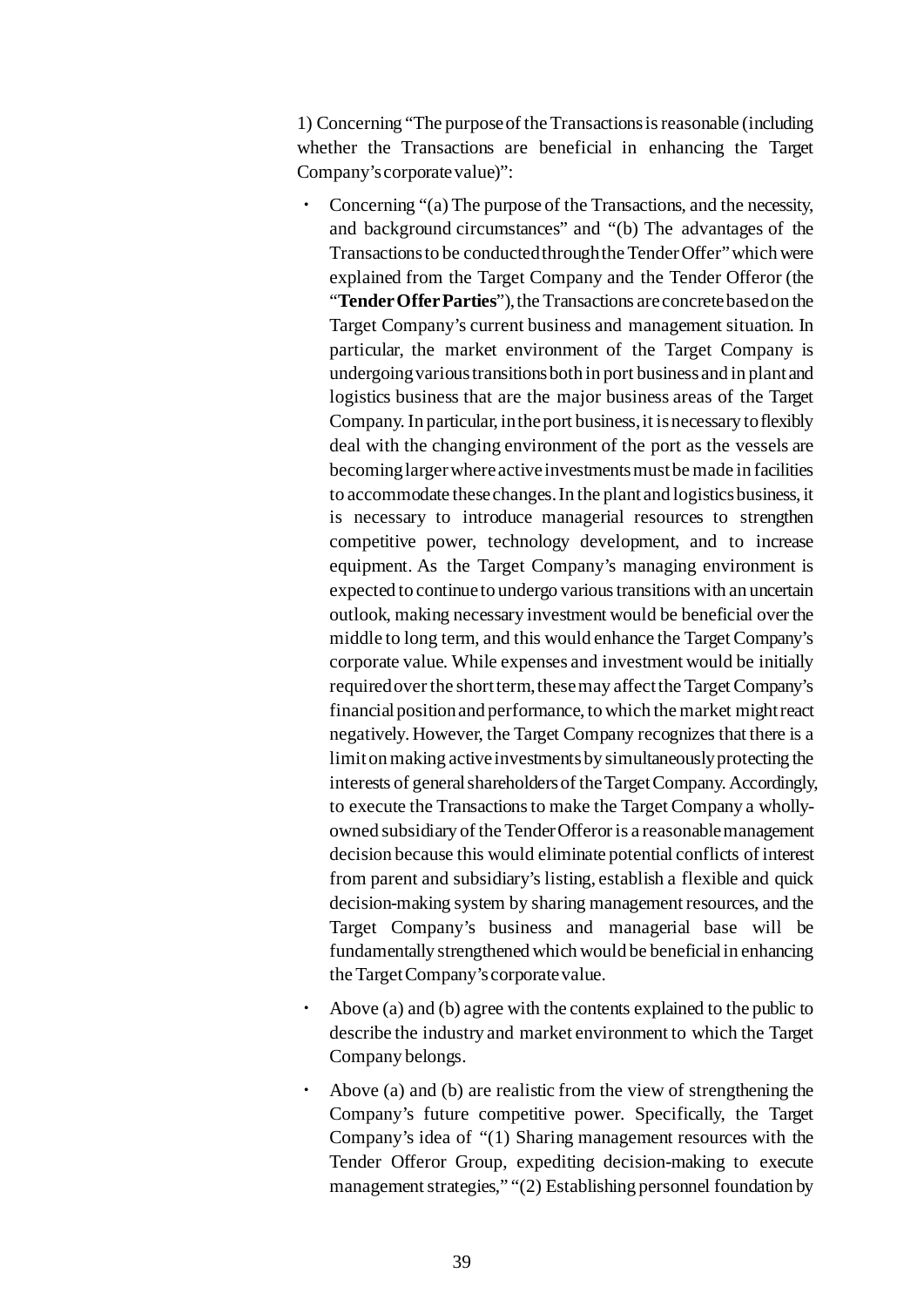1) Concerning "The purpose of the Transactions is reasonable (including whether the Transactions are beneficial in enhancing the Target Company's corporate value)":

- Concerning "(a) The purpose of the Transactions, and the necessity, and background circumstances" and "(b) The advantages of the Transactions to be conducted through the Tender Offer" which were explained from the Target Company and the Tender Offeror (the "**Tender Offer Parties**"), the Transactions are concrete based on the Target Company's current business and management situation. In particular, the market environment of the Target Company is undergoing various transitions both in port business and in plant and logistics business that are the major business areas of the Target Company. In particular, in the port business, it is necessary to flexibly deal with the changing environment of the port as the vessels are becoming larger where active investments must be made in facilities to accommodate these changes. In the plant and logistics business, it is necessary to introduce managerial resources to strengthen competitive power, technology development, and to increase equipment. As the Target Company's managing environment is expected to continue to undergo various transitions with an uncertain outlook, making necessary investment would be beneficial over the middle to long term, and this would enhance the Target Company's corporate value. While expenses and investment would be initially required over the short term, these may affect the Target Company's financial position and performance, to which the market might react negatively. However, the Target Company recognizes that there is a limit on making active investments by simultaneously protecting the interests of general shareholders of the Target Company. Accordingly, to execute the Transactions to make the Target Company a wholly-owned subsidiary of the Tender Offeror is a reasonable management decision because this would eliminate potential conflicts of interest from parent and subsidiary's listing, establish a flexible and quick decision-making system by sharing management resources, and the Target Company's business and managerial base will be fundamentally strengthened which would be beneficial in enhancing the Target Company's corporate value.
- Above (a) and (b) agree with the contents explained to the public to describe the industry and market environment to which the Target Company belongs.
- Above (a) and (b) are realistic from the view of strengthening the Company's future competitive power. Specifically, the Target Company's idea of "(1) Sharing management resources with the Tender Offeror Group, expediting decision-making to execute management strategies," "(2) Establishing personnel foundation by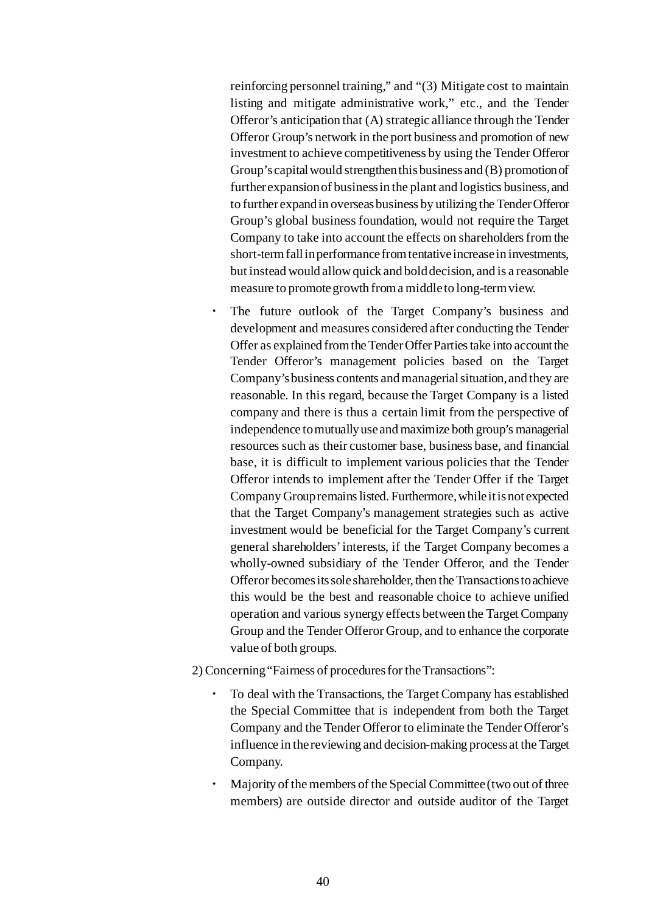reinforcing personnel training," and "(3) Mitigate cost to maintain listing and mitigate administrative work," etc., and the Tender Offeror's anticipation that (A) strategic alliance through the Tender Offeror Group's network in the port business and promotion of new investment to achieve competitiveness by using the Tender Offeror Group's capital would strengthen this business and (B) promotion of further expansion of business in the plant and logistics business, and to further expand in overseas business by utilizing the Tender Offeror Group's global business foundation, would not require the Target Company to take into account the effects on shareholders from the short-term fall in performance from tentative increase in investments, but instead would allow quick and bold decision, and is a reasonable measure to promote growth from a middle to long-term view.

- The future outlook of the Target Company's business and development and measures considered after conducting the Tender Offer as explained from the Tender Offer Parties take into account the Tender Offeror's management policies based on the Target Company's business contents and managerial situation, and they are reasonable. In this regard, because the Target Company is a listed company and there is thus a certain limit from the perspective of independence to mutually use and maximize both group's managerial resources such as their customer base, business base, and financial base, it is difficult to implement various policies that the Tender Offeror intends to implement after the Tender Offer if the Target Company Group remains listed. Furthermore, while it is not expected that the Target Company's management strategies such as active investment would be beneficial for the Target Company's current general shareholders' interests, if the Target Company becomes a wholly-owned subsidiary of the Tender Offeror, and the Tender Offeror becomes its sole shareholder, then the Transactions to achieve this would be the best and reasonable choice to achieve unified operation and various synergy effects between the Target Company Group and the Tender Offeror Group, and to enhance the corporate value of both groups.

2) Concerning "Fairness of procedures for the Transactions":

- To deal with the Transactions, the Target Company has established the Special Committee that is independent from both the Target Company and the Tender Offeror to eliminate the Tender Offeror's influence in the reviewing and decision-making process at the Target Company.
- Majority of the members of the Special Committee (two out of three members) are outside director and outside auditor of the Target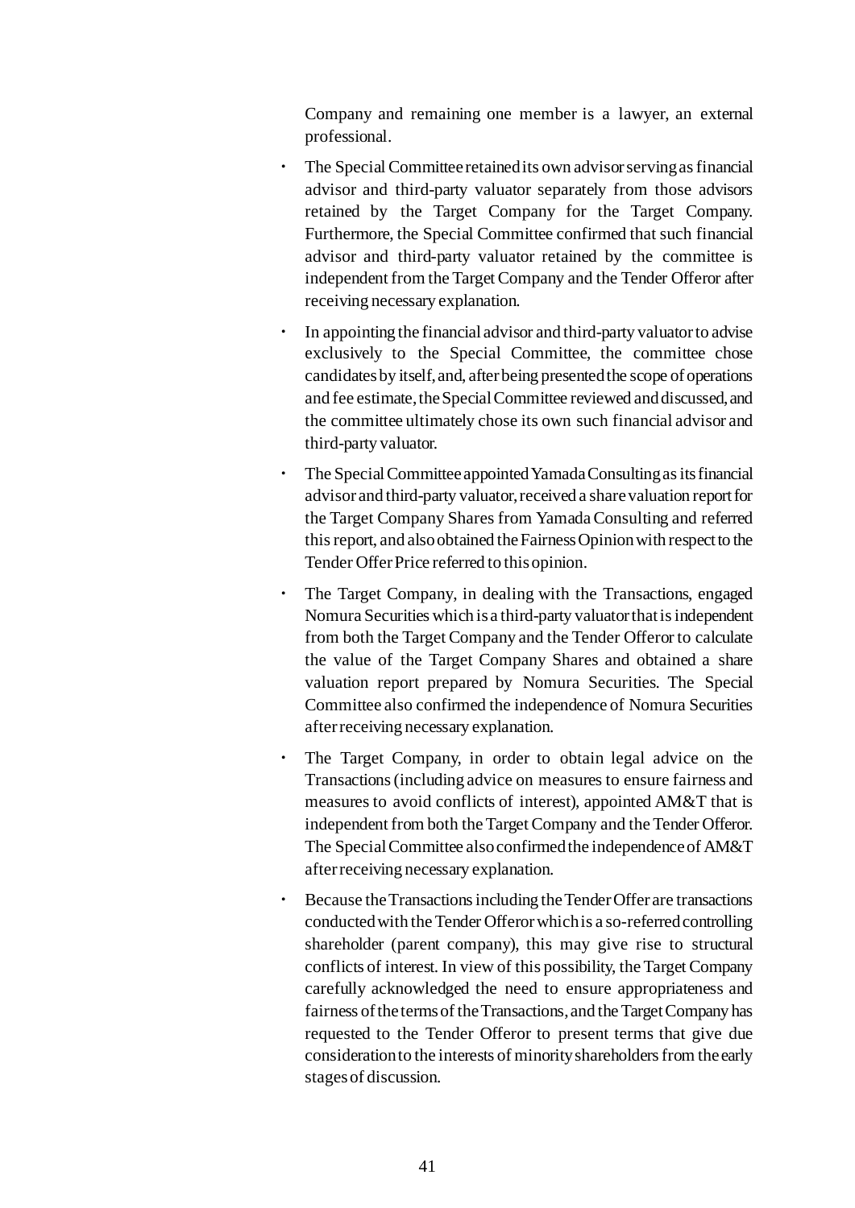Company and remaining one member is a lawyer, an external professional.

- The Special Committee retained its own advisor serving as financial advisor and third-party valuator separately from those advisors retained by the Target Company for the Target Company. Furthermore, the Special Committee confirmed that such financial advisor and third-party valuator retained by the committee is independent from the Target Company and the Tender Offeror after receiving necessary explanation.
- In appointing the financial advisor and third-party valuator to advise exclusively to the Special Committee, the committee chose candidates by itself, and, after being presented the scope of operations and fee estimate, the Special Committee reviewed and discussed, and the committee ultimately chose its own such financial advisor and third-party valuator.
- The Special Committee appointed Yamada Consulting as its financial advisor and third-party valuator, received a share valuation report for the Target Company Shares from Yamada Consulting and referred this report, and also obtained the Fairness Opinion with respect to the Tender Offer Price referred to this opinion.
- The Target Company, in dealing with the Transactions, engaged Nomura Securities which is a third-party valuator that is independent from both the Target Company and the Tender Offeror to calculate the value of the Target Company Shares and obtained a share valuation report prepared by Nomura Securities. The Special Committee also confirmed the independence of Nomura Securities after receiving necessary explanation.
- The Target Company, in order to obtain legal advice on the Transactions (including advice on measures to ensure fairness and measures to avoid conflicts of interest), appointed AM&T that is independent from both the Target Company and the Tender Offeror. The Special Committee also confirmed the independence of AM&T after receiving necessary explanation.
- Because the Transactions including the Tender Offer are transactions conducted with the Tender Offeror which is a so-referred controlling shareholder (parent company), this may give rise to structural conflicts of interest. In view of this possibility, the Target Company carefully acknowledged the need to ensure appropriateness and fairness of the terms of the Transactions, and the Target Company has requested to the Tender Offeror to present terms that give due consideration to the interests of minority shareholders from the early stages of discussion.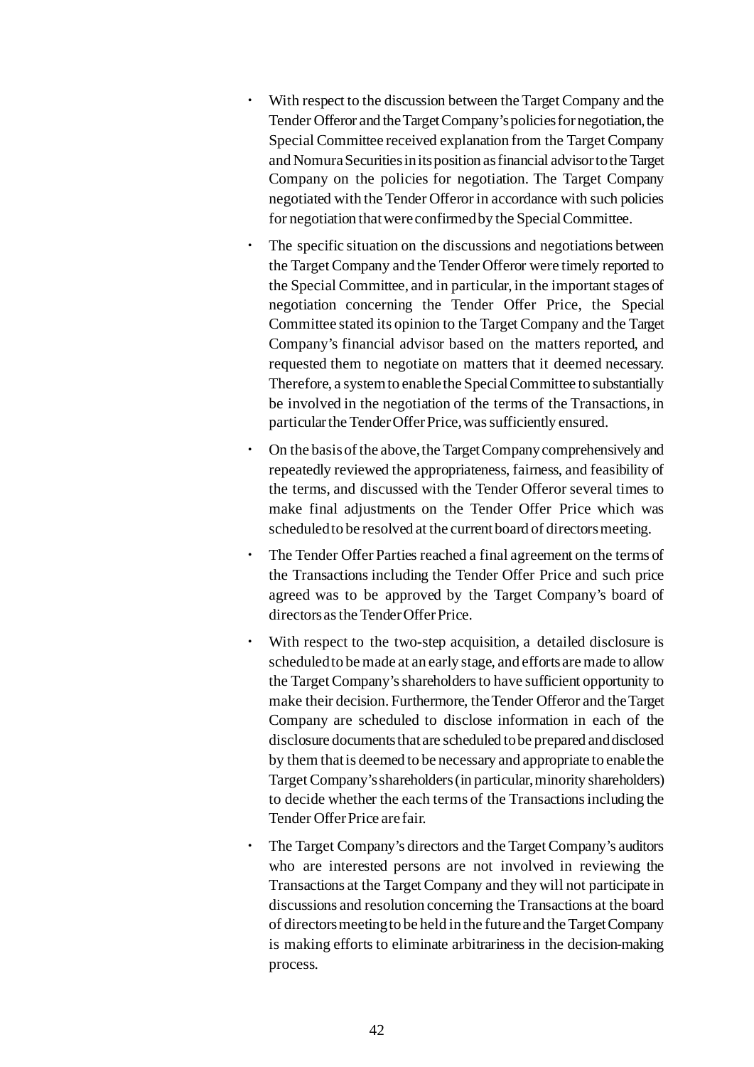- With respect to the discussion between the Target Company and the Tender Offeror and the Target Company's policies for negotiation, the Special Committee received explanation from the Target Company and Nomura Securities in its position as financial advisor to the Target Company on the policies for negotiation. The Target Company negotiated with the Tender Offeror in accordance with such policies for negotiation that were confirmed by the Special Committee.

- The specific situation on the discussions and negotiations between the Target Company and the Tender Offeror were timely reported to the Special Committee, and in particular, in the important stages of negotiation concerning the Tender Offer Price, the Special Committee stated its opinion to the Target Company and the Target Company's financial advisor based on the matters reported, and requested them to negotiate on matters that it deemed necessary. Therefore, a system to enable the Special Committee to substantially be involved in the negotiation of the terms of the Transactions, in particular the Tender Offer Price, was sufficiently ensured.

- On the basis of the above, the Target Company comprehensively and repeatedly reviewed the appropriateness, fairness, and feasibility of the terms, and discussed with the Tender Offeror several times to make final adjustments on the Tender Offer Price which was scheduled to be resolved at the current board of directors meeting.

- The Tender Offer Parties reached a final agreement on the terms of the Transactions including the Tender Offer Price and such price agreed was to be approved by the Target Company's board of directors as the Tender Offer Price.

- With respect to the two-step acquisition, a detailed disclosure is scheduled to be made at an early stage, and efforts are made to allow the Target Company's shareholders to have sufficient opportunity to make their decision. Furthermore, the Tender Offeror and the Target Company are scheduled to disclose information in each of the disclosure documents that are scheduled to be prepared and disclosed by them that is deemed to be necessary and appropriate to enable the Target Company's shareholders (in particular, minority shareholders) to decide whether the each terms of the Transactions including the Tender Offer Price are fair.

- The Target Company's directors and the Target Company's auditors who are interested persons are not involved in reviewing the Transactions at the Target Company and they will not participate in discussions and resolution concerning the Transactions at the board of directors meeting to be held in the future and the Target Company is making efforts to eliminate arbitrariness in the decision-making process.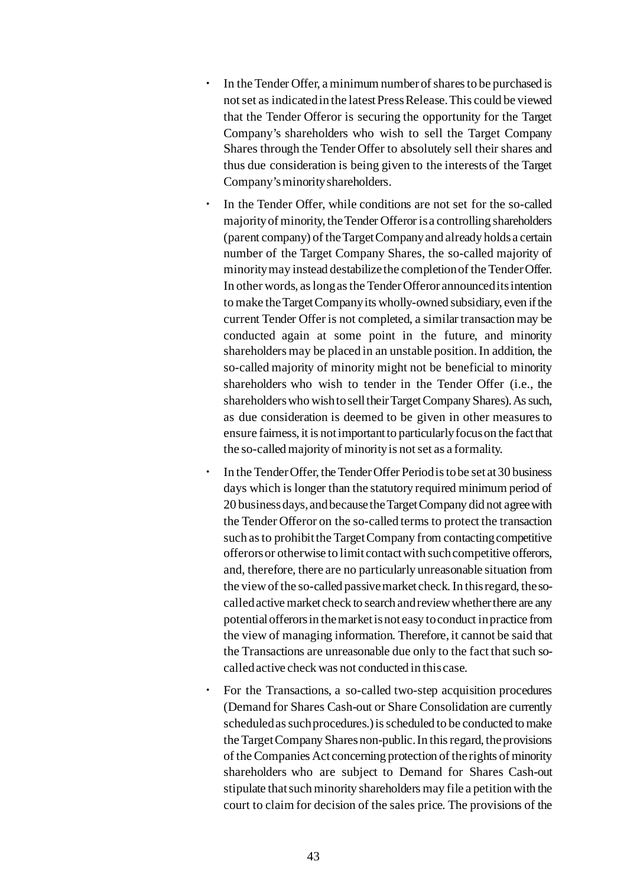- In the Tender Offer, a minimum number of shares to be purchased is not set as indicated in the latest Press Release. This could be viewed that the Tender Offeror is securing the opportunity for the Target Company's shareholders who wish to sell the Target Company Shares through the Tender Offer to absolutely sell their shares and thus due consideration is being given to the interests of the Target Company's minority shareholders.
- In the Tender Offer, while conditions are not set for the so-called majority of minority, the Tender Offeror is a controlling shareholders (parent company) of the Target Company and already holds a certain number of the Target Company Shares, the so-called majority of minority may instead destabilize the completion of the Tender Offer. In other words, as long as the Tender Offeror announced its intention to make the Target Company its wholly-owned subsidiary, even if the current Tender Offer is not completed, a similar transaction may be conducted again at some point in the future, and minority shareholders may be placed in an unstable position. In addition, the so-called majority of minority might not be beneficial to minority shareholders who wish to tender in the Tender Offer (i.e., the shareholders who wish to sell their Target Company Shares). As such, as due consideration is deemed to be given in other measures to ensure fairness, it is not important to particularly focus on the fact that the so-called majority of minority is not set as a formality.
- In the Tender Offer, the Tender Offer Period is to be set at 30 business days which is longer than the statutory required minimum period of 20 business days, and because the Target Company did not agree with the Tender Offeror on the so-called terms to protect the transaction such as to prohibit the Target Company from contacting competitive offerors or otherwise to limit contact with such competitive offerors, and, therefore, there are no particularly unreasonable situation from the view of the so-called passive market check. In this regard, the so-called active market check to search and review whether there are any potential offerors in the market is not easy to conduct in practice from the view of managing information. Therefore, it cannot be said that the Transactions are unreasonable due only to the fact that such so-called active check was not conducted in this case.
- For the Transactions, a so-called two-step acquisition procedures (Demand for Shares Cash-out or Share Consolidation are currently scheduled as such procedures.) is scheduled to be conducted to make the Target Company Shares non-public. In this regard, the provisions of the Companies Act concerning protection of the rights of minority shareholders who are subject to Demand for Shares Cash-out stipulate that such minority shareholders may file a petition with the court to claim for decision of the sales price. The provisions of the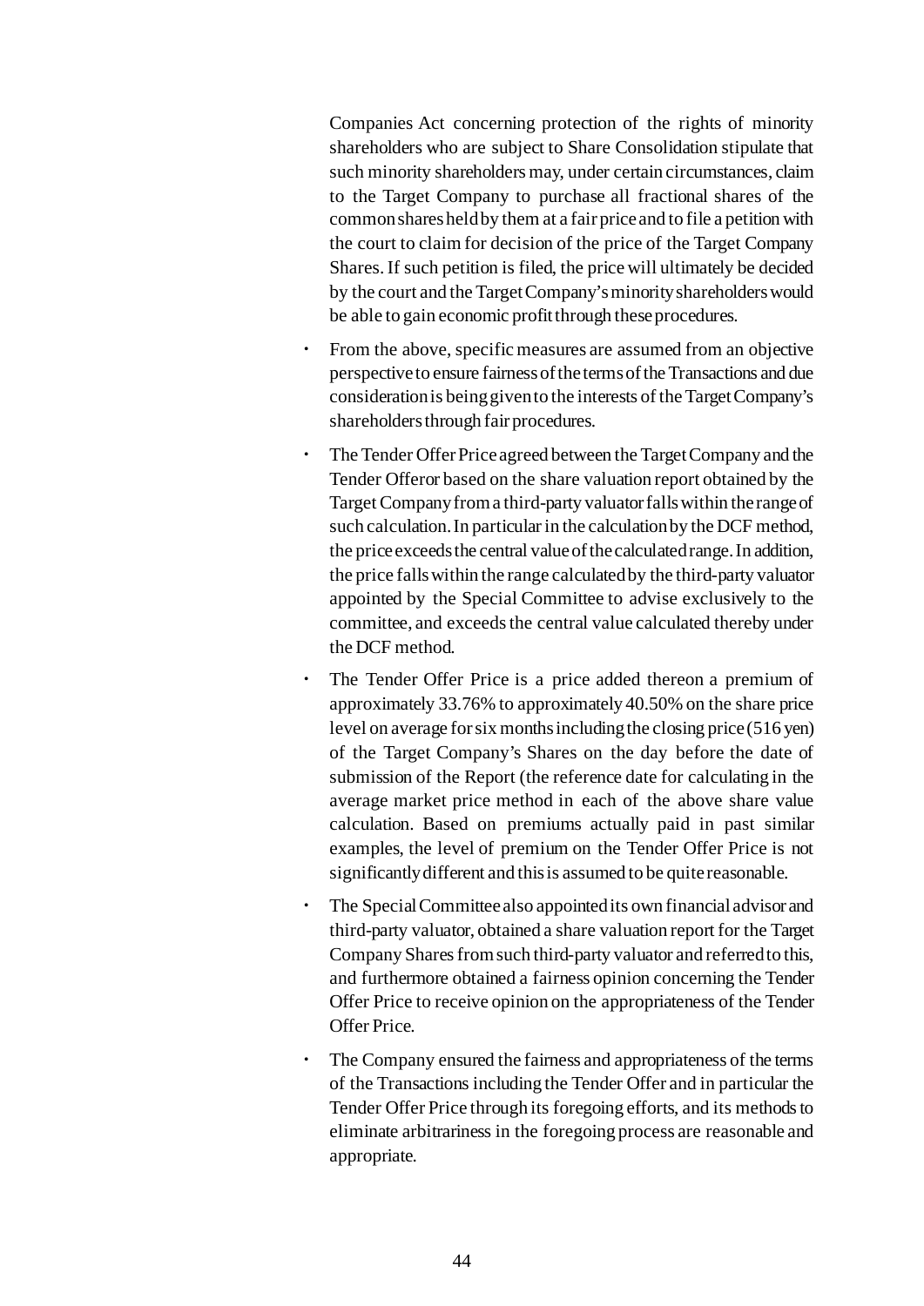Companies Act concerning protection of the rights of minority shareholders who are subject to Share Consolidation stipulate that such minority shareholders may, under certain circumstances, claim to the Target Company to purchase all fractional shares of the common shares held by them at a fair price and to file a petition with the court to claim for decision of the price of the Target Company Shares. If such petition is filed, the price will ultimately be decided by the court and the Target Company's minority shareholders would be able to gain economic profit through these procedures.

- From the above, specific measures are assumed from an objective perspective to ensure fairness of the terms of the Transactions and due consideration is being given to the interests of the Target Company's shareholders through fair procedures.
- The Tender Offer Price agreed between the Target Company and the Tender Offeror based on the share valuation report obtained by the Target Company from a third-party valuator falls within the range of such calculation. In particular in the calculation by the DCF method, the price exceeds the central value of the calculated range. In addition, the price falls within the range calculated by the third-party valuator appointed by the Special Committee to advise exclusively to the committee, and exceeds the central value calculated thereby under the DCF method.
- The Tender Offer Price is a price added thereon a premium of approximately 33.76% to approximately 40.50% on the share price level on average for six months including the closing price (516 yen) of the Target Company's Shares on the day before the date of submission of the Report (the reference date for calculating in the average market price method in each of the above share value calculation. Based on premiums actually paid in past similar examples, the level of premium on the Tender Offer Price is not significantly different and this is assumed to be quite reasonable.
- The Special Committee also appointed its own financial advisor and third-party valuator, obtained a share valuation report for the Target Company Shares from such third-party valuator and referred to this, and furthermore obtained a fairness opinion concerning the Tender Offer Price to receive opinion on the appropriateness of the Tender Offer Price.
- The Company ensured the fairness and appropriateness of the terms of the Transactions including the Tender Offer and in particular the Tender Offer Price through its foregoing efforts, and its methods to eliminate arbitrariness in the foregoing process are reasonable and appropriate.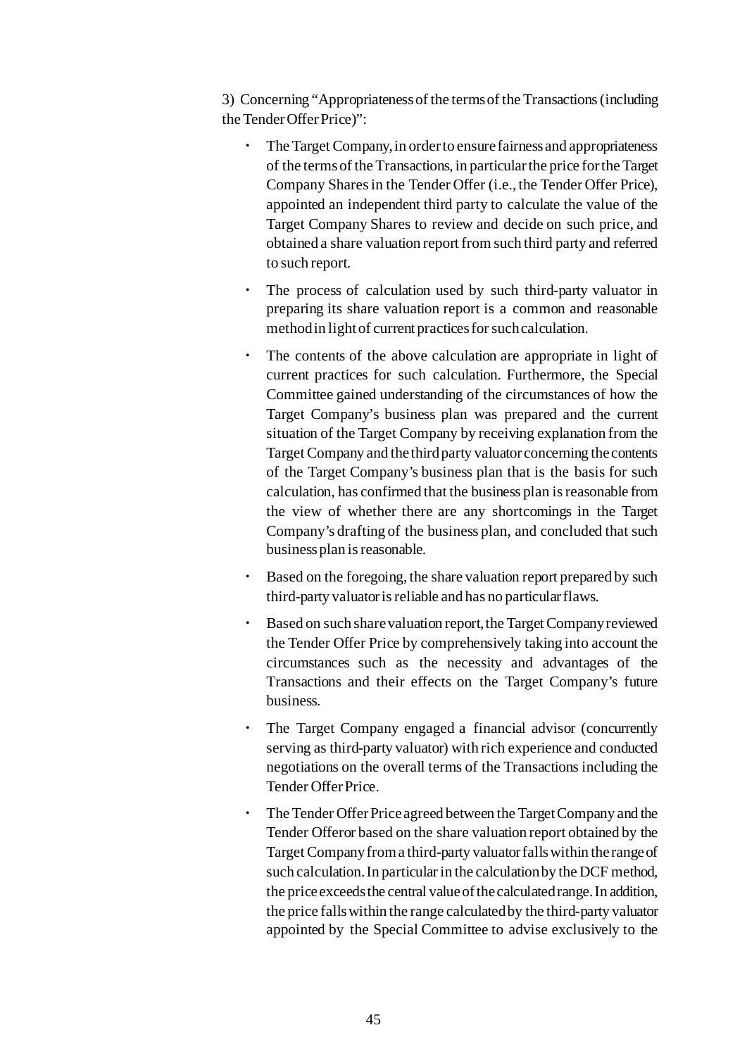3) Concerning "Appropriateness of the terms of the Transactions (including the Tender Offer Price)":

- The Target Company, in order to ensure fairness and appropriateness of the terms of the Transactions, in particular the price for the Target Company Shares in the Tender Offer (i.e., the Tender Offer Price), appointed an independent third party to calculate the value of the Target Company Shares to review and decide on such price, and obtained a share valuation report from such third party and referred to such report.
- The process of calculation used by such third-party valuator in preparing its share valuation report is a common and reasonable method in light of current practices for such calculation.
- The contents of the above calculation are appropriate in light of current practices for such calculation. Furthermore, the Special Committee gained understanding of the circumstances of how the Target Company's business plan was prepared and the current situation of the Target Company by receiving explanation from the Target Company and the third party valuator concerning the contents of the Target Company's business plan that is the basis for such calculation, has confirmed that the business plan is reasonable from the view of whether there are any shortcomings in the Target Company's drafting of the business plan, and concluded that such business plan is reasonable.
- Based on the foregoing, the share valuation report prepared by such third-party valuator is reliable and has no particular flaws.
- Based on such share valuation report, the Target Company reviewed the Tender Offer Price by comprehensively taking into account the circumstances such as the necessity and advantages of the Transactions and their effects on the Target Company's future business.
- The Target Company engaged a financial advisor (concurrently serving as third-party valuator) with rich experience and conducted negotiations on the overall terms of the Transactions including the Tender Offer Price.
- The Tender Offer Price agreed between the Target Company and the Tender Offeror based on the share valuation report obtained by the Target Company from a third-party valuator falls within the range of such calculation. In particular in the calculation by the DCF method, the price exceeds the central value of the calculated range. In addition, the price falls within the range calculated by the third-party valuator appointed by the Special Committee to advise exclusively to the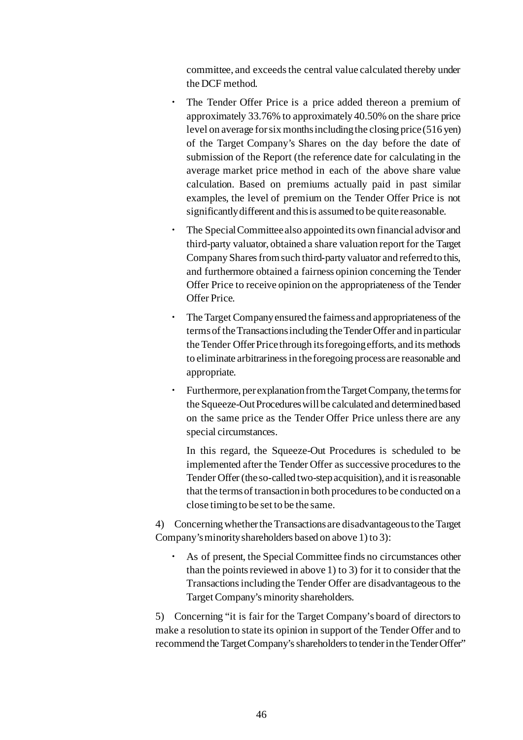committee, and exceeds the central value calculated thereby under the DCF method.

- The Tender Offer Price is a price added thereon a premium of approximately 33.76% to approximately 40.50% on the share price level on average for six months including the closing price (516 yen) of the Target Company's Shares on the day before the date of submission of the Report (the reference date for calculating in the average market price method in each of the above share value calculation. Based on premiums actually paid in past similar examples, the level of premium on the Tender Offer Price is not significantly different and this is assumed to be quite reasonable.

- The Special Committee also appointed its own financial advisor and third-party valuator, obtained a share valuation report for the Target Company Shares from such third-party valuator and referred to this, and furthermore obtained a fairness opinion concerning the Tender Offer Price to receive opinion on the appropriateness of the Tender Offer Price.

- The Target Company ensured the fairness and appropriateness of the terms of the Transactions including the Tender Offer and in particular the Tender Offer Price through its foregoing efforts, and its methods to eliminate arbitrariness in the foregoing process are reasonable and appropriate.

- Furthermore, per explanation from the Target Company, the terms for the Squeeze-Out Procedures will be calculated and determined based on the same price as the Tender Offer Price unless there are any special circumstances.

  In this regard, the Squeeze-Out Procedures is scheduled to be implemented after the Tender Offer as successive procedures to the Tender Offer (the so-called two-step acquisition), and it is reasonable that the terms of transaction in both procedures to be conducted on a close timing to be set to be the same.

4) Concerning whether the Transactions are disadvantageous to the Target Company's minority shareholders based on above 1) to 3):

- As of present, the Special Committee finds no circumstances other than the points reviewed in above 1) to 3) for it to consider that the Transactions including the Tender Offer are disadvantageous to the Target Company's minority shareholders.

5) Concerning "it is fair for the Target Company's board of directors to make a resolution to state its opinion in support of the Tender Offer and to recommend the Target Company's shareholders to tender in the Tender Offer"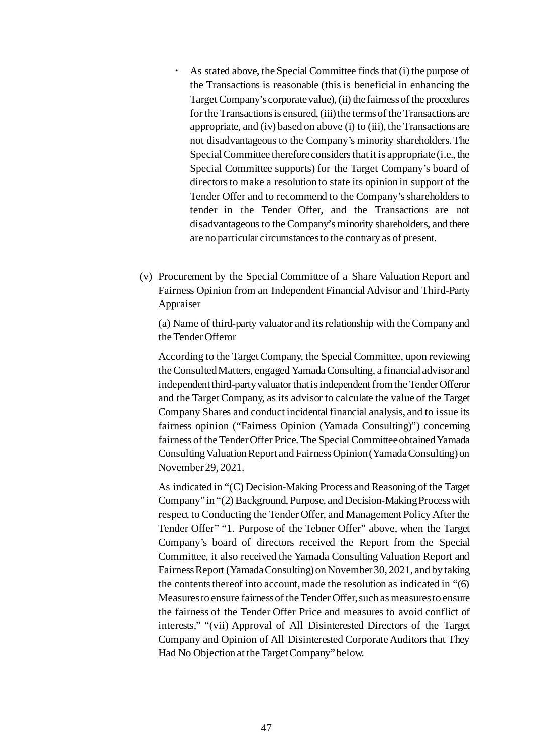- As stated above, the Special Committee finds that (i) the purpose of the Transactions is reasonable (this is beneficial in enhancing the Target Company's corporate value), (ii) the fairness of the procedures for the Transactions is ensured, (iii) the terms of the Transactions are appropriate, and (iv) based on above (i) to (iii), the Transactions are not disadvantageous to the Company's minority shareholders. The Special Committee therefore considers that it is appropriate (i.e., the Special Committee supports) for the Target Company's board of directors to make a resolution to state its opinion in support of the Tender Offer and to recommend to the Company's shareholders to tender in the Tender Offer, and the Transactions are not disadvantageous to the Company's minority shareholders, and there are no particular circumstances to the contrary as of present.

(v) Procurement by the Special Committee of a Share Valuation Report and Fairness Opinion from an Independent Financial Advisor and Third-Party Appraiser

(a) Name of third-party valuator and its relationship with the Company and the Tender Offeror

According to the Target Company, the Special Committee, upon reviewing the Consulted Matters, engaged Yamada Consulting, a financial advisor and independent third-party valuator that is independent from the Tender Offeror and the Target Company, as its advisor to calculate the value of the Target Company Shares and conduct incidental financial analysis, and to issue its fairness opinion ("Fairness Opinion (Yamada Consulting)") concerning fairness of the Tender Offer Price. The Special Committee obtained Yamada Consulting Valuation Report and Fairness Opinion (Yamada Consulting) on November 29, 2021.

As indicated in "(C) Decision-Making Process and Reasoning of the Target Company" in "(2) Background, Purpose, and Decision-Making Process with respect to Conducting the Tender Offer, and Management Policy After the Tender Offer" "1. Purpose of the Tebner Offer" above, when the Target Company's board of directors received the Report from the Special Committee, it also received the Yamada Consulting Valuation Report and Fairness Report (Yamada Consulting) on November 30, 2021, and by taking the contents thereof into account, made the resolution as indicated in "(6) Measures to ensure fairness of the Tender Offer, such as measures to ensure the fairness of the Tender Offer Price and measures to avoid conflict of interests," "(vii) Approval of All Disinterested Directors of the Target Company and Opinion of All Disinterested Corporate Auditors that They Had No Objection at the Target Company" below.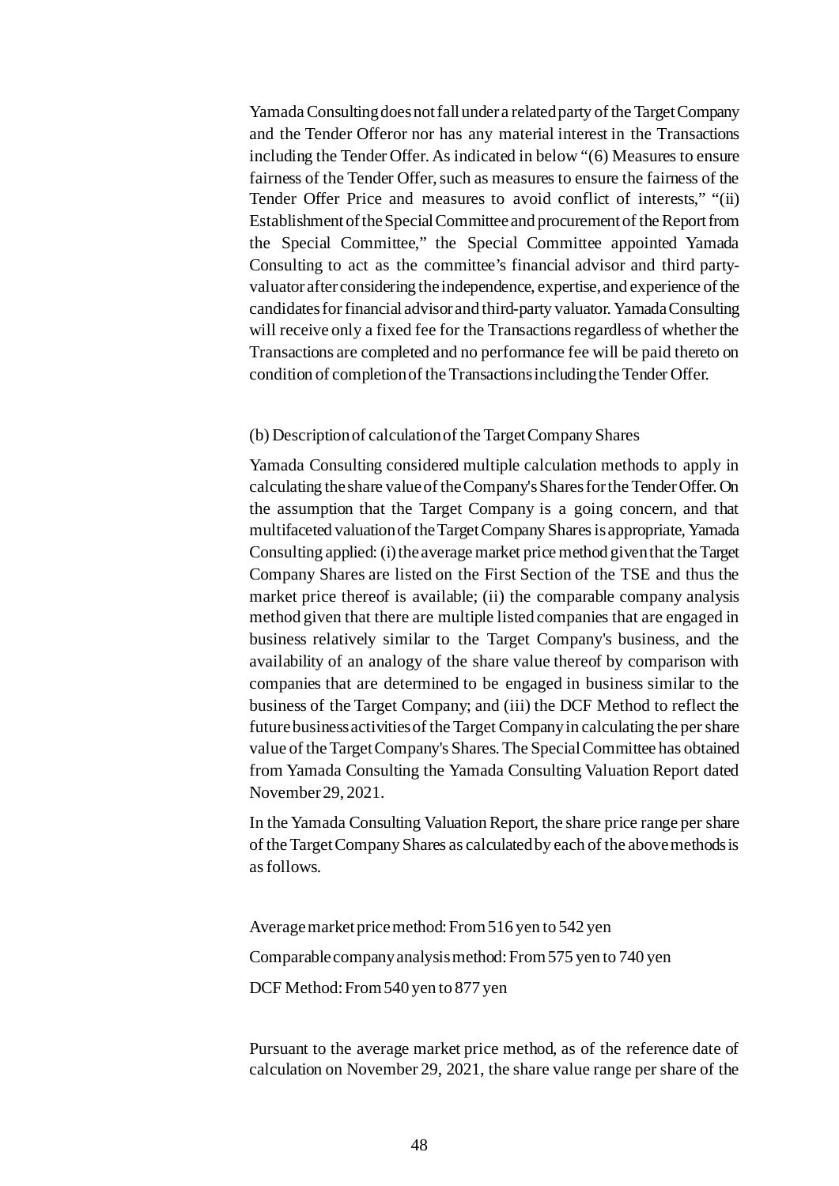Yamada Consulting does not fall under a related party of the Target Company and the Tender Offeror nor has any material interest in the Transactions including the Tender Offer. As indicated in below "(6) Measures to ensure fairness of the Tender Offer, such as measures to ensure the fairness of the Tender Offer Price and measures to avoid conflict of interests," "(ii) Establishment of the Special Committee and procurement of the Report from the Special Committee," the Special Committee appointed Yamada Consulting to act as the committee's financial advisor and third party-valuator after considering the independence, expertise, and experience of the candidates for financial advisor and third-party valuator. Yamada Consulting will receive only a fixed fee for the Transactions regardless of whether the Transactions are completed and no performance fee will be paid thereto on condition of completion of the Transactions including the Tender Offer.

(b) Description of calculation of the Target Company Shares

Yamada Consulting considered multiple calculation methods to apply in calculating the share value of the Company's Shares for the Tender Offer. On the assumption that the Target Company is a going concern, and that multifaceted valuation of the Target Company Shares is appropriate, Yamada Consulting applied: (i) the average market price method given that the Target Company Shares are listed on the First Section of the TSE and thus the market price thereof is available; (ii) the comparable company analysis method given that there are multiple listed companies that are engaged in business relatively similar to the Target Company's business, and the availability of an analogy of the share value thereof by comparison with companies that are determined to be engaged in business similar to the business of the Target Company; and (iii) the DCF Method to reflect the future business activities of the Target Company in calculating the per share value of the Target Company's Shares. The Special Committee has obtained from Yamada Consulting the Yamada Consulting Valuation Report dated November 29, 2021.

In the Yamada Consulting Valuation Report, the share price range per share of the Target Company Shares as calculated by each of the above methods is as follows.

Average market price method: From 516 yen to 542 yen

Comparable company analysis method: From 575 yen to 740 yen

DCF Method: From 540 yen to 877 yen

Pursuant to the average market price method, as of the reference date of calculation on November 29, 2021, the share value range per share of the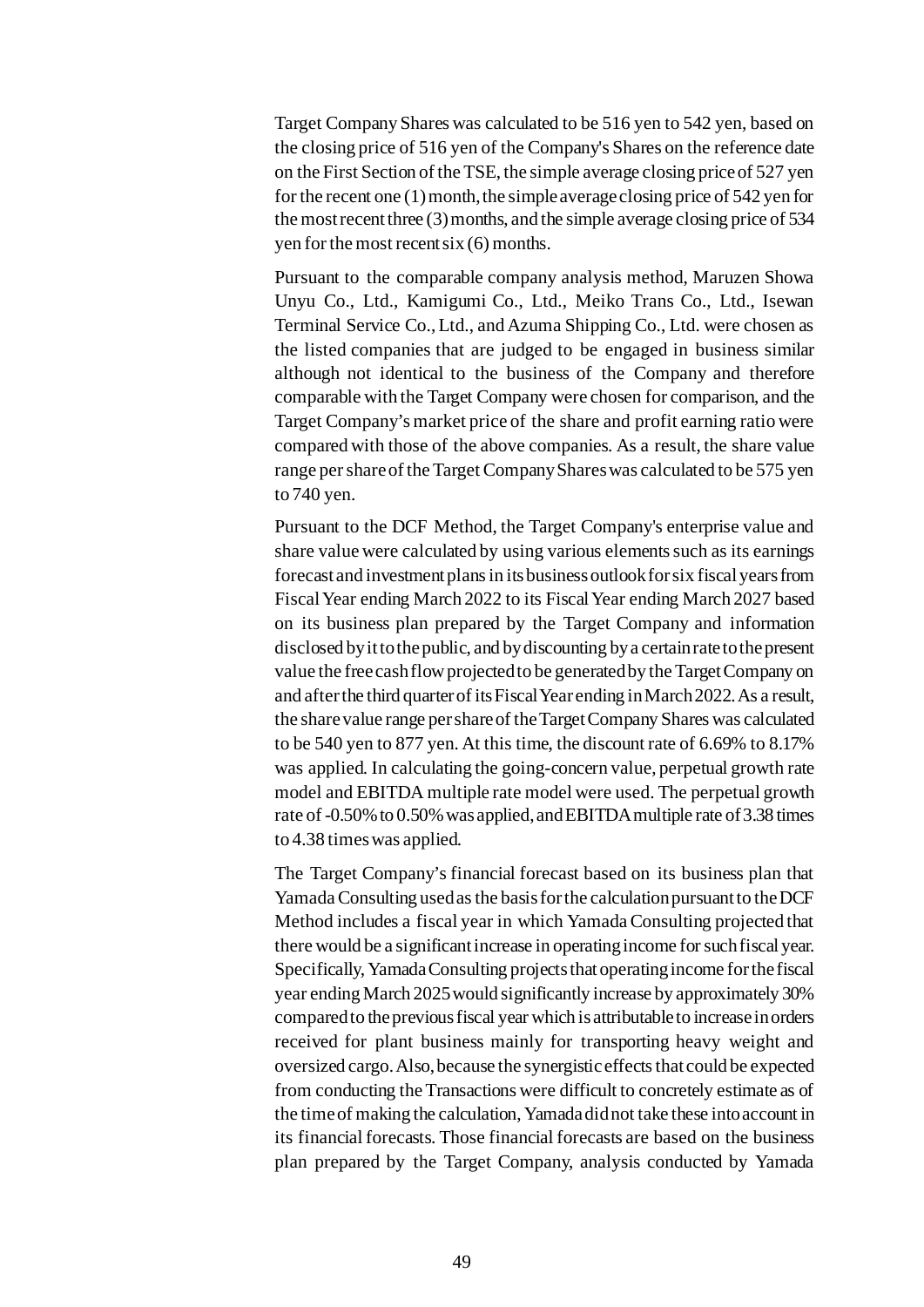Target Company Shares was calculated to be 516 yen to 542 yen, based on the closing price of 516 yen of the Company's Shares on the reference date on the First Section of the TSE, the simple average closing price of 527 yen for the recent one (1) month, the simple average closing price of 542 yen for the most recent three (3) months, and the simple average closing price of 534 yen for the most recent six (6) months.

Pursuant to the comparable company analysis method, Maruzen Showa Unyu Co., Ltd., Kamigumi Co., Ltd., Meiko Trans Co., Ltd., Isewan Terminal Service Co., Ltd., and Azuma Shipping Co., Ltd. were chosen as the listed companies that are judged to be engaged in business similar although not identical to the business of the Company and therefore comparable with the Target Company were chosen for comparison, and the Target Company's market price of the share and profit earning ratio were compared with those of the above companies. As a result, the share value range per share of the Target Company Shares was calculated to be 575 yen to 740 yen.

Pursuant to the DCF Method, the Target Company's enterprise value and share value were calculated by using various elements such as its earnings forecast and investment plans in its business outlook for six fiscal years from Fiscal Year ending March 2022 to its Fiscal Year ending March 2027 based on its business plan prepared by the Target Company and information disclosed by it to the public, and by discounting by a certain rate to the present value the free cash flow projected to be generated by the Target Company on and after the third quarter of its Fiscal Year ending in March 2022. As a result, the share value range per share of the Target Company Shares was calculated to be 540 yen to 877 yen. At this time, the discount rate of 6.69% to 8.17% was applied. In calculating the going-concern value, perpetual growth rate model and EBITDA multiple rate model were used. The perpetual growth rate of -0.50% to 0.50% was applied, and EBITDA multiple rate of 3.38 times to 4.38 times was applied.

The Target Company's financial forecast based on its business plan that Yamada Consulting used as the basis for the calculation pursuant to the DCF Method includes a fiscal year in which Yamada Consulting projected that there would be a significant increase in operating income for such fiscal year. Specifically, Yamada Consulting projects that operating income for the fiscal year ending March 2025 would significantly increase by approximately 30% compared to the previous fiscal year which is attributable to increase in orders received for plant business mainly for transporting heavy weight and oversized cargo. Also, because the synergistic effects that could be expected from conducting the Transactions were difficult to concretely estimate as of the time of making the calculation, Yamada did not take these into account in its financial forecasts. Those financial forecasts are based on the business plan prepared by the Target Company, analysis conducted by Yamada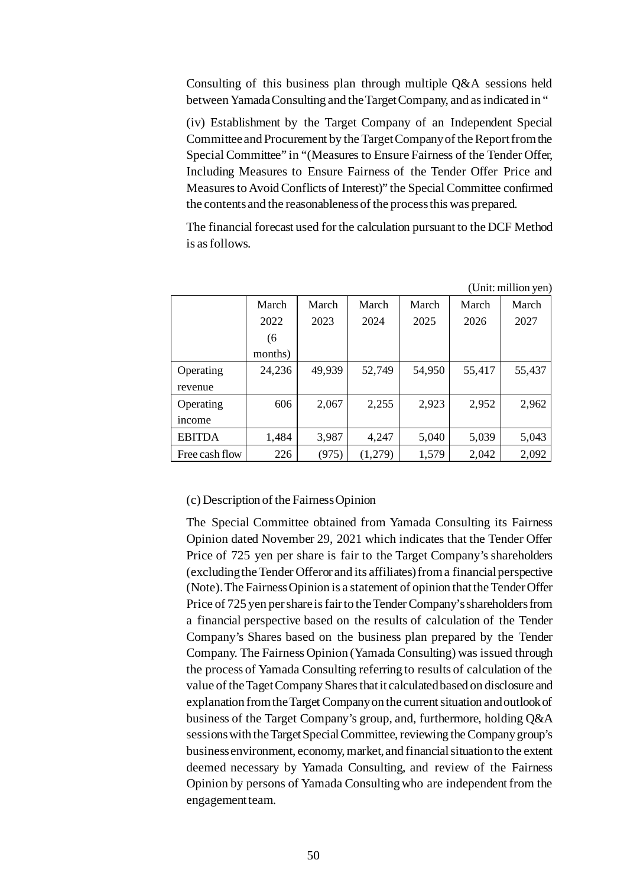Consulting of this business plan through multiple Q&A sessions held between Yamada Consulting and the Target Company, and as indicated in "

(iv) Establishment by the Target Company of an Independent Special Committee and Procurement by the Target Company of the Report from the Special Committee" in "(Measures to Ensure Fairness of the Tender Offer, Including Measures to Ensure Fairness of the Tender Offer Price and Measures to Avoid Conflicts of Interest)" the Special Committee confirmed the contents and the reasonableness of the process this was prepared.

The financial forecast used for the calculation pursuant to the DCF Method is as follows.

(Unit: million yen)

| | March 2022 (6 months) | March 2023 | March 2024 | March 2025 | March 2026 | March 2027 |
|---|---|---|---|---|---|---|
| Operating revenue | 24,236 | 49,939 | 52,749 | 54,950 | 55,417 | 55,437 |
| Operating income | 606 | 2,067 | 2,255 | 2,923 | 2,952 | 2,962 |
| EBITDA | 1,484 | 3,987 | 4,247 | 5,040 | 5,039 | 5,043 |
| Free cash flow | 226 | (975) | (1,279) | 1,579 | 2,042 | 2,092 |

(c) Description of the Fairness Opinion

The Special Committee obtained from Yamada Consulting its Fairness Opinion dated November 29, 2021 which indicates that the Tender Offer Price of 725 yen per share is fair to the Target Company's shareholders (excluding the Tender Offeror and its affiliates) from a financial perspective (Note). The Fairness Opinion is a statement of opinion that the Tender Offer Price of 725 yen per share is fair to the Tender Company's shareholders from a financial perspective based on the results of calculation of the Tender Company's Shares based on the business plan prepared by the Tender Company. The Fairness Opinion (Yamada Consulting) was issued through the process of Yamada Consulting referring to results of calculation of the value of the Taget Company Shares that it calculated based on disclosure and explanation from the Target Company on the current situation and outlook of business of the Target Company's group, and, furthermore, holding Q&A sessions with the Target Special Committee, reviewing the Company group's business environment, economy, market, and financial situation to the extent deemed necessary by Yamada Consulting, and review of the Fairness Opinion by persons of Yamada Consulting who are independent from the engagement team.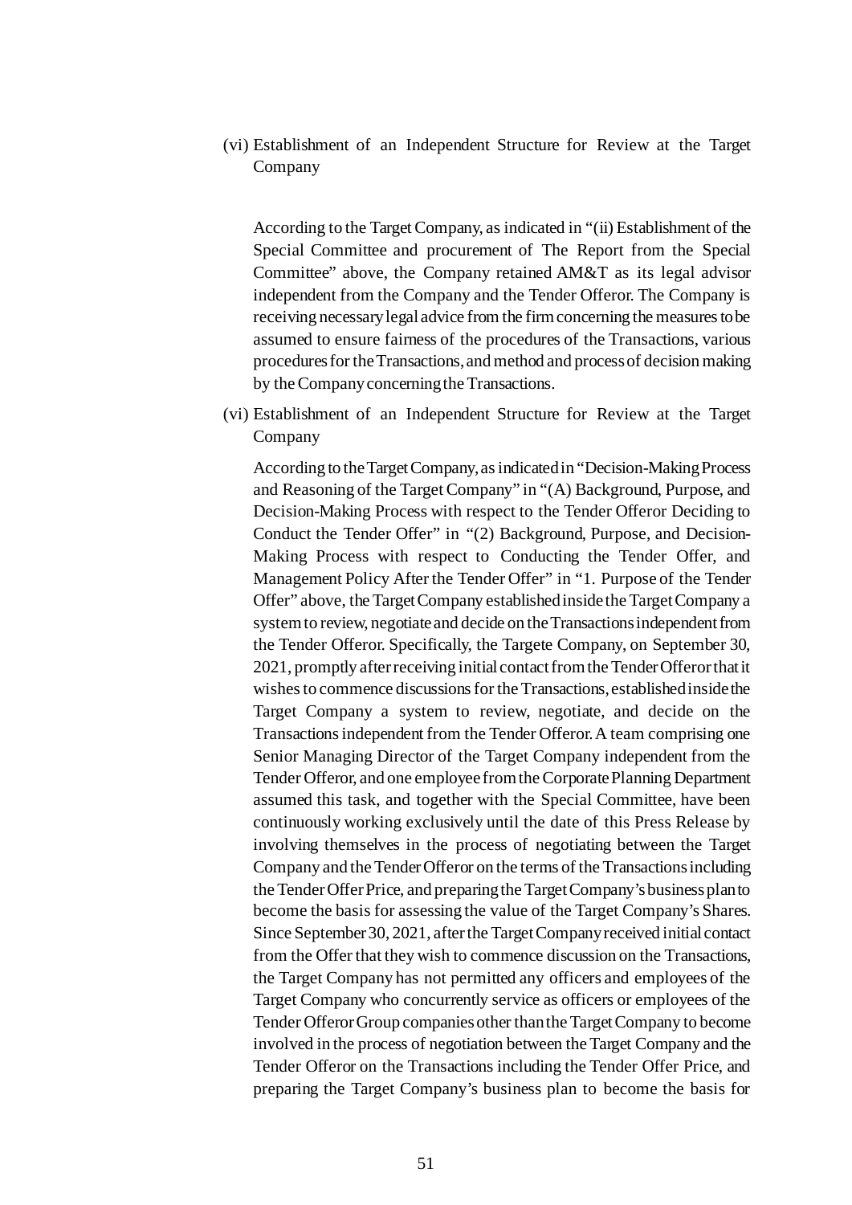(vi) Establishment of an Independent Structure for Review at the Target Company

According to the Target Company, as indicated in "(ii) Establishment of the Special Committee and procurement of The Report from the Special Committee" above, the Company retained AM&T as its legal advisor independent from the Company and the Tender Offeror. The Company is receiving necessary legal advice from the firm concerning the measures to be assumed to ensure fairness of the procedures of the Transactions, various procedures for the Transactions, and method and process of decision making by the Company concerning the Transactions.

(vi) Establishment of an Independent Structure for Review at the Target Company

According to the Target Company, as indicated in "Decision-Making Process and Reasoning of the Target Company" in "(A) Background, Purpose, and Decision-Making Process with respect to the Tender Offeror Deciding to Conduct the Tender Offer" in "(2) Background, Purpose, and Decision-Making Process with respect to Conducting the Tender Offer, and Management Policy After the Tender Offer" in "1. Purpose of the Tender Offer" above, the Target Company established inside the Target Company a system to review, negotiate and decide on the Transactions independent from the Tender Offeror. Specifically, the Targete Company, on September 30, 2021, promptly after receiving initial contact from the Tender Offeror that it wishes to commence discussions for the Transactions, established inside the Target Company a system to review, negotiate, and decide on the Transactions independent from the Tender Offeror. A team comprising one Senior Managing Director of the Target Company independent from the Tender Offeror, and one employee from the Corporate Planning Department assumed this task, and together with the Special Committee, have been continuously working exclusively until the date of this Press Release by involving themselves in the process of negotiating between the Target Company and the Tender Offeror on the terms of the Transactions including the Tender Offer Price, and preparing the Target Company's business plan to become the basis for assessing the value of the Target Company's Shares. Since September 30, 2021, after the Target Company received initial contact from the Offer that they wish to commence discussion on the Transactions, the Target Company has not permitted any officers and employees of the Target Company who concurrently service as officers or employees of the Tender Offeror Group companies other than the Target Company to become involved in the process of negotiation between the Target Company and the Tender Offeror on the Transactions including the Tender Offer Price, and preparing the Target Company's business plan to become the basis for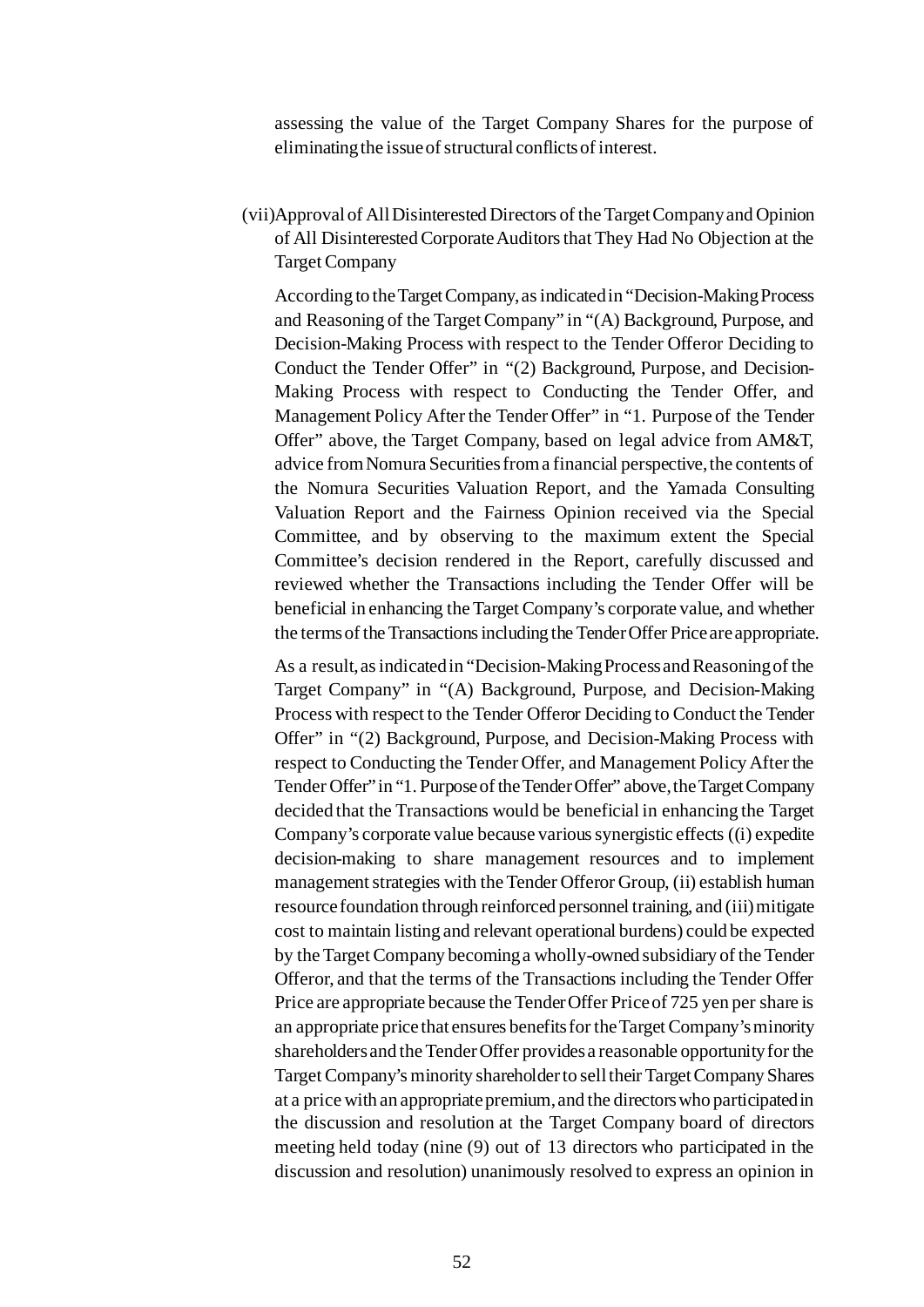assessing the value of the Target Company Shares for the purpose of eliminating the issue of structural conflicts of interest.

(vii) Approval of All Disinterested Directors of the Target Company and Opinion of All Disinterested Corporate Auditors that They Had No Objection at the Target Company

According to the Target Company, as indicated in "Decision-Making Process and Reasoning of the Target Company" in "(A) Background, Purpose, and Decision-Making Process with respect to the Tender Offeror Deciding to Conduct the Tender Offer" in "(2) Background, Purpose, and Decision-Making Process with respect to Conducting the Tender Offer, and Management Policy After the Tender Offer" in "1. Purpose of the Tender Offer" above, the Target Company, based on legal advice from AM&T, advice from Nomura Securities from a financial perspective, the contents of the Nomura Securities Valuation Report, and the Yamada Consulting Valuation Report and the Fairness Opinion received via the Special Committee, and by observing to the maximum extent the Special Committee's decision rendered in the Report, carefully discussed and reviewed whether the Transactions including the Tender Offer will be beneficial in enhancing the Target Company's corporate value, and whether the terms of the Transactions including the Tender Offer Price are appropriate.

As a result, as indicated in "Decision-Making Process and Reasoning of the Target Company" in "(A) Background, Purpose, and Decision-Making Process with respect to the Tender Offeror Deciding to Conduct the Tender Offer" in "(2) Background, Purpose, and Decision-Making Process with respect to Conducting the Tender Offer, and Management Policy After the Tender Offer" in "1. Purpose of the Tender Offer" above, the Target Company decided that the Transactions would be beneficial in enhancing the Target Company's corporate value because various synergistic effects ((i) expedite decision-making to share management resources and to implement management strategies with the Tender Offeror Group, (ii) establish human resource foundation through reinforced personnel training, and (iii) mitigate cost to maintain listing and relevant operational burdens) could be expected by the Target Company becoming a wholly-owned subsidiary of the Tender Offeror, and that the terms of the Transactions including the Tender Offer Price are appropriate because the Tender Offer Price of 725 yen per share is an appropriate price that ensures benefits for the Target Company's minority shareholders and the Tender Offer provides a reasonable opportunity for the Target Company's minority shareholder to sell their Target Company Shares at a price with an appropriate premium, and the directors who participated in the discussion and resolution at the Target Company board of directors meeting held today (nine (9) out of 13 directors who participated in the discussion and resolution) unanimously resolved to express an opinion in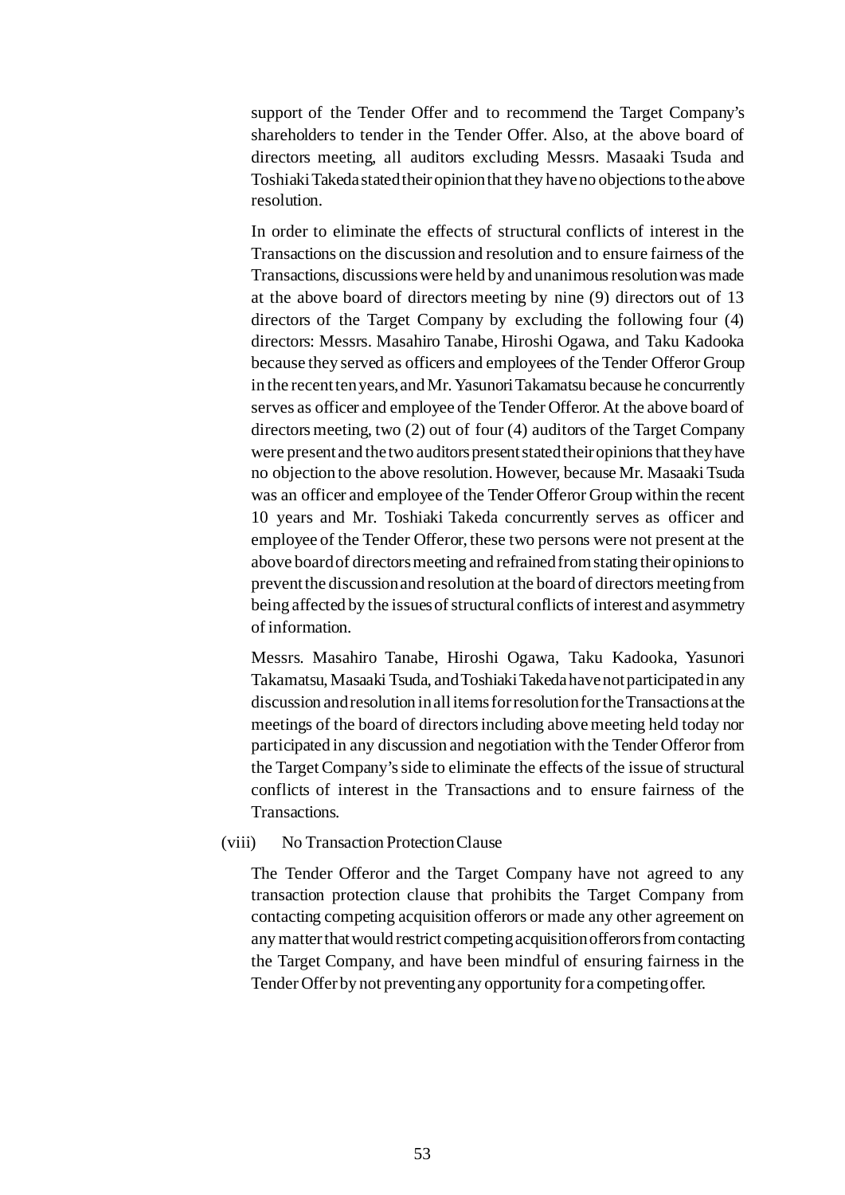support of the Tender Offer and to recommend the Target Company's shareholders to tender in the Tender Offer. Also, at the above board of directors meeting, all auditors excluding Messrs. Masaaki Tsuda and Toshiaki Takeda stated their opinion that they have no objections to the above resolution.

In order to eliminate the effects of structural conflicts of interest in the Transactions on the discussion and resolution and to ensure fairness of the Transactions, discussions were held by and unanimous resolution was made at the above board of directors meeting by nine (9) directors out of 13 directors of the Target Company by excluding the following four (4) directors: Messrs. Masahiro Tanabe, Hiroshi Ogawa, and Taku Kadooka because they served as officers and employees of the Tender Offeror Group in the recent ten years, and Mr. Yasunori Takamatsu because he concurrently serves as officer and employee of the Tender Offeror. At the above board of directors meeting, two (2) out of four (4) auditors of the Target Company were present and the two auditors present stated their opinions that they have no objection to the above resolution. However, because Mr. Masaaki Tsuda was an officer and employee of the Tender Offeror Group within the recent 10 years and Mr. Toshiaki Takeda concurrently serves as officer and employee of the Tender Offeror, these two persons were not present at the above board of directors meeting and refrained from stating their opinions to prevent the discussion and resolution at the board of directors meeting from being affected by the issues of structural conflicts of interest and asymmetry of information.

Messrs. Masahiro Tanabe, Hiroshi Ogawa, Taku Kadooka, Yasunori Takamatsu, Masaaki Tsuda, and Toshiaki Takeda have not participated in any discussion and resolution in all items for resolution for the Transactions at the meetings of the board of directors including above meeting held today nor participated in any discussion and negotiation with the Tender Offeror from the Target Company's side to eliminate the effects of the issue of structural conflicts of interest in the Transactions and to ensure fairness of the Transactions.

(viii) No Transaction Protection Clause

The Tender Offeror and the Target Company have not agreed to any transaction protection clause that prohibits the Target Company from contacting competing acquisition offerors or made any other agreement on any matter that would restrict competing acquisition offerors from contacting the Target Company, and have been mindful of ensuring fairness in the Tender Offer by not preventing any opportunity for a competing offer.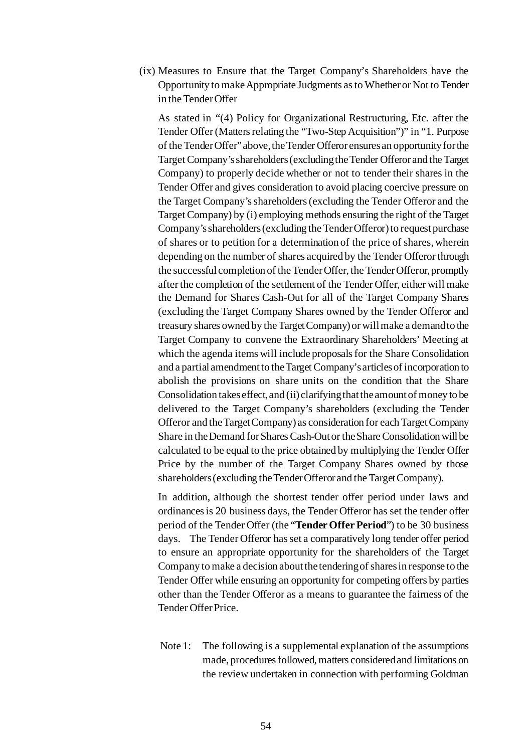(ix) Measures to Ensure that the Target Company's Shareholders have the Opportunity to make Appropriate Judgments as to Whether or Not to Tender in the Tender Offer

As stated in "(4) Policy for Organizational Restructuring, Etc. after the Tender Offer (Matters relating the "Two-Step Acquisition")" in "1. Purpose of the Tender Offer" above, the Tender Offeror ensures an opportunity for the Target Company's shareholders (excluding the Tender Offeror and the Target Company) to properly decide whether or not to tender their shares in the Tender Offer and gives consideration to avoid placing coercive pressure on the Target Company's shareholders (excluding the Tender Offeror and the Target Company) by (i) employing methods ensuring the right of the Target Company's shareholders (excluding the Tender Offeror) to request purchase of shares or to petition for a determination of the price of shares, wherein depending on the number of shares acquired by the Tender Offeror through the successful completion of the Tender Offer, the Tender Offeror, promptly after the completion of the settlement of the Tender Offer, either will make the Demand for Shares Cash-Out for all of the Target Company Shares (excluding the Target Company Shares owned by the Tender Offeror and treasury shares owned by the Target Company) or will make a demand to the Target Company to convene the Extraordinary Shareholders' Meeting at which the agenda items will include proposals for the Share Consolidation and a partial amendment to the Target Company's articles of incorporation to abolish the provisions on share units on the condition that the Share Consolidation takes effect, and (ii) clarifying that the amount of money to be delivered to the Target Company's shareholders (excluding the Tender Offeror and the Target Company) as consideration for each Target Company Share in the Demand for Shares Cash-Out or the Share Consolidation will be calculated to be equal to the price obtained by multiplying the Tender Offer Price by the number of the Target Company Shares owned by those shareholders (excluding the Tender Offeror and the Target Company).

In addition, although the shortest tender offer period under laws and ordinances is 20 business days, the Tender Offeror has set the tender offer period of the Tender Offer (the "**Tender Offer Period**") to be 30 business days. The Tender Offeror has set a comparatively long tender offer period to ensure an appropriate opportunity for the shareholders of the Target Company to make a decision about the tendering of shares in response to the Tender Offer while ensuring an opportunity for competing offers by parties other than the Tender Offeror as a means to guarantee the fairness of the Tender Offer Price.

Note 1: The following is a supplemental explanation of the assumptions made, procedures followed, matters considered and limitations on the review undertaken in connection with performing Goldman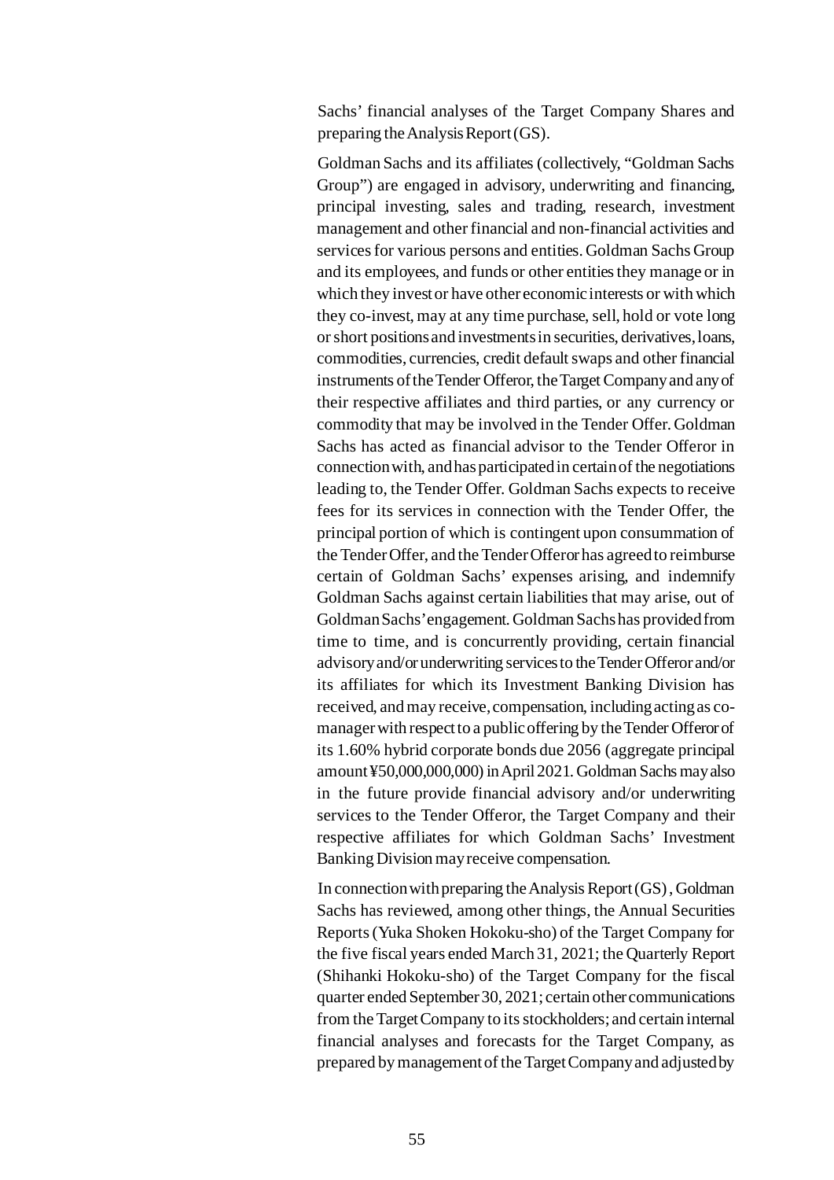Sachs' financial analyses of the Target Company Shares and preparing the Analysis Report (GS).

Goldman Sachs and its affiliates (collectively, "Goldman Sachs Group") are engaged in advisory, underwriting and financing, principal investing, sales and trading, research, investment management and other financial and non-financial activities and services for various persons and entities. Goldman Sachs Group and its employees, and funds or other entities they manage or in which they invest or have other economic interests or with which they co-invest, may at any time purchase, sell, hold or vote long or short positions and investments in securities, derivatives, loans, commodities, currencies, credit default swaps and other financial instruments of the Tender Offeror, the Target Company and any of their respective affiliates and third parties, or any currency or commodity that may be involved in the Tender Offer. Goldman Sachs has acted as financial advisor to the Tender Offeror in connection with, and has participated in certain of the negotiations leading to, the Tender Offer. Goldman Sachs expects to receive fees for its services in connection with the Tender Offer, the principal portion of which is contingent upon consummation of the Tender Offer, and the Tender Offeror has agreed to reimburse certain of Goldman Sachs' expenses arising, and indemnify Goldman Sachs against certain liabilities that may arise, out of Goldman Sachs' engagement. Goldman Sachs has provided from time to time, and is concurrently providing, certain financial advisory and/or underwriting services to the Tender Offeror and/or its affiliates for which its Investment Banking Division has received, and may receive, compensation, including acting as co-manager with respect to a public offering by the Tender Offeror of its 1.60% hybrid corporate bonds due 2056 (aggregate principal amount ¥50,000,000,000) in April 2021. Goldman Sachs may also in the future provide financial advisory and/or underwriting services to the Tender Offeror, the Target Company and their respective affiliates for which Goldman Sachs' Investment Banking Division may receive compensation.

In connection with preparing the Analysis Report (GS), Goldman Sachs has reviewed, among other things, the Annual Securities Reports (Yuka Shoken Hokoku-sho) of the Target Company for the five fiscal years ended March 31, 2021; the Quarterly Report (Shihanki Hokoku-sho) of the Target Company for the fiscal quarter ended September 30, 2021; certain other communications from the Target Company to its stockholders; and certain internal financial analyses and forecasts for the Target Company, as prepared by management of the Target Company and adjusted by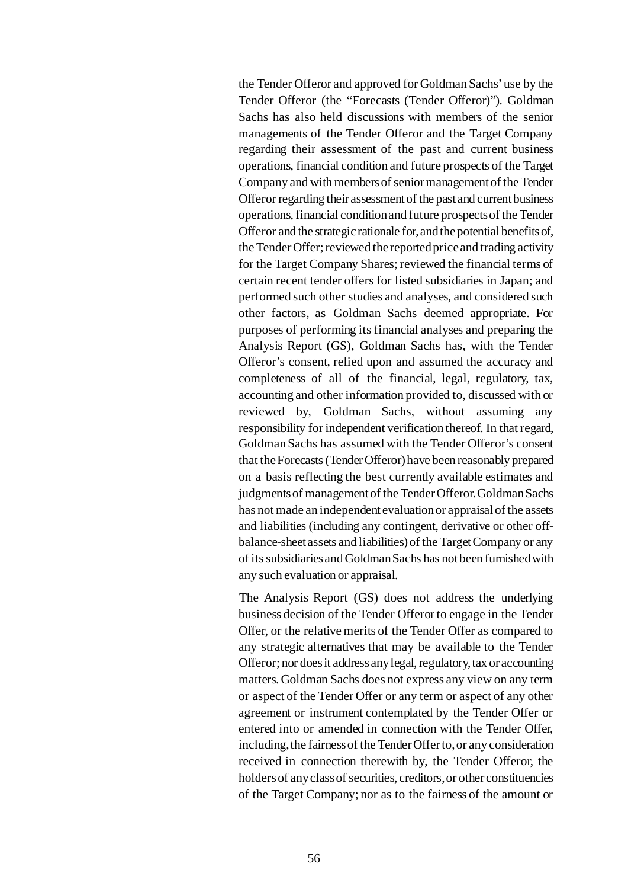the Tender Offeror and approved for Goldman Sachs' use by the Tender Offeror (the "Forecasts (Tender Offeror)"). Goldman Sachs has also held discussions with members of the senior managements of the Tender Offeror and the Target Company regarding their assessment of the past and current business operations, financial condition and future prospects of the Target Company and with members of senior management of the Tender Offeror regarding their assessment of the past and current business operations, financial condition and future prospects of the Tender Offeror and the strategic rationale for, and the potential benefits of, the Tender Offer; reviewed the reported price and trading activity for the Target Company Shares; reviewed the financial terms of certain recent tender offers for listed subsidiaries in Japan; and performed such other studies and analyses, and considered such other factors, as Goldman Sachs deemed appropriate. For purposes of performing its financial analyses and preparing the Analysis Report (GS), Goldman Sachs has, with the Tender Offeror's consent, relied upon and assumed the accuracy and completeness of all of the financial, legal, regulatory, tax, accounting and other information provided to, discussed with or reviewed by, Goldman Sachs, without assuming any responsibility for independent verification thereof. In that regard, Goldman Sachs has assumed with the Tender Offeror's consent that the Forecasts (Tender Offeror) have been reasonably prepared on a basis reflecting the best currently available estimates and judgments of management of the Tender Offeror. Goldman Sachs has not made an independent evaluation or appraisal of the assets and liabilities (including any contingent, derivative or other off-balance-sheet assets and liabilities) of the Target Company or any of its subsidiaries and Goldman Sachs has not been furnished with any such evaluation or appraisal.

The Analysis Report (GS) does not address the underlying business decision of the Tender Offeror to engage in the Tender Offer, or the relative merits of the Tender Offer as compared to any strategic alternatives that may be available to the Tender Offeror; nor does it address any legal, regulatory, tax or accounting matters. Goldman Sachs does not express any view on any term or aspect of the Tender Offer or any term or aspect of any other agreement or instrument contemplated by the Tender Offer or entered into or amended in connection with the Tender Offer, including, the fairness of the Tender Offer to, or any consideration received in connection therewith by, the Tender Offeror, the holders of any class of securities, creditors, or other constituencies of the Target Company; nor as to the fairness of the amount or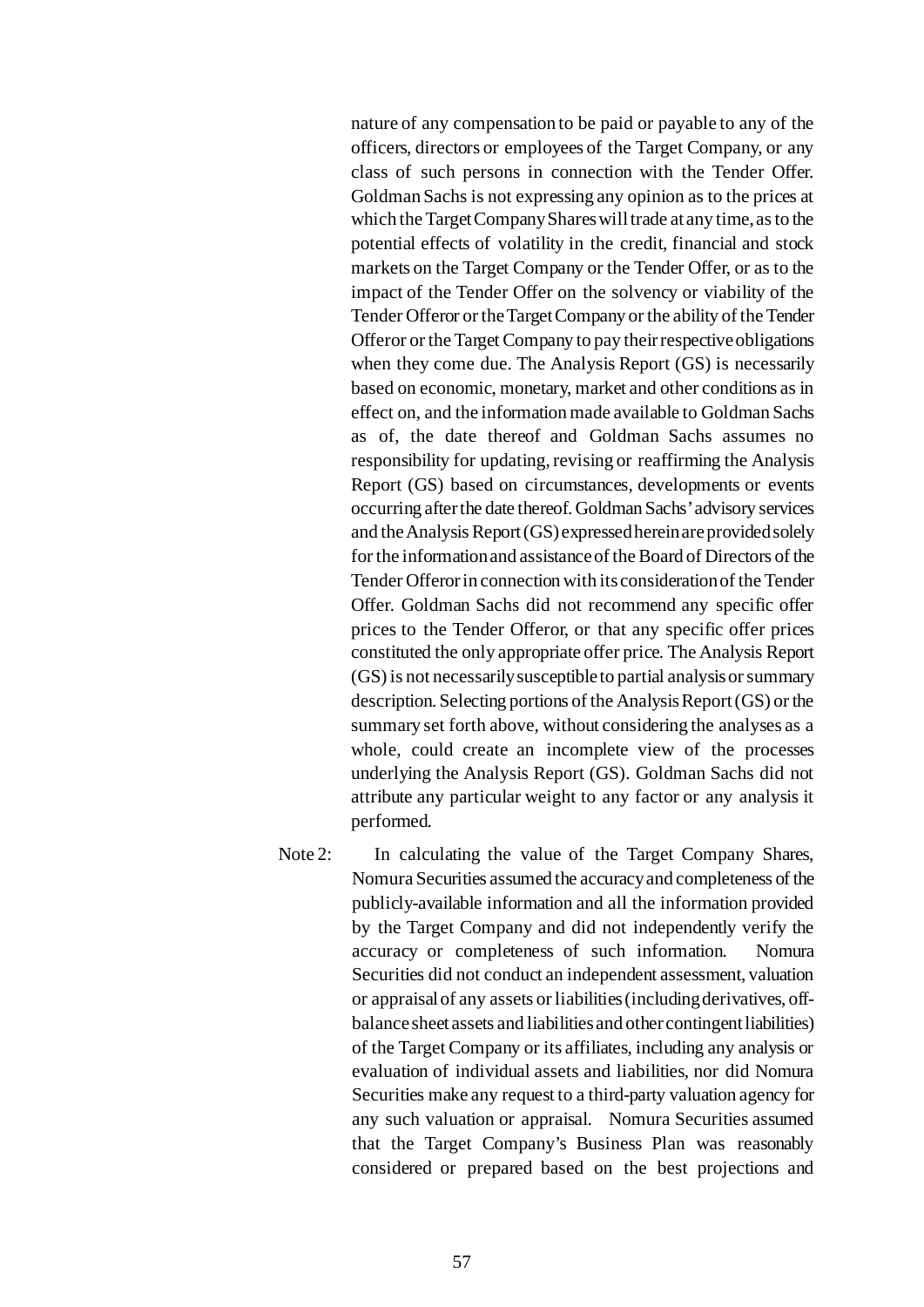nature of any compensation to be paid or payable to any of the officers, directors or employees of the Target Company, or any class of such persons in connection with the Tender Offer. Goldman Sachs is not expressing any opinion as to the prices at which the Target Company Shares will trade at any time, as to the potential effects of volatility in the credit, financial and stock markets on the Target Company or the Tender Offer, or as to the impact of the Tender Offer on the solvency or viability of the Tender Offeror or the Target Company or the ability of the Tender Offeror or the Target Company to pay their respective obligations when they come due. The Analysis Report (GS) is necessarily based on economic, monetary, market and other conditions as in effect on, and the information made available to Goldman Sachs as of, the date thereof and Goldman Sachs assumes no responsibility for updating, revising or reaffirming the Analysis Report (GS) based on circumstances, developments or events occurring after the date thereof. Goldman Sachs' advisory services and the Analysis Report (GS) expressed herein are provided solely for the information and assistance of the Board of Directors of the Tender Offeror in connection with its consideration of the Tender Offer. Goldman Sachs did not recommend any specific offer prices to the Tender Offeror, or that any specific offer prices constituted the only appropriate offer price. The Analysis Report (GS) is not necessarily susceptible to partial analysis or summary description. Selecting portions of the Analysis Report (GS) or the summary set forth above, without considering the analyses as a whole, could create an incomplete view of the processes underlying the Analysis Report (GS). Goldman Sachs did not attribute any particular weight to any factor or any analysis it performed.

Note 2: In calculating the value of the Target Company Shares, Nomura Securities assumed the accuracy and completeness of the publicly-available information and all the information provided by the Target Company and did not independently verify the accuracy or completeness of such information. Nomura Securities did not conduct an independent assessment, valuation or appraisal of any assets or liabilities (including derivatives, off-balance sheet assets and liabilities and other contingent liabilities) of the Target Company or its affiliates, including any analysis or evaluation of individual assets and liabilities, nor did Nomura Securities make any request to a third-party valuation agency for any such valuation or appraisal. Nomura Securities assumed that the Target Company's Business Plan was reasonably considered or prepared based on the best projections and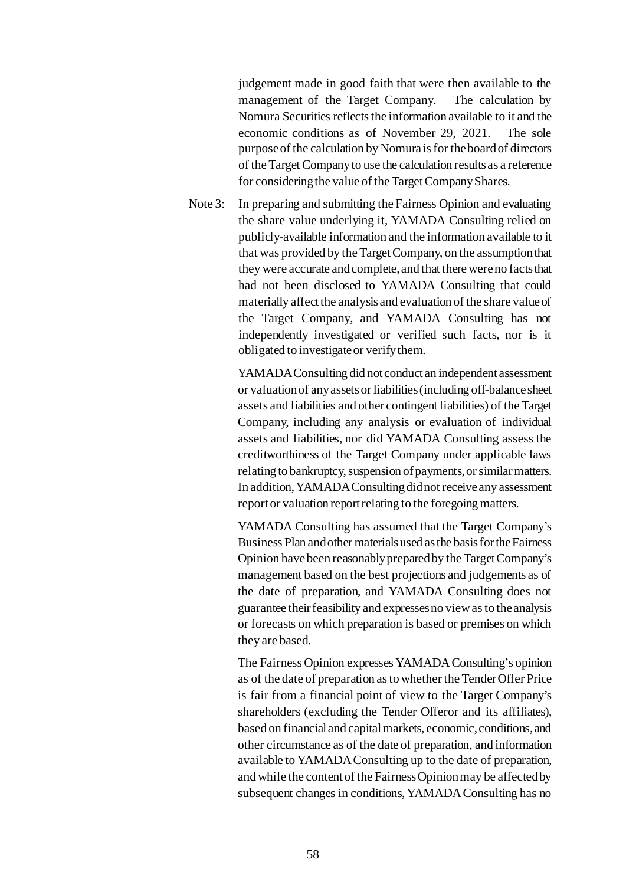judgement made in good faith that were then available to the management of the Target Company. The calculation by Nomura Securities reflects the information available to it and the economic conditions as of November 29, 2021. The sole purpose of the calculation by Nomura is for the board of directors of the Target Company to use the calculation results as a reference for considering the value of the Target Company Shares.

Note 3: In preparing and submitting the Fairness Opinion and evaluating the share value underlying it, YAMADA Consulting relied on publicly-available information and the information available to it that was provided by the Target Company, on the assumption that they were accurate and complete, and that there were no facts that had not been disclosed to YAMADA Consulting that could materially affect the analysis and evaluation of the share value of the Target Company, and YAMADA Consulting has not independently investigated or verified such facts, nor is it obligated to investigate or verify them.

YAMADA Consulting did not conduct an independent assessment or valuation of any assets or liabilities (including off-balance sheet assets and liabilities and other contingent liabilities) of the Target Company, including any analysis or evaluation of individual assets and liabilities, nor did YAMADA Consulting assess the creditworthiness of the Target Company under applicable laws relating to bankruptcy, suspension of payments, or similar matters. In addition, YAMADA Consulting did not receive any assessment report or valuation report relating to the foregoing matters.

YAMADA Consulting has assumed that the Target Company's Business Plan and other materials used as the basis for the Fairness Opinion have been reasonably prepared by the Target Company's management based on the best projections and judgements as of the date of preparation, and YAMADA Consulting does not guarantee their feasibility and expresses no view as to the analysis or forecasts on which preparation is based or premises on which they are based.

The Fairness Opinion expresses YAMADA Consulting's opinion as of the date of preparation as to whether the Tender Offer Price is fair from a financial point of view to the Target Company's shareholders (excluding the Tender Offeror and its affiliates), based on financial and capital markets, economic, conditions, and other circumstance as of the date of preparation, and information available to YAMADA Consulting up to the date of preparation, and while the content of the Fairness Opinion may be affected by subsequent changes in conditions, YAMADA Consulting has no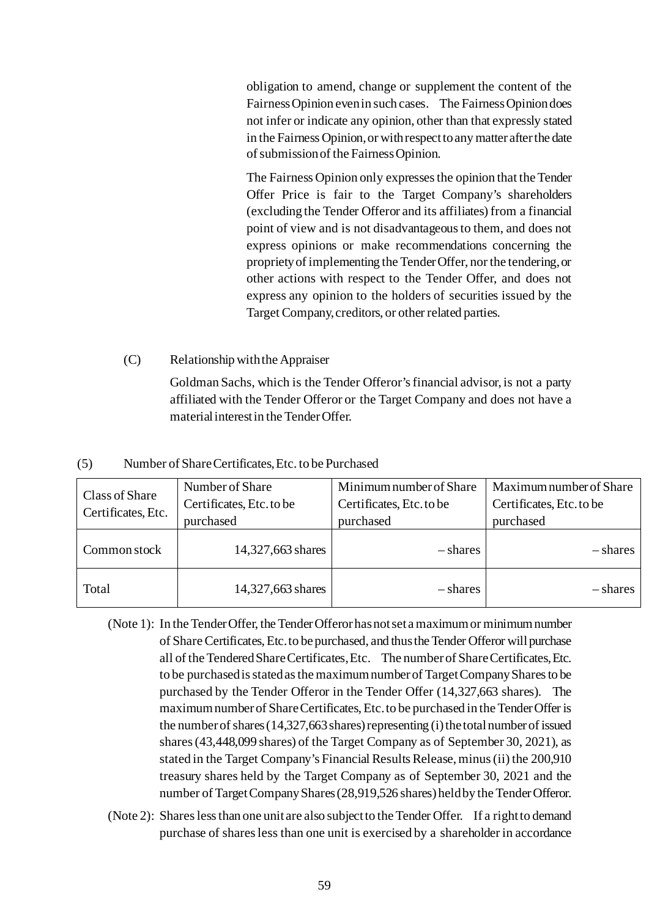obligation to amend, change or supplement the content of the Fairness Opinion even in such cases. The Fairness Opinion does not infer or indicate any opinion, other than that expressly stated in the Fairness Opinion, or with respect to any matter after the date of submission of the Fairness Opinion.

The Fairness Opinion only expresses the opinion that the Tender Offer Price is fair to the Target Company's shareholders (excluding the Tender Offeror and its affiliates) from a financial point of view and is not disadvantageous to them, and does not express opinions or make recommendations concerning the propriety of implementing the Tender Offer, nor the tendering, or other actions with respect to the Tender Offer, and does not express any opinion to the holders of securities issued by the Target Company, creditors, or other related parties.

(C) Relationship with the Appraiser

Goldman Sachs, which is the Tender Offeror's financial advisor, is not a party affiliated with the Tender Offeror or the Target Company and does not have a material interest in the Tender Offer.

(5) Number of Share Certificates, Etc. to be Purchased

| Class of Share Certificates, Etc. | Number of Share Certificates, Etc. to be purchased | Minimum number of Share Certificates, Etc. to be purchased | Maximum number of Share Certificates, Etc. to be purchased |
|---|---|---|---|
| Common stock | 14,327,663 shares | – shares | – shares |
| Total | 14,327,663 shares | – shares | – shares |

(Note 1): In the Tender Offer, the Tender Offeror has not set a maximum or minimum number of Share Certificates, Etc. to be purchased, and thus the Tender Offeror will purchase all of the Tendered Share Certificates, Etc. The number of Share Certificates, Etc. to be purchased is stated as the maximum number of Target Company Shares to be purchased by the Tender Offeror in the Tender Offer (14,327,663 shares). The maximum number of Share Certificates, Etc. to be purchased in the Tender Offer is the number of shares (14,327,663 shares) representing (i) the total number of issued shares (43,448,099 shares) of the Target Company as of September 30, 2021), as stated in the Target Company's Financial Results Release, minus (ii) the 200,910 treasury shares held by the Target Company as of September 30, 2021 and the number of Target Company Shares (28,919,526 shares) held by the Tender Offeror.

(Note 2): Shares less than one unit are also subject to the Tender Offer. If a right to demand purchase of shares less than one unit is exercised by a shareholder in accordance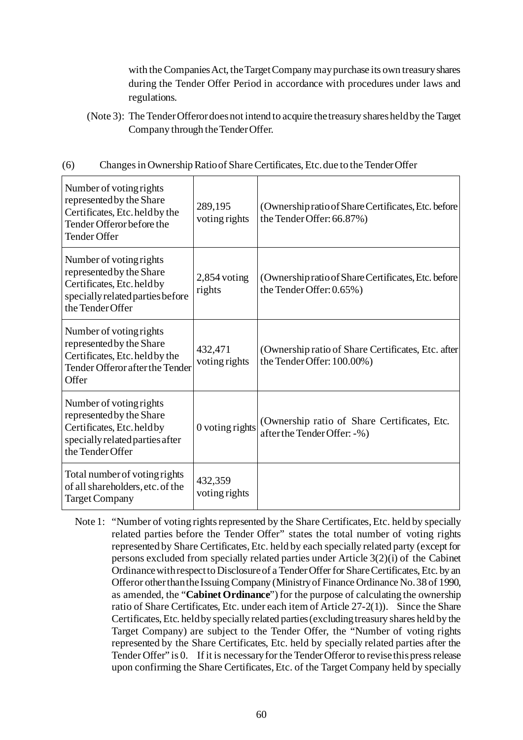with the Companies Act, the Target Company may purchase its own treasury shares during the Tender Offer Period in accordance with procedures under laws and regulations.

(Note 3): The Tender Offeror does not intend to acquire the treasury shares held by the Target Company through the Tender Offer.

(6) Changes in Ownership Ratio of Share Certificates, Etc. due to the Tender Offer

| | | |
|---|---|---|
| Number of voting rights represented by the Share Certificates, Etc. held by the Tender Offeror before the Tender Offer | 289,195 voting rights | (Ownership ratio of Share Certificates, Etc. before the Tender Offer: 66.87%) |
| Number of voting rights represented by the Share Certificates, Etc. held by specially related parties before the Tender Offer | 2,854 voting rights | (Ownership ratio of Share Certificates, Etc. before the Tender Offer: 0.65%) |
| Number of voting rights represented by the Share Certificates, Etc. held by the Tender Offeror after the Tender Offer | 432,471 voting rights | (Ownership ratio of Share Certificates, Etc. after the Tender Offer: 100.00%) |
| Number of voting rights represented by the Share Certificates, Etc. held by specially related parties after the Tender Offer | 0 voting rights | (Ownership ratio of Share Certificates, Etc. after the Tender Offer: -%) |
| Total number of voting rights of all shareholders, etc. of the Target Company | 432,359 voting rights | |

Note 1: "Number of voting rights represented by the Share Certificates, Etc. held by specially related parties before the Tender Offer" states the total number of voting rights represented by Share Certificates, Etc. held by each specially related party (except for persons excluded from specially related parties under Article 3(2)(i) of the Cabinet Ordinance with respect to Disclosure of a Tender Offer for Share Certificates, Etc. by an Offeror other than the Issuing Company (Ministry of Finance Ordinance No. 38 of 1990, as amended, the "**Cabinet Ordinance**") for the purpose of calculating the ownership ratio of Share Certificates, Etc. under each item of Article 27-2(1)). Since the Share Certificates, Etc. held by specially related parties (excluding treasury shares held by the Target Company) are subject to the Tender Offer, the "Number of voting rights represented by the Share Certificates, Etc. held by specially related parties after the Tender Offer" is 0. If it is necessary for the Tender Offeror to revise this press release upon confirming the Share Certificates, Etc. of the Target Company held by specially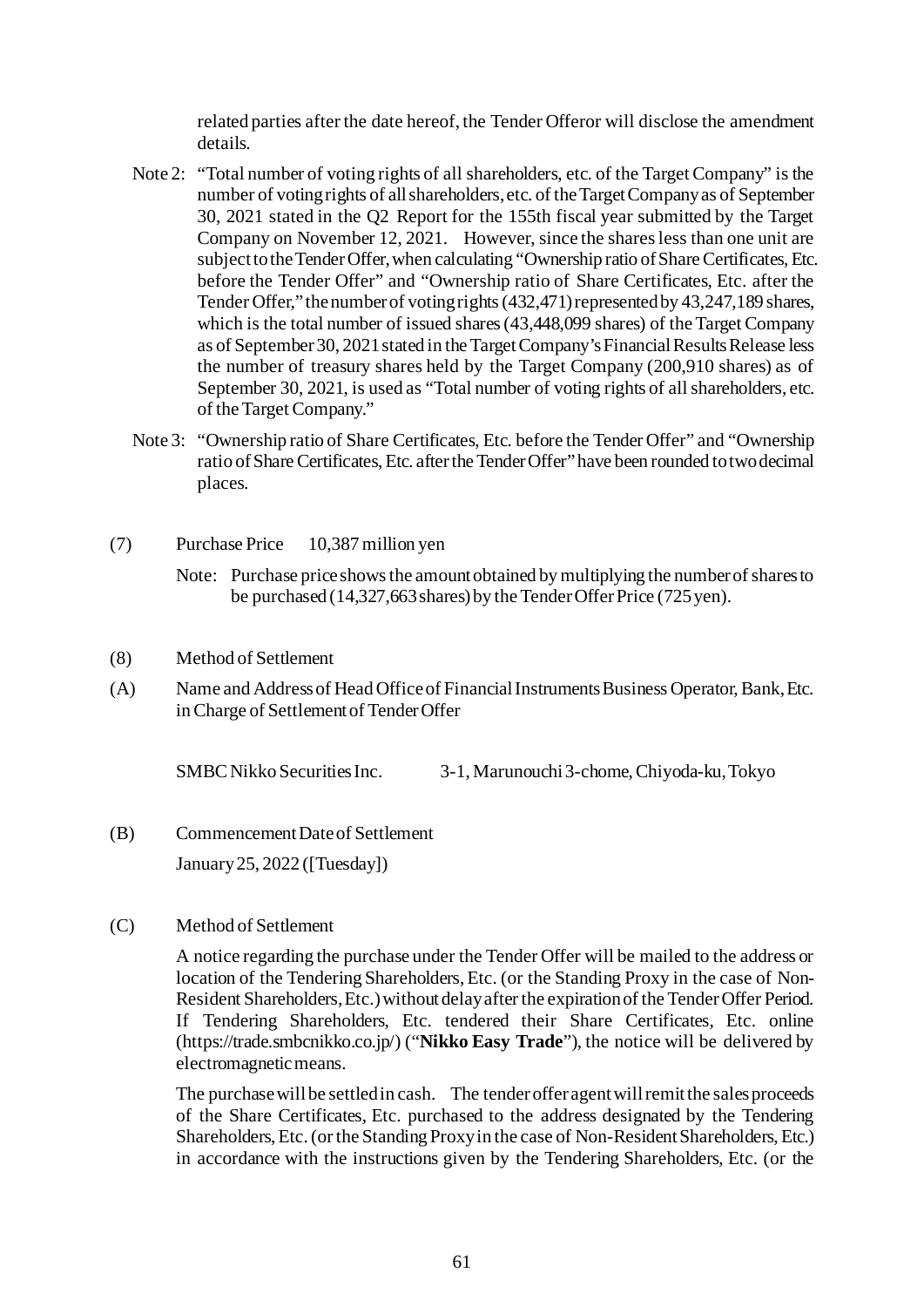related parties after the date hereof, the Tender Offeror will disclose the amendment details.

Note 2: "Total number of voting rights of all shareholders, etc. of the Target Company" is the number of voting rights of all shareholders, etc. of the Target Company as of September 30, 2021 stated in the Q2 Report for the 155th fiscal year submitted by the Target Company on November 12, 2021. However, since the shares less than one unit are subject to the Tender Offer, when calculating "Ownership ratio of Share Certificates, Etc. before the Tender Offer" and "Ownership ratio of Share Certificates, Etc. after the Tender Offer," the number of voting rights (432,471) represented by 43,247,189 shares, which is the total number of issued shares (43,448,099 shares) of the Target Company as of September 30, 2021 stated in the Target Company's Financial Results Release less the number of treasury shares held by the Target Company (200,910 shares) as of September 30, 2021, is used as "Total number of voting rights of all shareholders, etc. of the Target Company."

Note 3: "Ownership ratio of Share Certificates, Etc. before the Tender Offer" and "Ownership ratio of Share Certificates, Etc. after the Tender Offer" have been rounded to two decimal places.

(7) Purchase Price 10,387 million yen

Note: Purchase price shows the amount obtained by multiplying the number of shares to be purchased (14,327,663 shares) by the Tender Offer Price (725 yen).

(8) Method of Settlement

(A) Name and Address of Head Office of Financial Instruments Business Operator, Bank, Etc. in Charge of Settlement of Tender Offer

SMBC Nikko Securities Inc. 3-1, Marunouchi 3-chome, Chiyoda-ku, Tokyo

(B) Commencement Date of Settlement

January 25, 2022 ([Tuesday])

(C) Method of Settlement

A notice regarding the purchase under the Tender Offer will be mailed to the address or location of the Tendering Shareholders, Etc. (or the Standing Proxy in the case of Non-Resident Shareholders, Etc.) without delay after the expiration of the Tender Offer Period. If Tendering Shareholders, Etc. tendered their Share Certificates, Etc. online (https://trade.smbcnikko.co.jp/) ("**Nikko Easy Trade**"), the notice will be delivered by electromagnetic means.

The purchase will be settled in cash. The tender offer agent will remit the sales proceeds of the Share Certificates, Etc. purchased to the address designated by the Tendering Shareholders, Etc. (or the Standing Proxy in the case of Non-Resident Shareholders, Etc.) in accordance with the instructions given by the Tendering Shareholders, Etc. (or the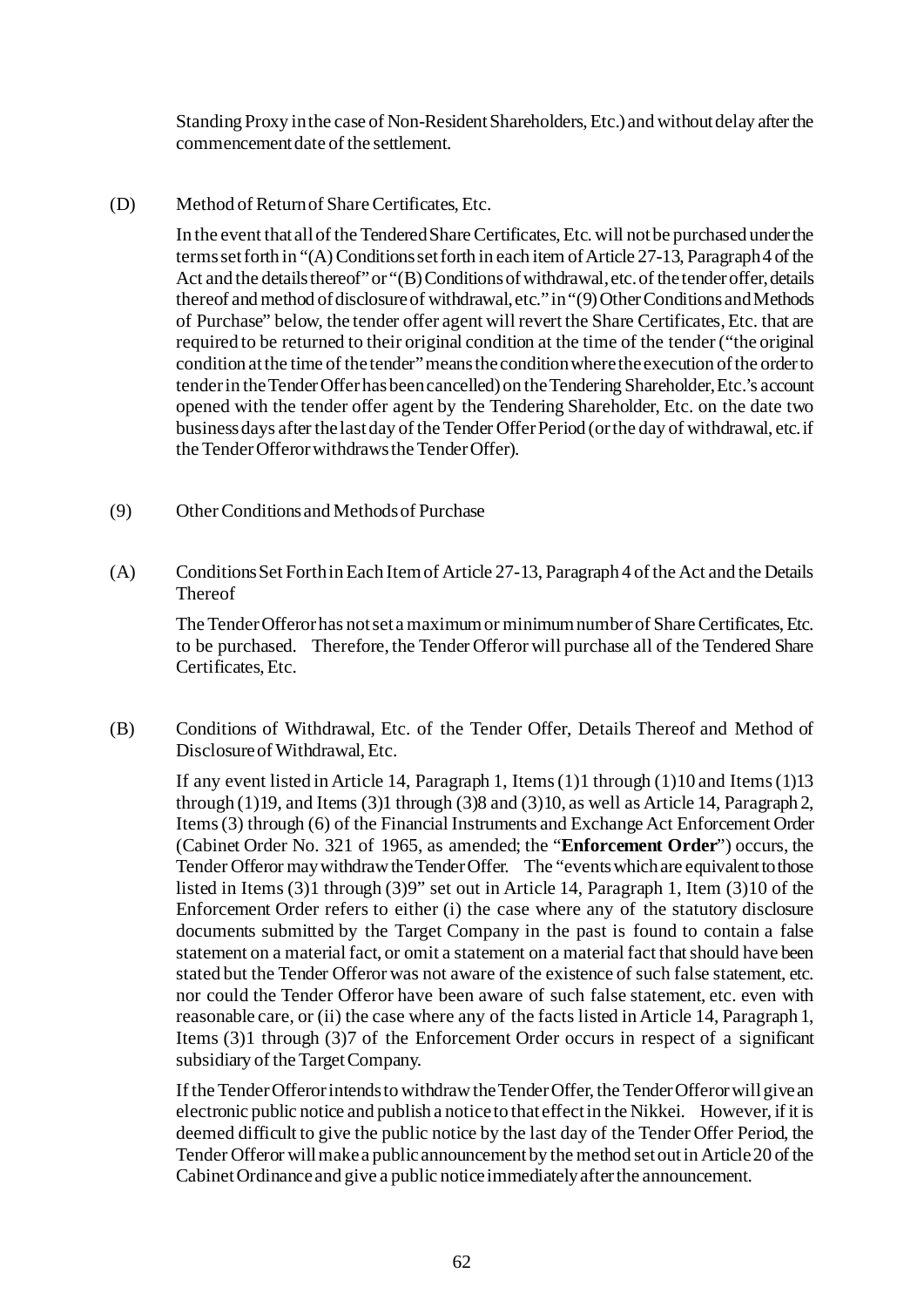Standing Proxy in the case of Non-Resident Shareholders, Etc.) and without delay after the commencement date of the settlement.

(D) Method of Return of Share Certificates, Etc.

In the event that all of the Tendered Share Certificates, Etc. will not be purchased under the terms set forth in "(A) Conditions set forth in each item of Article 27-13, Paragraph 4 of the Act and the details thereof" or "(B) Conditions of withdrawal, etc. of the tender offer, details thereof and method of disclosure of withdrawal, etc." in "(9) Other Conditions and Methods of Purchase" below, the tender offer agent will revert the Share Certificates, Etc. that are required to be returned to their original condition at the time of the tender ("the original condition at the time of the tender" means the condition where the execution of the order to tender in the Tender Offer has been cancelled) on the Tendering Shareholder, Etc.'s account opened with the tender offer agent by the Tendering Shareholder, Etc. on the date two business days after the last day of the Tender Offer Period (or the day of withdrawal, etc. if the Tender Offeror withdraws the Tender Offer).

(9) Other Conditions and Methods of Purchase

(A) Conditions Set Forth in Each Item of Article 27-13, Paragraph 4 of the Act and the Details Thereof

The Tender Offeror has not set a maximum or minimum number of Share Certificates, Etc. to be purchased. Therefore, the Tender Offeror will purchase all of the Tendered Share Certificates, Etc.

(B) Conditions of Withdrawal, Etc. of the Tender Offer, Details Thereof and Method of Disclosure of Withdrawal, Etc.

If any event listed in Article 14, Paragraph 1, Items (1)1 through (1)10 and Items (1)13 through (1)19, and Items (3)1 through (3)8 and (3)10, as well as Article 14, Paragraph 2, Items (3) through (6) of the Financial Instruments and Exchange Act Enforcement Order (Cabinet Order No. 321 of 1965, as amended; the "**Enforcement Order**") occurs, the Tender Offeror may withdraw the Tender Offer. The "events which are equivalent to those listed in Items (3)1 through (3)9" set out in Article 14, Paragraph 1, Item (3)10 of the Enforcement Order refers to either (i) the case where any of the statutory disclosure documents submitted by the Target Company in the past is found to contain a false statement on a material fact, or omit a statement on a material fact that should have been stated but the Tender Offeror was not aware of the existence of such false statement, etc. nor could the Tender Offeror have been aware of such false statement, etc. even with reasonable care, or (ii) the case where any of the facts listed in Article 14, Paragraph 1, Items (3)1 through (3)7 of the Enforcement Order occurs in respect of a significant subsidiary of the Target Company.

If the Tender Offeror intends to withdraw the Tender Offer, the Tender Offeror will give an electronic public notice and publish a notice to that effect in the Nikkei. However, if it is deemed difficult to give the public notice by the last day of the Tender Offer Period, the Tender Offeror will make a public announcement by the method set out in Article 20 of the Cabinet Ordinance and give a public notice immediately after the announcement.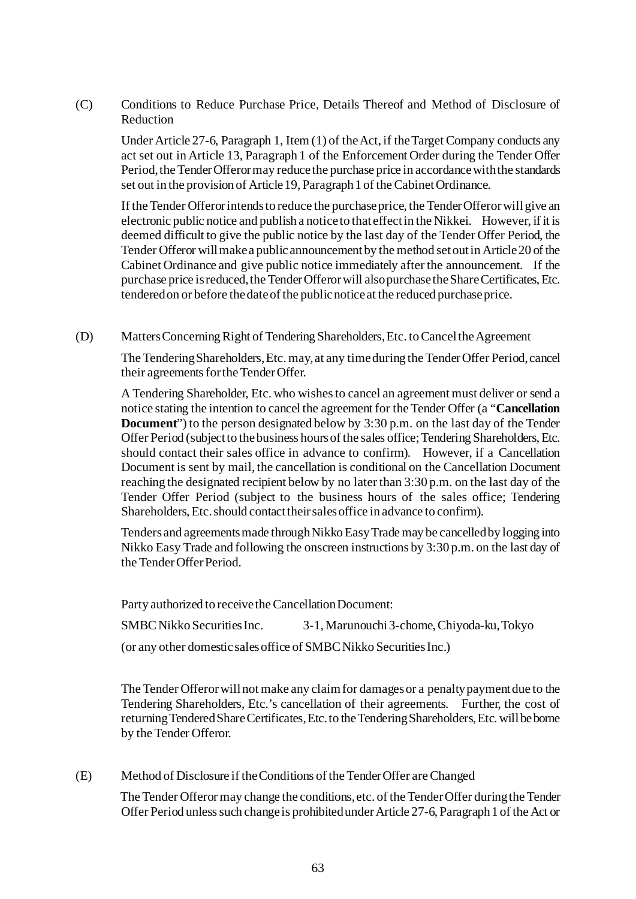(C) Conditions to Reduce Purchase Price, Details Thereof and Method of Disclosure of Reduction

Under Article 27-6, Paragraph 1, Item (1) of the Act, if the Target Company conducts any act set out in Article 13, Paragraph 1 of the Enforcement Order during the Tender Offer Period, the Tender Offeror may reduce the purchase price in accordance with the standards set out in the provision of Article 19, Paragraph 1 of the Cabinet Ordinance.

If the Tender Offeror intends to reduce the purchase price, the Tender Offeror will give an electronic public notice and publish a notice to that effect in the Nikkei. However, if it is deemed difficult to give the public notice by the last day of the Tender Offer Period, the Tender Offeror will make a public announcement by the method set out in Article 20 of the Cabinet Ordinance and give public notice immediately after the announcement. If the purchase price is reduced, the Tender Offeror will also purchase the Share Certificates, Etc. tendered on or before the date of the public notice at the reduced purchase price.

(D) Matters Concerning Right of Tendering Shareholders, Etc. to Cancel the Agreement

The Tendering Shareholders, Etc. may, at any time during the Tender Offer Period, cancel their agreements for the Tender Offer.

A Tendering Shareholder, Etc. who wishes to cancel an agreement must deliver or send a notice stating the intention to cancel the agreement for the Tender Offer (a "**Cancellation Document**") to the person designated below by 3:30 p.m. on the last day of the Tender Offer Period (subject to the business hours of the sales office; Tendering Shareholders, Etc. should contact their sales office in advance to confirm). However, if a Cancellation Document is sent by mail, the cancellation is conditional on the Cancellation Document reaching the designated recipient below by no later than 3:30 p.m. on the last day of the Tender Offer Period (subject to the business hours of the sales office; Tendering Shareholders, Etc. should contact their sales office in advance to confirm).

Tenders and agreements made through Nikko Easy Trade may be cancelled by logging into Nikko Easy Trade and following the onscreen instructions by 3:30 p.m. on the last day of the Tender Offer Period.

Party authorized to receive the Cancellation Document:

SMBC Nikko Securities Inc. 3-1, Marunouchi 3-chome, Chiyoda-ku, Tokyo

(or any other domestic sales office of SMBC Nikko Securities Inc.)

The Tender Offeror will not make any claim for damages or a penalty payment due to the Tendering Shareholders, Etc.'s cancellation of their agreements. Further, the cost of returning Tendered Share Certificates, Etc. to the Tendering Shareholders, Etc. will be borne by the Tender Offeror.

(E) Method of Disclosure if the Conditions of the Tender Offer are Changed

The Tender Offeror may change the conditions, etc. of the Tender Offer during the Tender Offer Period unless such change is prohibited under Article 27-6, Paragraph 1 of the Act or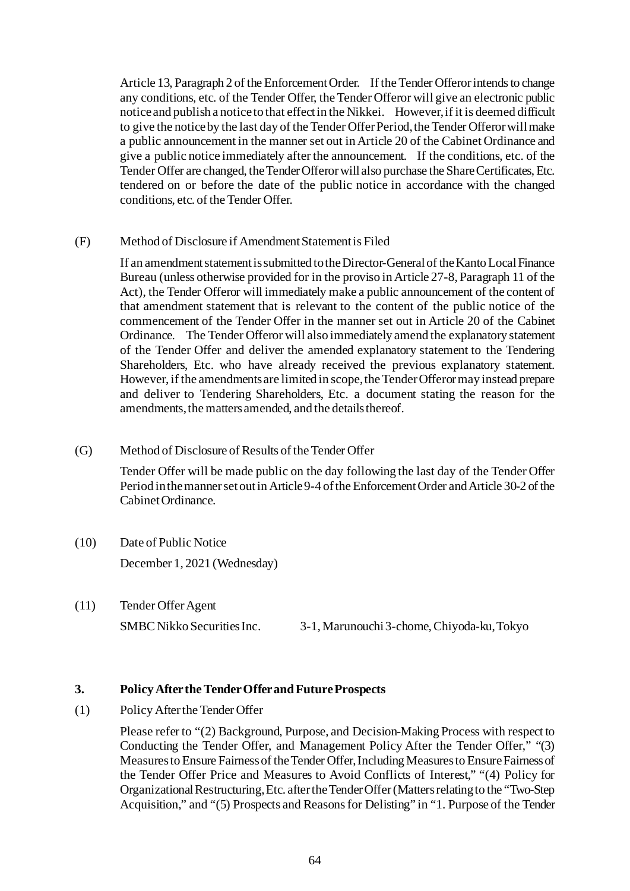Article 13, Paragraph 2 of the Enforcement Order. If the Tender Offeror intends to change any conditions, etc. of the Tender Offer, the Tender Offeror will give an electronic public notice and publish a notice to that effect in the Nikkei. However, if it is deemed difficult to give the notice by the last day of the Tender Offer Period, the Tender Offeror will make a public announcement in the manner set out in Article 20 of the Cabinet Ordinance and give a public notice immediately after the announcement. If the conditions, etc. of the Tender Offer are changed, the Tender Offeror will also purchase the Share Certificates, Etc. tendered on or before the date of the public notice in accordance with the changed conditions, etc. of the Tender Offer.

(F) Method of Disclosure if Amendment Statement is Filed

If an amendment statement is submitted to the Director-General of the Kanto Local Finance Bureau (unless otherwise provided for in the proviso in Article 27-8, Paragraph 11 of the Act), the Tender Offeror will immediately make a public announcement of the content of that amendment statement that is relevant to the content of the public notice of the commencement of the Tender Offer in the manner set out in Article 20 of the Cabinet Ordinance. The Tender Offeror will also immediately amend the explanatory statement of the Tender Offer and deliver the amended explanatory statement to the Tendering Shareholders, Etc. who have already received the previous explanatory statement. However, if the amendments are limited in scope, the Tender Offeror may instead prepare and deliver to Tendering Shareholders, Etc. a document stating the reason for the amendments, the matters amended, and the details thereof.

(G) Method of Disclosure of Results of the Tender Offer

Tender Offer will be made public on the day following the last day of the Tender Offer Period in the manner set out in Article 9-4 of the Enforcement Order and Article 30-2 of the Cabinet Ordinance.

(10) Date of Public Notice

December 1, 2021 (Wednesday)

(11) Tender Offer Agent

SMBC Nikko Securities Inc. 3-1, Marunouchi 3-chome, Chiyoda-ku, Tokyo

### 3. Policy After the Tender Offer and Future Prospects

(1) Policy After the Tender Offer

Please refer to "(2) Background, Purpose, and Decision-Making Process with respect to Conducting the Tender Offer, and Management Policy After the Tender Offer," "(3) Measures to Ensure Fairness of the Tender Offer, Including Measures to Ensure Fairness of the Tender Offer Price and Measures to Avoid Conflicts of Interest," "(4) Policy for Organizational Restructuring, Etc. after the Tender Offer (Matters relating to the "Two-Step Acquisition," and "(5) Prospects and Reasons for Delisting" in "1. Purpose of the Tender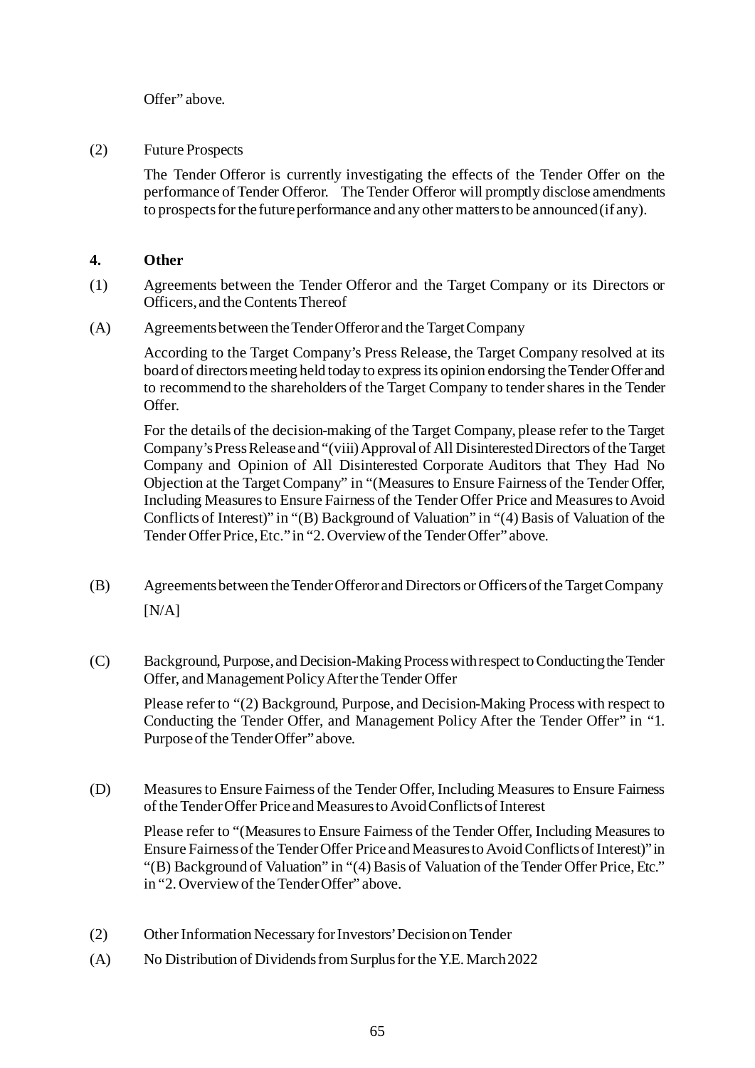Offer" above.

(2) Future Prospects

The Tender Offeror is currently investigating the effects of the Tender Offer on the performance of Tender Offeror. The Tender Offeror will promptly disclose amendments to prospects for the future performance and any other matters to be announced (if any).

## 4. Other

(1) Agreements between the Tender Offeror and the Target Company or its Directors or Officers, and the Contents Thereof

(A) Agreements between the Tender Offeror and the Target Company

According to the Target Company's Press Release, the Target Company resolved at its board of directors meeting held today to express its opinion endorsing the Tender Offer and to recommend to the shareholders of the Target Company to tender shares in the Tender Offer.

For the details of the decision-making of the Target Company, please refer to the Target Company's Press Release and "(viii) Approval of All Disinterested Directors of the Target Company and Opinion of All Disinterested Corporate Auditors that They Had No Objection at the Target Company" in "(Measures to Ensure Fairness of the Tender Offer, Including Measures to Ensure Fairness of the Tender Offer Price and Measures to Avoid Conflicts of Interest)" in "(B) Background of Valuation" in "(4) Basis of Valuation of the Tender Offer Price, Etc." in "2. Overview of the Tender Offer" above.

(B) Agreements between the Tender Offeror and Directors or Officers of the Target Company

[N/A]

(C) Background, Purpose, and Decision-Making Process with respect to Conducting the Tender Offer, and Management Policy After the Tender Offer

Please refer to "(2) Background, Purpose, and Decision-Making Process with respect to Conducting the Tender Offer, and Management Policy After the Tender Offer" in "1. Purpose of the Tender Offer" above.

(D) Measures to Ensure Fairness of the Tender Offer, Including Measures to Ensure Fairness of the Tender Offer Price and Measures to Avoid Conflicts of Interest

Please refer to "(Measures to Ensure Fairness of the Tender Offer, Including Measures to Ensure Fairness of the Tender Offer Price and Measures to Avoid Conflicts of Interest)" in "(B) Background of Valuation" in "(4) Basis of Valuation of the Tender Offer Price, Etc." in "2. Overview of the Tender Offer" above.

(2) Other Information Necessary for Investors' Decision on Tender

(A) No Distribution of Dividends from Surplus for the Y.E. March 2022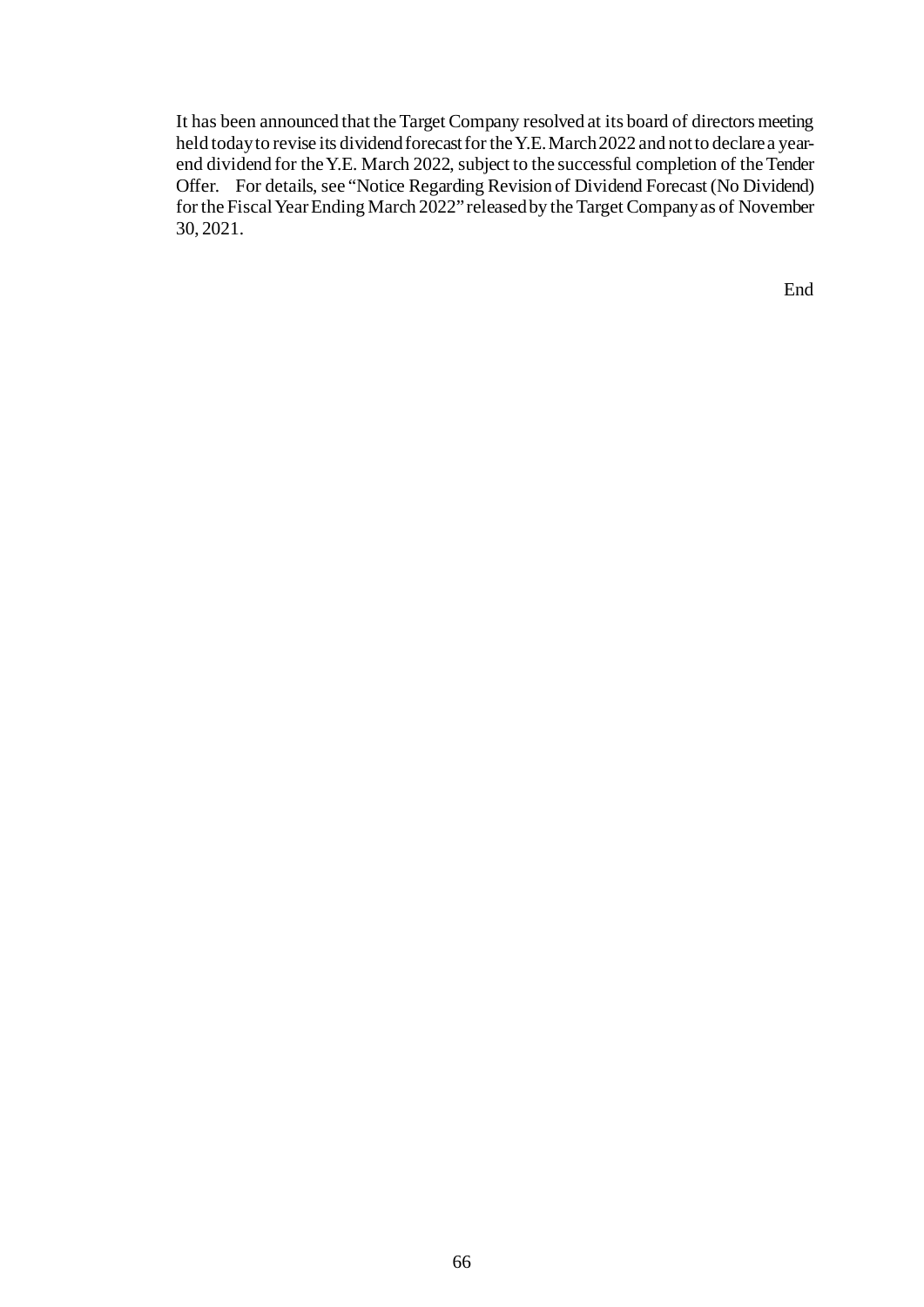It has been announced that the Target Company resolved at its board of directors meeting held today to revise its dividend forecast for the Y.E. March 2022 and not to declare a year-end dividend for the Y.E. March 2022, subject to the successful completion of the Tender Offer. For details, see "Notice Regarding Revision of Dividend Forecast (No Dividend) for the Fiscal Year Ending March 2022" released by the Target Company as of November 30, 2021.

End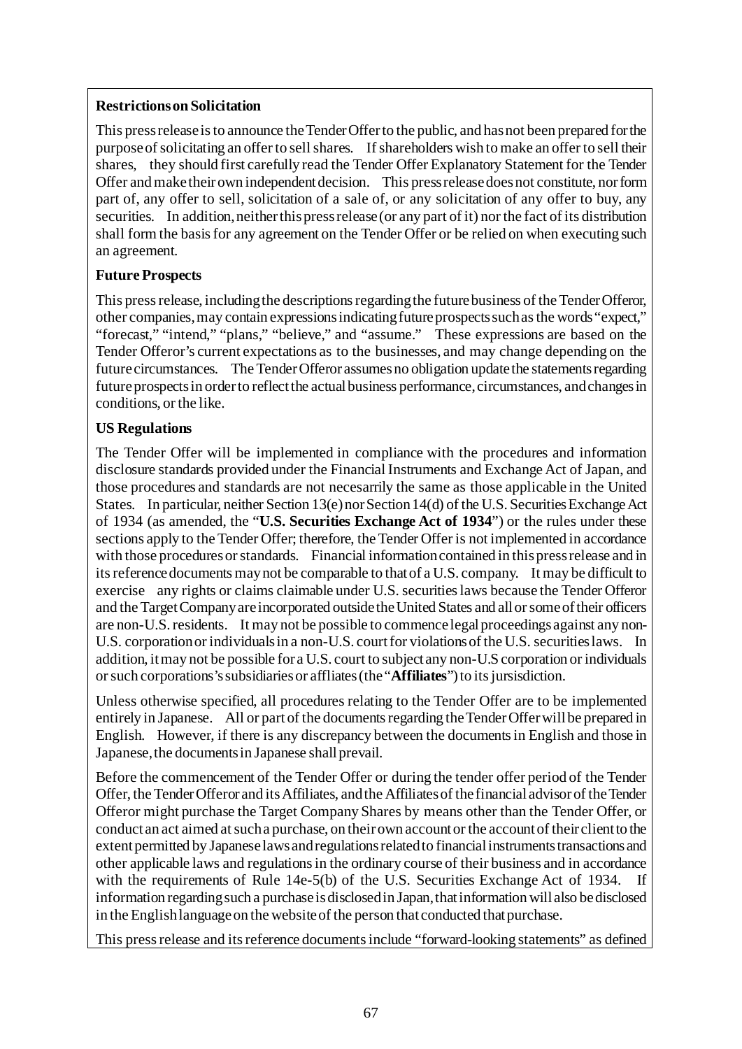**Restrictions on Solicitation**

This press release is to announce the Tender Offer to the public, and has not been prepared for the purpose of solicitating an offer to sell shares. If shareholders wish to make an offer to sell their shares, they should first carefully read the Tender Offer Explanatory Statement for the Tender Offer and make their own independent decision. This press release does not constitute, nor form part of, any offer to sell, solicitation of a sale of, or any solicitation of any offer to buy, any securities. In addition, neither this press release (or any part of it) nor the fact of its distribution shall form the basis for any agreement on the Tender Offer or be relied on when executing such an agreement.

**Future Prospects**

This press release, including the descriptions regarding the future business of the Tender Offeror, other companies, may contain expressions indicating future prospects such as the words "expect," "forecast," "intend," "plans," "believe," and "assume." These expressions are based on the Tender Offeror's current expectations as to the businesses, and may change depending on the future circumstances. The Tender Offeror assumes no obligation update the statements regarding future prospects in order to reflect the actual business performance, circumstances, and changes in conditions, or the like.

**US Regulations**

The Tender Offer will be implemented in compliance with the procedures and information disclosure standards provided under the Financial Instruments and Exchange Act of Japan, and those procedures and standards are not necesarrily the same as those applicable in the United States. In particular, neither Section 13(e) nor Section 14(d) of the U.S. Securities Exchange Act of 1934 (as amended, the "**U.S. Securities Exchange Act of 1934**") or the rules under these sections apply to the Tender Offer; therefore, the Tender Offer is not implemented in accordance with those procedures or standards. Financial information contained in this press release and in its reference documents may not be comparable to that of a U.S. company. It may be difficult to exercise any rights or claims claimable under U.S. securities laws because the Tender Offeror and the Target Company are incorporated outside the United States and all or some of their officers are non-U.S. residents. It may not be possible to commence legal proceedings against any non-U.S. corporation or individuals in a non-U.S. court for violations of the U.S. securities laws. In addition, it may not be possible for a U.S. court to subject any non-U.S corporation or individuals or such corporations's subsidiaries or affliates (the "**Affiliates**") to its jursisdiction.

Unless otherwise specified, all procedures relating to the Tender Offer are to be implemented entirely in Japanese. All or part of the documents regarding the Tender Offer will be prepared in English. However, if there is any discrepancy between the documents in English and those in Japanese, the documents in Japanese shall prevail.

Before the commencement of the Tender Offer or during the tender offer period of the Tender Offer, the Tender Offeror and its Affiliates, and the Affiliates of the financial advisor of the Tender Offeror might purchase the Target Company Shares by means other than the Tender Offer, or conduct an act aimed at such a purchase, on their own account or the account of their client to the extent permitted by Japanese laws and regulations related to financial instruments transactions and other applicable laws and regulations in the ordinary course of their business and in accordance with the requirements of Rule 14e-5(b) of the U.S. Securities Exchange Act of 1934. If information regarding such a purchase is disclosed in Japan, that information will also be disclosed in the English language on the website of the person that conducted that purchase.

This press release and its reference documents include "forward-looking statements" as defined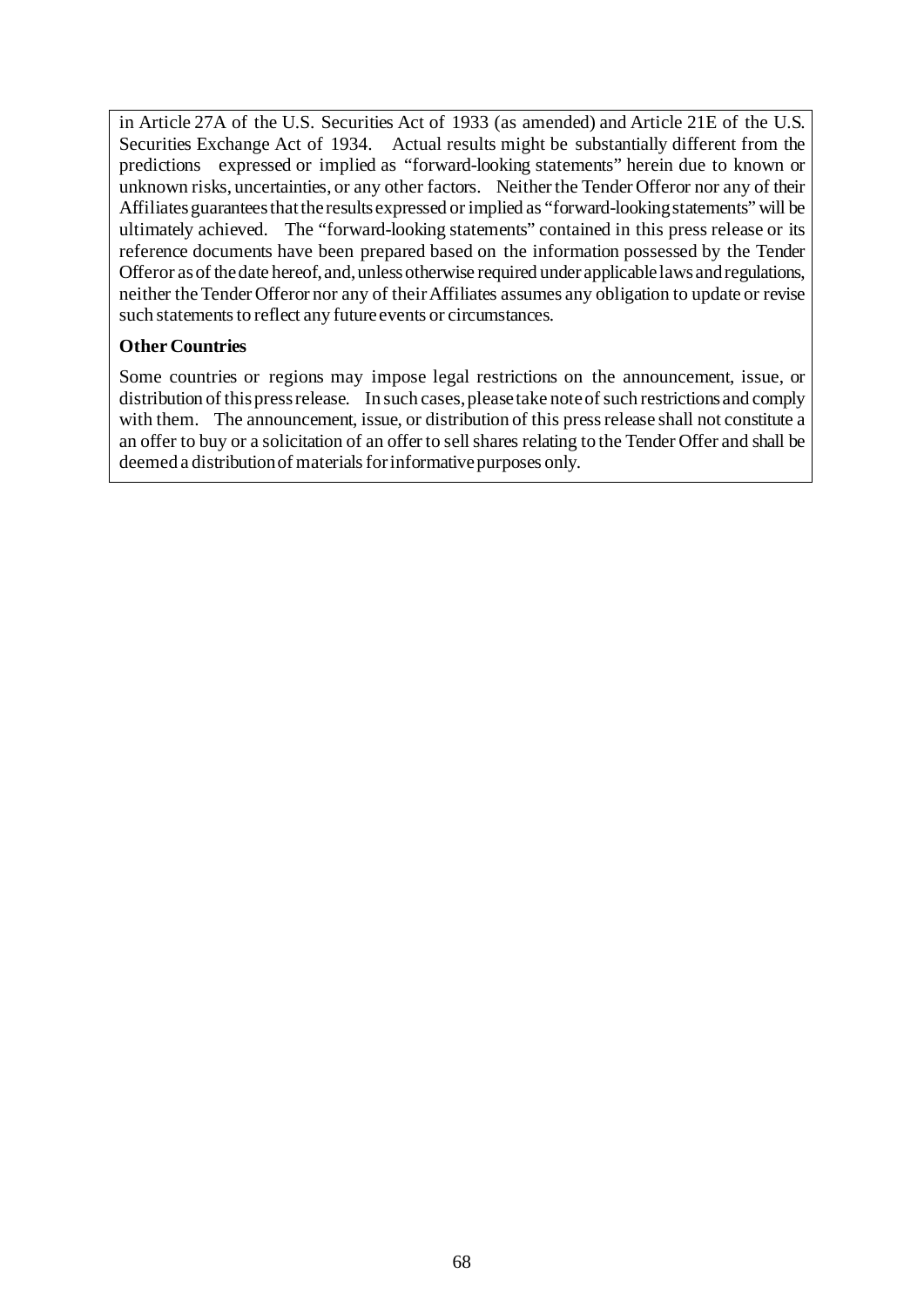in Article 27A of the U.S. Securities Act of 1933 (as amended) and Article 21E of the U.S. Securities Exchange Act of 1934. Actual results might be substantially different from the predictions expressed or implied as "forward-looking statements" herein due to known or unknown risks, uncertainties, or any other factors. Neither the Tender Offeror nor any of their Affiliates guarantees that the results expressed or implied as "forward-looking statements" will be ultimately achieved. The "forward-looking statements" contained in this press release or its reference documents have been prepared based on the information possessed by the Tender Offeror as of the date hereof, and, unless otherwise required under applicable laws and regulations, neither the Tender Offeror nor any of their Affiliates assumes any obligation to update or revise such statements to reflect any future events or circumstances.

**Other Countries**

Some countries or regions may impose legal restrictions on the announcement, issue, or distribution of this press release. In such cases, please take note of such restrictions and comply with them. The announcement, issue, or distribution of this press release shall not constitute a an offer to buy or a solicitation of an offer to sell shares relating to the Tender Offer and shall be deemed a distribution of materials for informative purposes only.